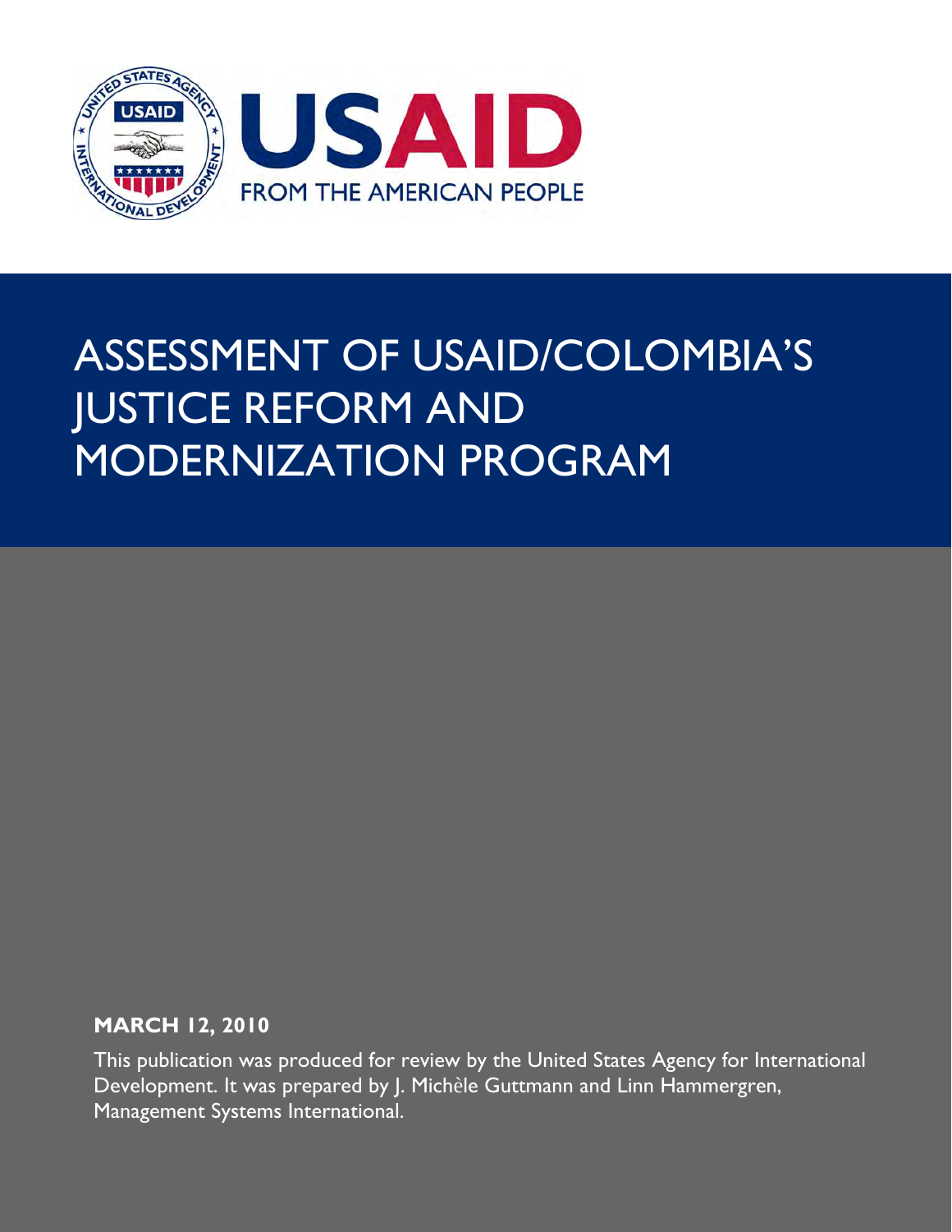USAID

FROM THE AMERICAN PEOPLE

# ASSESSMENT OF USAID/COLOMBIA'S JUSTICE REFORM AND MODERNIZATION PROGRAM

**MARCH 12, 2010**

This publication was produced for review by the United States Agency for International Development. It was prepared by J. Michèle Guttmann and Linn Hammergren, Management Systems International.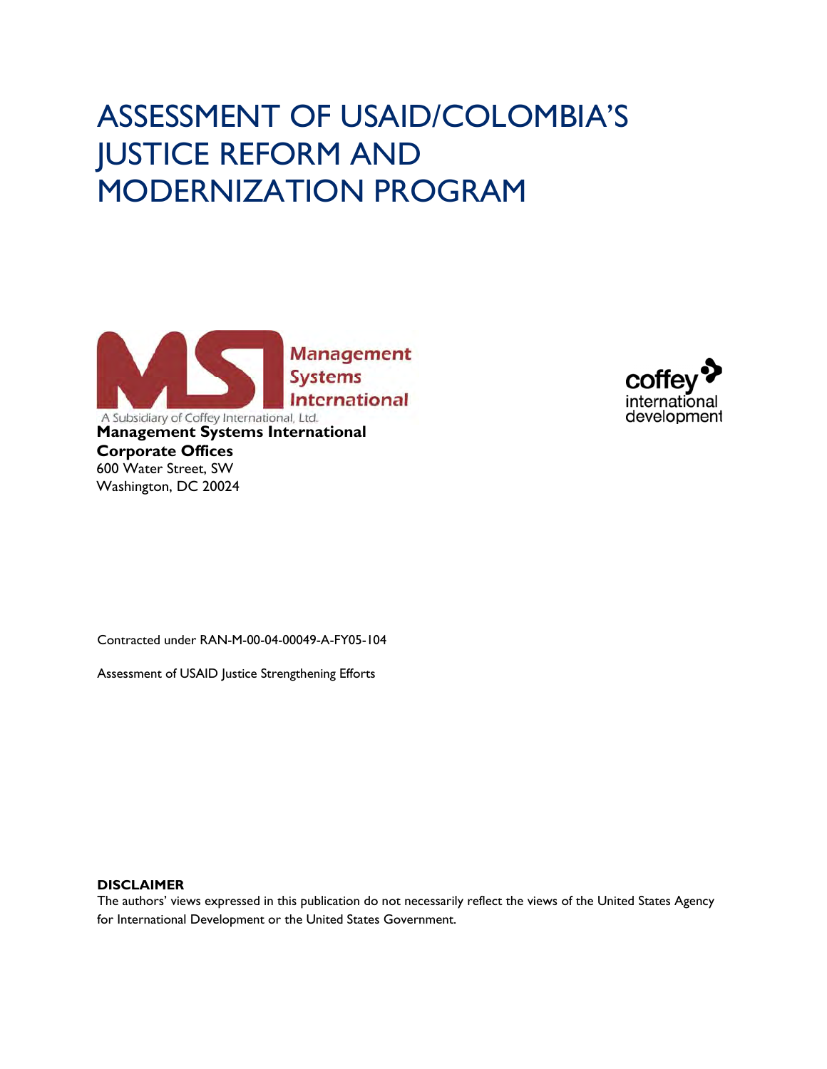# ASSESSMENT OF USAID/COLOMBIA'S JUSTICE REFORM AND MODERNIZATION PROGRAM

Management Systems International

A Subsidiary of Coffey International, Ltd.

coffey international development

**Management Systems International**
**Corporate Offices**
600 Water Street, SW
Washington, DC 20024

Contracted under RAN-M-00-04-00049-A-FY05-104

Assessment of USAID Justice Strengthening Efforts

**DISCLAIMER**
The authors' views expressed in this publication do not necessarily reflect the views of the United States Agency for International Development or the United States Government.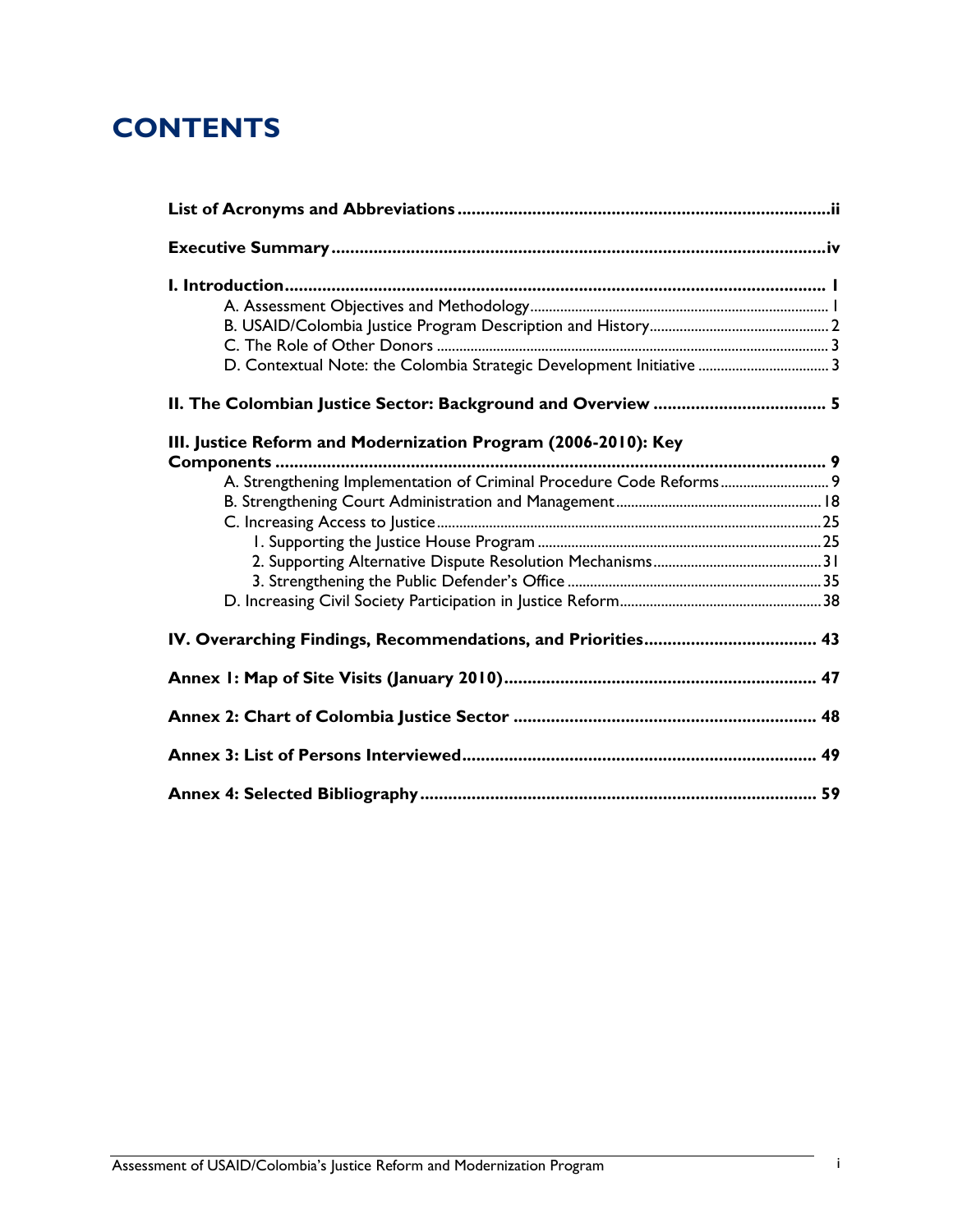# CONTENTS

**List of Acronyms and Abbreviations** ....... ii

**Executive Summary** ....... iv

**I. Introduction** ....... 1

- A. Assessment Objectives and Methodology ....... 1
- B. USAID/Colombia Justice Program Description and History ....... 2
- C. The Role of Other Donors ....... 3
- D. Contextual Note: the Colombia Strategic Development Initiative ....... 3

**II. The Colombian Justice Sector: Background and Overview** ....... 5

**III. Justice Reform and Modernization Program (2006-2010): Key Components** ....... 9

- A. Strengthening Implementation of Criminal Procedure Code Reforms ....... 9
- B. Strengthening Court Administration and Management ....... 18
- C. Increasing Access to Justice ....... 25
  - 1. Supporting the Justice House Program ....... 25
  - 2. Supporting Alternative Dispute Resolution Mechanisms ....... 31
  - 3. Strengthening the Public Defender's Office ....... 35
- D. Increasing Civil Society Participation in Justice Reform ....... 38

**IV. Overarching Findings, Recommendations, and Priorities** ....... 43

**Annex 1: Map of Site Visits (January 2010)** ....... 47

**Annex 2: Chart of Colombia Justice Sector** ....... 48

**Annex 3: List of Persons Interviewed** ....... 49

**Annex 4: Selected Bibliography** ....... 59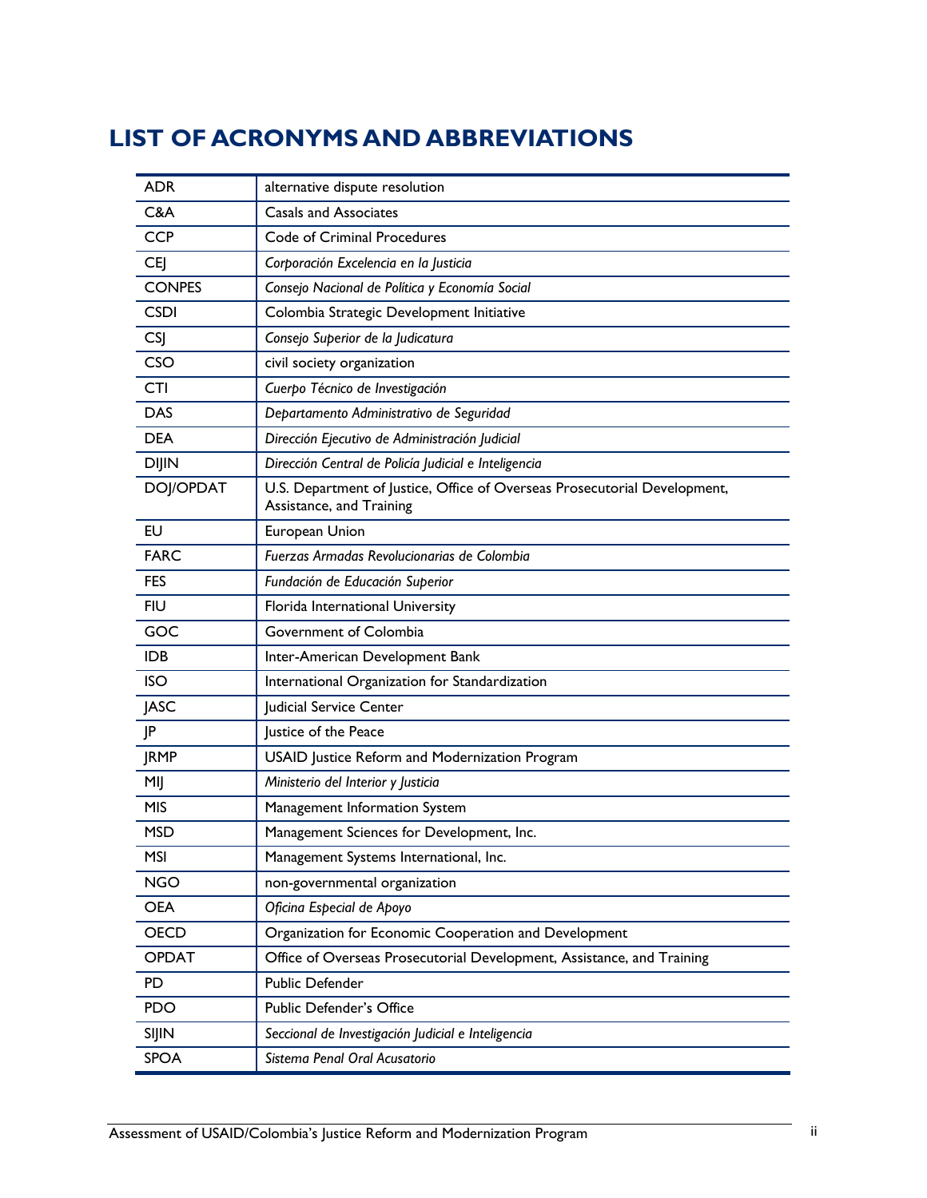# LIST OF ACRONYMS AND ABBREVIATIONS

| | |
|---|---|
| ADR | alternative dispute resolution |
| C&A | Casals and Associates |
| CCP | Code of Criminal Procedures |
| CEJ | *Corporación Excelencia en la Justicia* |
| CONPES | *Consejo Nacional de Política y Economía Social* |
| CSDI | Colombia Strategic Development Initiative |
| CSJ | *Consejo Superior de la Judicatura* |
| CSO | civil society organization |
| CTI | *Cuerpo Técnico de Investigación* |
| DAS | *Departamento Administrativo de Seguridad* |
| DEA | *Dirección Ejecutivo de Administración Judicial* |
| DIJIN | *Dirección Central de Policía Judicial e Inteligencia* |
| DOJ/OPDAT | U.S. Department of Justice, Office of Overseas Prosecutorial Development, Assistance, and Training |
| EU | European Union |
| FARC | *Fuerzas Armadas Revolucionarias de Colombia* |
| FES | *Fundación de Educación Superior* |
| FIU | Florida International University |
| GOC | Government of Colombia |
| IDB | Inter-American Development Bank |
| ISO | International Organization for Standardization |
| JASC | Judicial Service Center |
| JP | Justice of the Peace |
| JRMP | USAID Justice Reform and Modernization Program |
| MIJ | *Ministerio del Interior y Justicia* |
| MIS | Management Information System |
| MSD | Management Sciences for Development, Inc. |
| MSI | Management Systems International, Inc. |
| NGO | non-governmental organization |
| OEA | *Oficina Especial de Apoyo* |
| OECD | Organization for Economic Cooperation and Development |
| OPDAT | Office of Overseas Prosecutorial Development, Assistance, and Training |
| PD | Public Defender |
| PDO | Public Defender's Office |
| SIJIN | *Seccional de Investigación Judicial e Inteligencia* |
| SPOA | *Sistema Penal Oral Acusatorio* |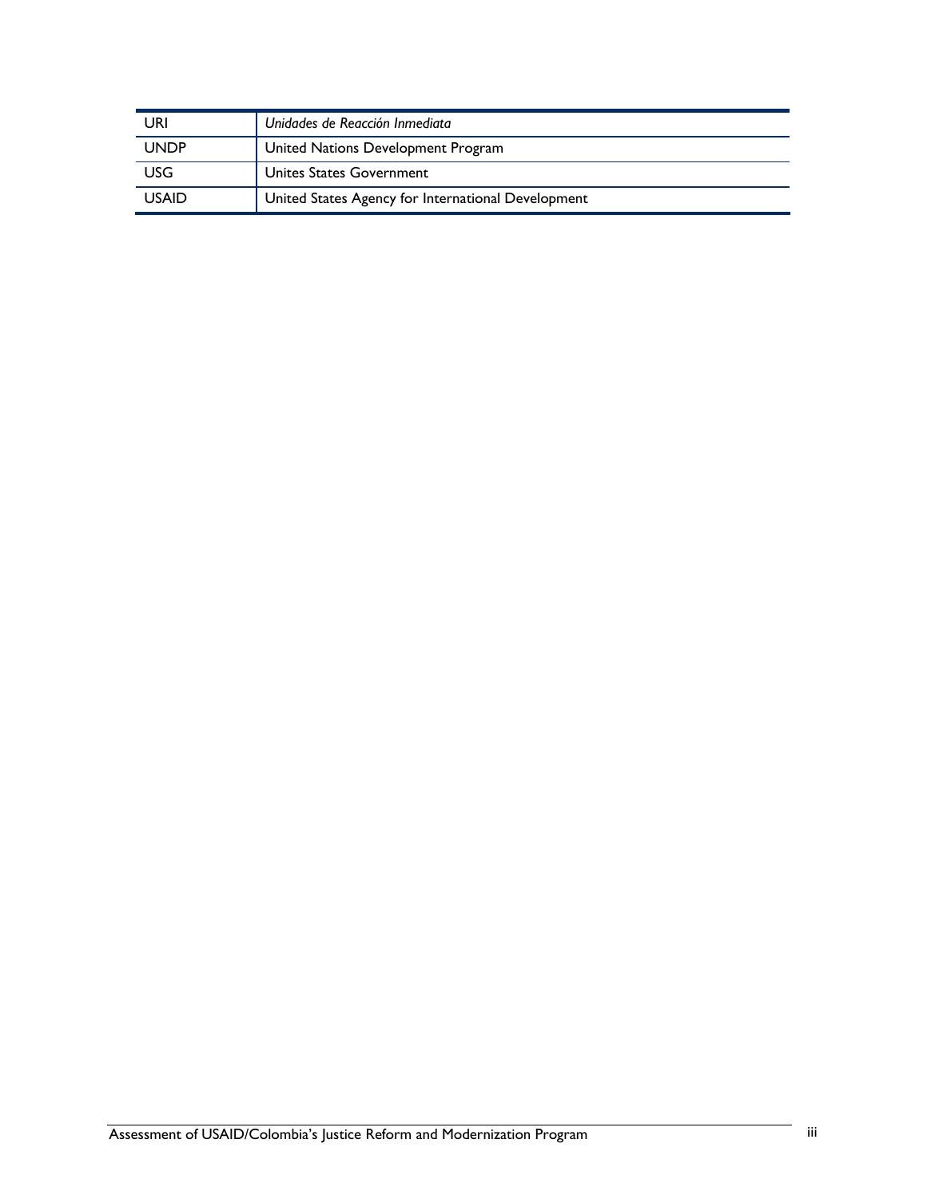| | |
|---|---|
| URI | *Unidades de Reacción Inmediata* |
| UNDP | United Nations Development Program |
| USG | Unites States Government |
| USAID | United States Agency for International Development |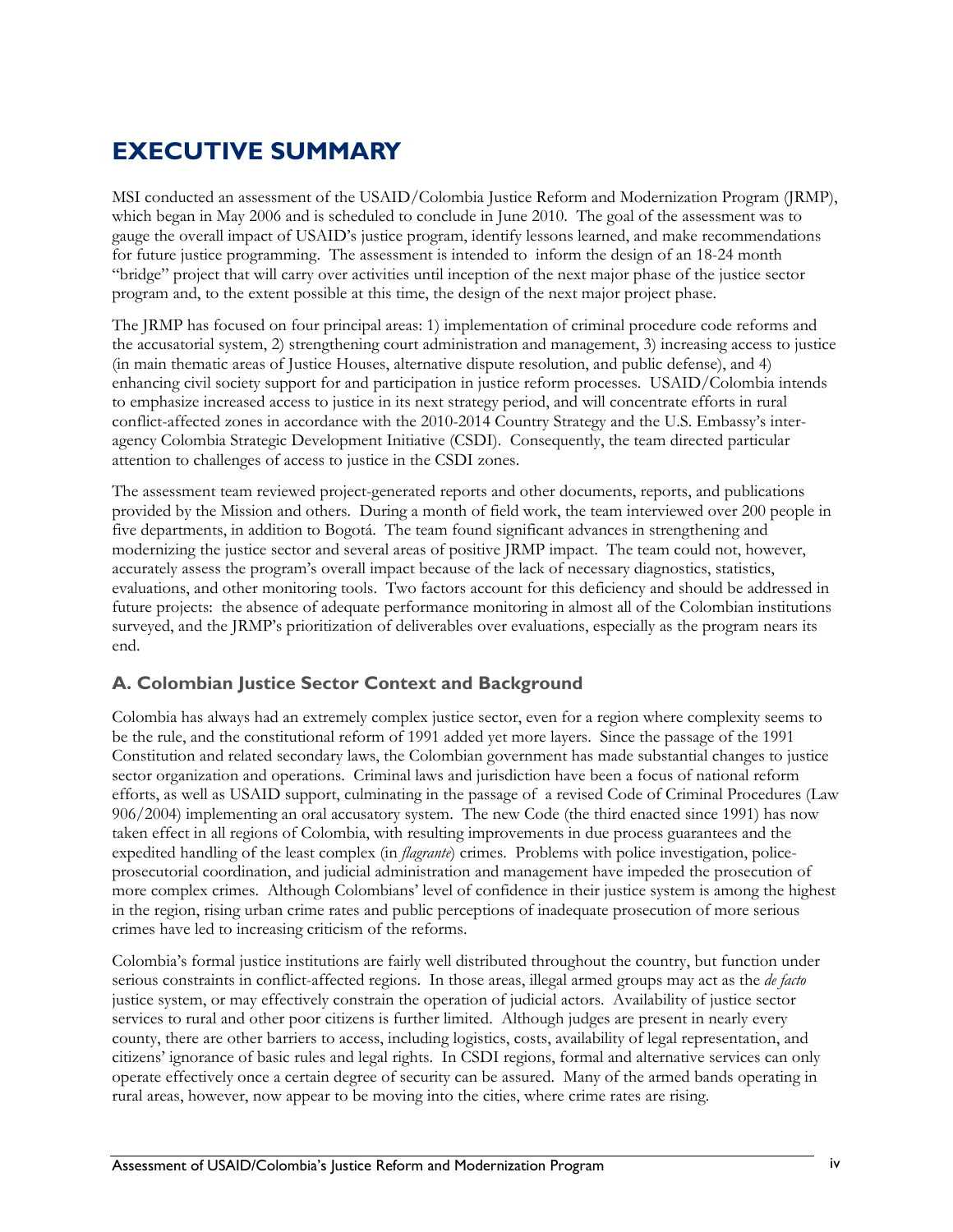# EXECUTIVE SUMMARY

MSI conducted an assessment of the USAID/Colombia Justice Reform and Modernization Program (JRMP), which began in May 2006 and is scheduled to conclude in June 2010. The goal of the assessment was to gauge the overall impact of USAID's justice program, identify lessons learned, and make recommendations for future justice programming. The assessment is intended to inform the design of an 18-24 month "bridge" project that will carry over activities until inception of the next major phase of the justice sector program and, to the extent possible at this time, the design of the next major project phase.

The JRMP has focused on four principal areas: 1) implementation of criminal procedure code reforms and the accusatorial system, 2) strengthening court administration and management, 3) increasing access to justice (in main thematic areas of Justice Houses, alternative dispute resolution, and public defense), and 4) enhancing civil society support for and participation in justice reform processes. USAID/Colombia intends to emphasize increased access to justice in its next strategy period, and will concentrate efforts in rural conflict-affected zones in accordance with the 2010-2014 Country Strategy and the U.S. Embassy's inter-agency Colombia Strategic Development Initiative (CSDI). Consequently, the team directed particular attention to challenges of access to justice in the CSDI zones.

The assessment team reviewed project-generated reports and other documents, reports, and publications provided by the Mission and others. During a month of field work, the team interviewed over 200 people in five departments, in addition to Bogotá. The team found significant advances in strengthening and modernizing the justice sector and several areas of positive JRMP impact. The team could not, however, accurately assess the program's overall impact because of the lack of necessary diagnostics, statistics, evaluations, and other monitoring tools. Two factors account for this deficiency and should be addressed in future projects: the absence of adequate performance monitoring in almost all of the Colombian institutions surveyed, and the JRMP's prioritization of deliverables over evaluations, especially as the program nears its end.

## A. Colombian Justice Sector Context and Background

Colombia has always had an extremely complex justice sector, even for a region where complexity seems to be the rule, and the constitutional reform of 1991 added yet more layers. Since the passage of the 1991 Constitution and related secondary laws, the Colombian government has made substantial changes to justice sector organization and operations. Criminal laws and jurisdiction have been a focus of national reform efforts, as well as USAID support, culminating in the passage of a revised Code of Criminal Procedures (Law 906/2004) implementing an oral accusatory system. The new Code (the third enacted since 1991) has now taken effect in all regions of Colombia, with resulting improvements in due process guarantees and the expedited handling of the least complex (in *flagrante*) crimes. Problems with police investigation, police-prosecutorial coordination, and judicial administration and management have impeded the prosecution of more complex crimes. Although Colombians' level of confidence in their justice system is among the highest in the region, rising urban crime rates and public perceptions of inadequate prosecution of more serious crimes have led to increasing criticism of the reforms.

Colombia's formal justice institutions are fairly well distributed throughout the country, but function under serious constraints in conflict-affected regions. In those areas, illegal armed groups may act as the *de facto* justice system, or may effectively constrain the operation of judicial actors. Availability of justice sector services to rural and other poor citizens is further limited. Although judges are present in nearly every county, there are other barriers to access, including logistics, costs, availability of legal representation, and citizens' ignorance of basic rules and legal rights. In CSDI regions, formal and alternative services can only operate effectively once a certain degree of security can be assured. Many of the armed bands operating in rural areas, however, now appear to be moving into the cities, where crime rates are rising.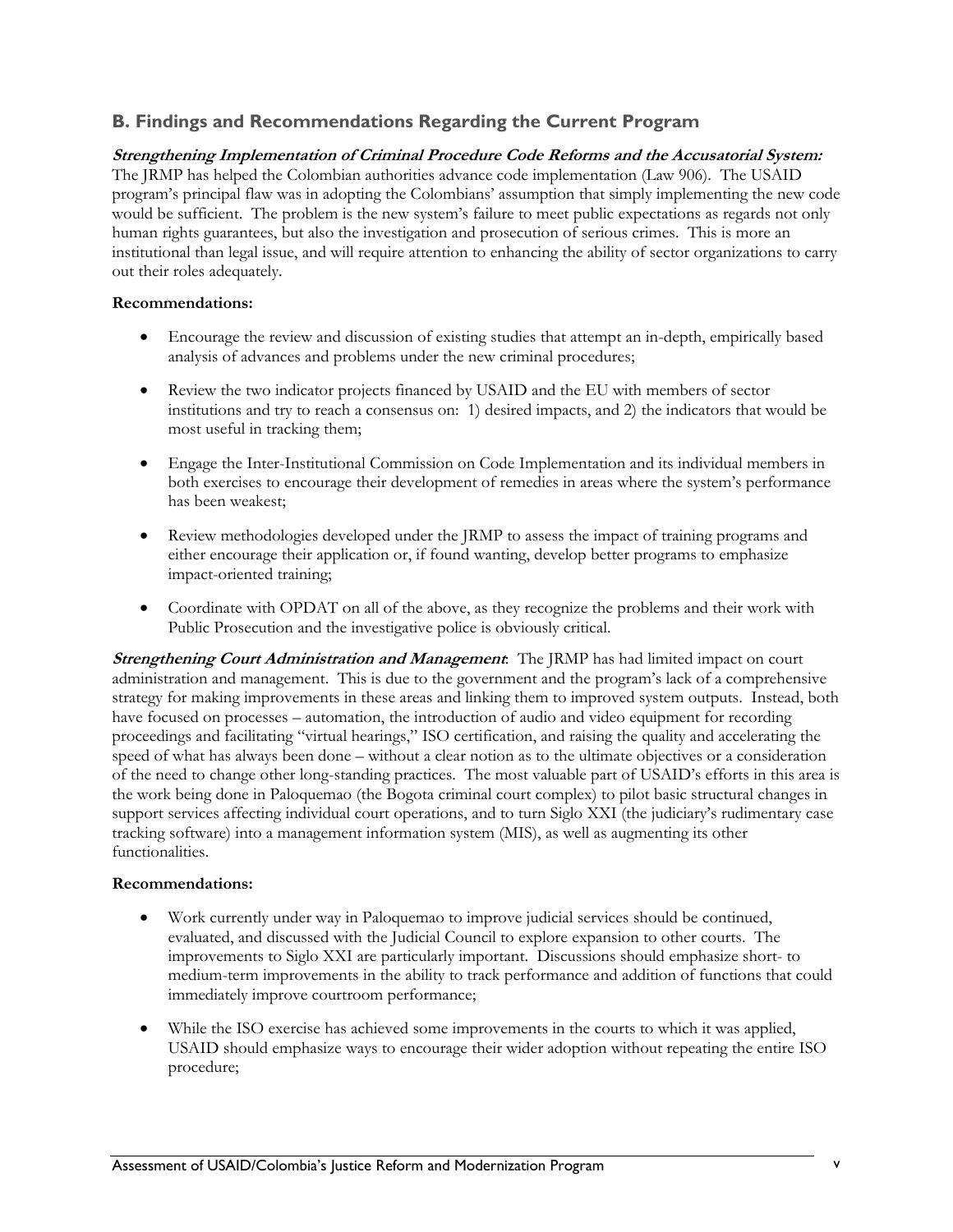## B. Findings and Recommendations Regarding the Current Program

***Strengthening Implementation of Criminal Procedure Code Reforms and the Accusatorial System:*** The JRMP has helped the Colombian authorities advance code implementation (Law 906). The USAID program's principal flaw was in adopting the Colombians' assumption that simply implementing the new code would be sufficient. The problem is the new system's failure to meet public expectations as regards not only human rights guarantees, but also the investigation and prosecution of serious crimes. This is more an institutional than legal issue, and will require attention to enhancing the ability of sector organizations to carry out their roles adequately.

**Recommendations:**

- Encourage the review and discussion of existing studies that attempt an in-depth, empirically based analysis of advances and problems under the new criminal procedures;
- Review the two indicator projects financed by USAID and the EU with members of sector institutions and try to reach a consensus on: 1) desired impacts, and 2) the indicators that would be most useful in tracking them;
- Engage the Inter-Institutional Commission on Code Implementation and its individual members in both exercises to encourage their development of remedies in areas where the system's performance has been weakest;
- Review methodologies developed under the JRMP to assess the impact of training programs and either encourage their application or, if found wanting, develop better programs to emphasize impact-oriented training;
- Coordinate with OPDAT on all of the above, as they recognize the problems and their work with Public Prosecution and the investigative police is obviously critical.

***Strengthening Court Administration and Management***: The JRMP has had limited impact on court administration and management. This is due to the government and the program's lack of a comprehensive strategy for making improvements in these areas and linking them to improved system outputs. Instead, both have focused on processes – automation, the introduction of audio and video equipment for recording proceedings and facilitating "virtual hearings," ISO certification, and raising the quality and accelerating the speed of what has always been done – without a clear notion as to the ultimate objectives or a consideration of the need to change other long-standing practices. The most valuable part of USAID's efforts in this area is the work being done in Paloquemao (the Bogota criminal court complex) to pilot basic structural changes in support services affecting individual court operations, and to turn Siglo XXI (the judiciary's rudimentary case tracking software) into a management information system (MIS), as well as augmenting its other functionalities.

**Recommendations:**

- Work currently under way in Paloquemao to improve judicial services should be continued, evaluated, and discussed with the Judicial Council to explore expansion to other courts. The improvements to Siglo XXI are particularly important. Discussions should emphasize short- to medium-term improvements in the ability to track performance and addition of functions that could immediately improve courtroom performance;
- While the ISO exercise has achieved some improvements in the courts to which it was applied, USAID should emphasize ways to encourage their wider adoption without repeating the entire ISO procedure;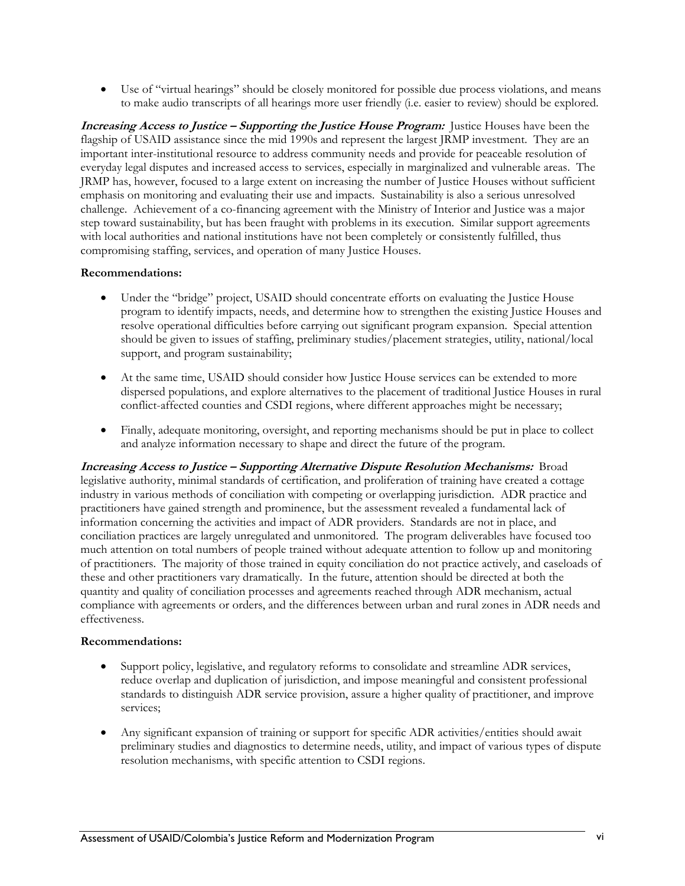- Use of "virtual hearings" should be closely monitored for possible due process violations, and means to make audio transcripts of all hearings more user friendly (i.e. easier to review) should be explored.

***Increasing Access to Justice – Supporting the Justice House Program:*** Justice Houses have been the flagship of USAID assistance since the mid 1990s and represent the largest JRMP investment. They are an important inter-institutional resource to address community needs and provide for peaceable resolution of everyday legal disputes and increased access to services, especially in marginalized and vulnerable areas. The JRMP has, however, focused to a large extent on increasing the number of Justice Houses without sufficient emphasis on monitoring and evaluating their use and impacts. Sustainability is also a serious unresolved challenge. Achievement of a co-financing agreement with the Ministry of Interior and Justice was a major step toward sustainability, but has been fraught with problems in its execution. Similar support agreements with local authorities and national institutions have not been completely or consistently fulfilled, thus compromising staffing, services, and operation of many Justice Houses.

**Recommendations:**

- Under the "bridge" project, USAID should concentrate efforts on evaluating the Justice House program to identify impacts, needs, and determine how to strengthen the existing Justice Houses and resolve operational difficulties before carrying out significant program expansion. Special attention should be given to issues of staffing, preliminary studies/placement strategies, utility, national/local support, and program sustainability;

- At the same time, USAID should consider how Justice House services can be extended to more dispersed populations, and explore alternatives to the placement of traditional Justice Houses in rural conflict-affected counties and CSDI regions, where different approaches might be necessary;

- Finally, adequate monitoring, oversight, and reporting mechanisms should be put in place to collect and analyze information necessary to shape and direct the future of the program.

***Increasing Access to Justice – Supporting Alternative Dispute Resolution Mechanisms:*** Broad legislative authority, minimal standards of certification, and proliferation of training have created a cottage industry in various methods of conciliation with competing or overlapping jurisdiction. ADR practice and practitioners have gained strength and prominence, but the assessment revealed a fundamental lack of information concerning the activities and impact of ADR providers. Standards are not in place, and conciliation practices are largely unregulated and unmonitored. The program deliverables have focused too much attention on total numbers of people trained without adequate attention to follow up and monitoring of practitioners. The majority of those trained in equity conciliation do not practice actively, and caseloads of these and other practitioners vary dramatically. In the future, attention should be directed at both the quantity and quality of conciliation processes and agreements reached through ADR mechanism, actual compliance with agreements or orders, and the differences between urban and rural zones in ADR needs and effectiveness.

**Recommendations:**

- Support policy, legislative, and regulatory reforms to consolidate and streamline ADR services, reduce overlap and duplication of jurisdiction, and impose meaningful and consistent professional standards to distinguish ADR service provision, assure a higher quality of practitioner, and improve services;

- Any significant expansion of training or support for specific ADR activities/entities should await preliminary studies and diagnostics to determine needs, utility, and impact of various types of dispute resolution mechanisms, with specific attention to CSDI regions.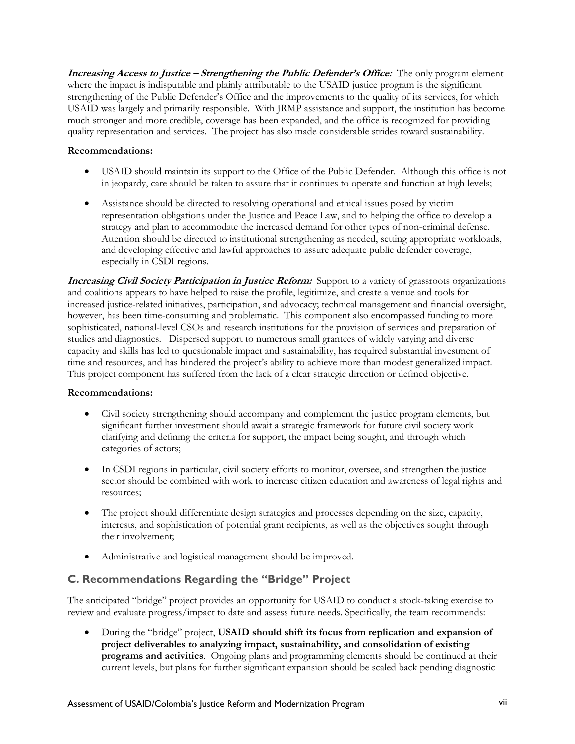***Increasing Access to Justice – Strengthening the Public Defender's Office:*** The only program element where the impact is indisputable and plainly attributable to the USAID justice program is the significant strengthening of the Public Defender's Office and the improvements to the quality of its services, for which USAID was largely and primarily responsible. With JRMP assistance and support, the institution has become much stronger and more credible, coverage has been expanded, and the office is recognized for providing quality representation and services. The project has also made considerable strides toward sustainability.

**Recommendations:**

- USAID should maintain its support to the Office of the Public Defender. Although this office is not in jeopardy, care should be taken to assure that it continues to operate and function at high levels;
- Assistance should be directed to resolving operational and ethical issues posed by victim representation obligations under the Justice and Peace Law, and to helping the office to develop a strategy and plan to accommodate the increased demand for other types of non-criminal defense. Attention should be directed to institutional strengthening as needed, setting appropriate workloads, and developing effective and lawful approaches to assure adequate public defender coverage, especially in CSDI regions.

***Increasing Civil Society Participation in Justice Reform:*** Support to a variety of grassroots organizations and coalitions appears to have helped to raise the profile, legitimize, and create a venue and tools for increased justice-related initiatives, participation, and advocacy; technical management and financial oversight, however, has been time-consuming and problematic. This component also encompassed funding to more sophisticated, national-level CSOs and research institutions for the provision of services and preparation of studies and diagnostics. Dispersed support to numerous small grantees of widely varying and diverse capacity and skills has led to questionable impact and sustainability, has required substantial investment of time and resources, and has hindered the project's ability to achieve more than modest generalized impact. This project component has suffered from the lack of a clear strategic direction or defined objective.

**Recommendations:**

- Civil society strengthening should accompany and complement the justice program elements, but significant further investment should await a strategic framework for future civil society work clarifying and defining the criteria for support, the impact being sought, and through which categories of actors;
- In CSDI regions in particular, civil society efforts to monitor, oversee, and strengthen the justice sector should be combined with work to increase citizen education and awareness of legal rights and resources;
- The project should differentiate design strategies and processes depending on the size, capacity, interests, and sophistication of potential grant recipients, as well as the objectives sought through their involvement;
- Administrative and logistical management should be improved.

## C. Recommendations Regarding the "Bridge" Project

The anticipated "bridge" project provides an opportunity for USAID to conduct a stock-taking exercise to review and evaluate progress/impact to date and assess future needs. Specifically, the team recommends:

- During the "bridge" project, **USAID should shift its focus from replication and expansion of project deliverables to analyzing impact, sustainability, and consolidation of existing programs and activities**. Ongoing plans and programming elements should be continued at their current levels, but plans for further significant expansion should be scaled back pending diagnostic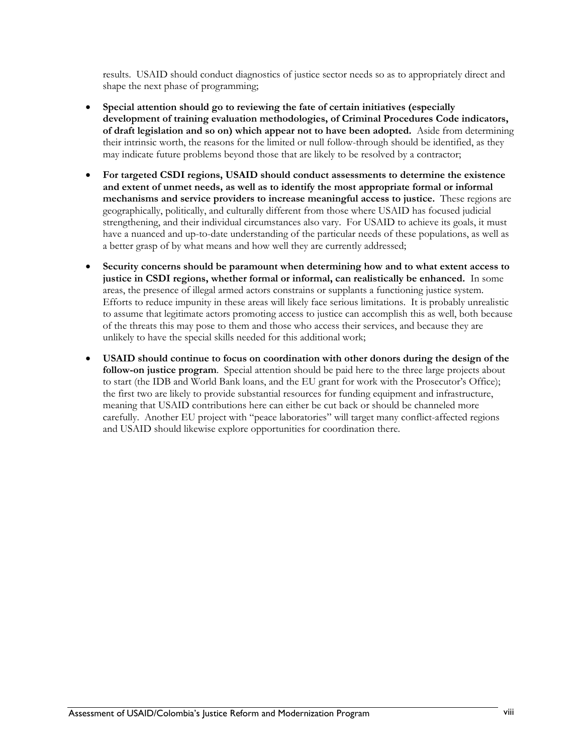results. USAID should conduct diagnostics of justice sector needs so as to appropriately direct and shape the next phase of programming;

- **Special attention should go to reviewing the fate of certain initiatives (especially development of training evaluation methodologies, of Criminal Procedures Code indicators, of draft legislation and so on) which appear not to have been adopted.** Aside from determining their intrinsic worth, the reasons for the limited or null follow-through should be identified, as they may indicate future problems beyond those that are likely to be resolved by a contractor;

- **For targeted CSDI regions, USAID should conduct assessments to determine the existence and extent of unmet needs, as well as to identify the most appropriate formal or informal mechanisms and service providers to increase meaningful access to justice.** These regions are geographically, politically, and culturally different from those where USAID has focused judicial strengthening, and their individual circumstances also vary. For USAID to achieve its goals, it must have a nuanced and up-to-date understanding of the particular needs of these populations, as well as a better grasp of by what means and how well they are currently addressed;

- **Security concerns should be paramount when determining how and to what extent access to justice in CSDI regions, whether formal or informal, can realistically be enhanced.** In some areas, the presence of illegal armed actors constrains or supplants a functioning justice system. Efforts to reduce impunity in these areas will likely face serious limitations. It is probably unrealistic to assume that legitimate actors promoting access to justice can accomplish this as well, both because of the threats this may pose to them and those who access their services, and because they are unlikely to have the special skills needed for this additional work;

- **USAID should continue to focus on coordination with other donors during the design of the follow-on justice program**. Special attention should be paid here to the three large projects about to start (the IDB and World Bank loans, and the EU grant for work with the Prosecutor's Office); the first two are likely to provide substantial resources for funding equipment and infrastructure, meaning that USAID contributions here can either be cut back or should be channeled more carefully. Another EU project with "peace laboratories" will target many conflict-affected regions and USAID should likewise explore opportunities for coordination there.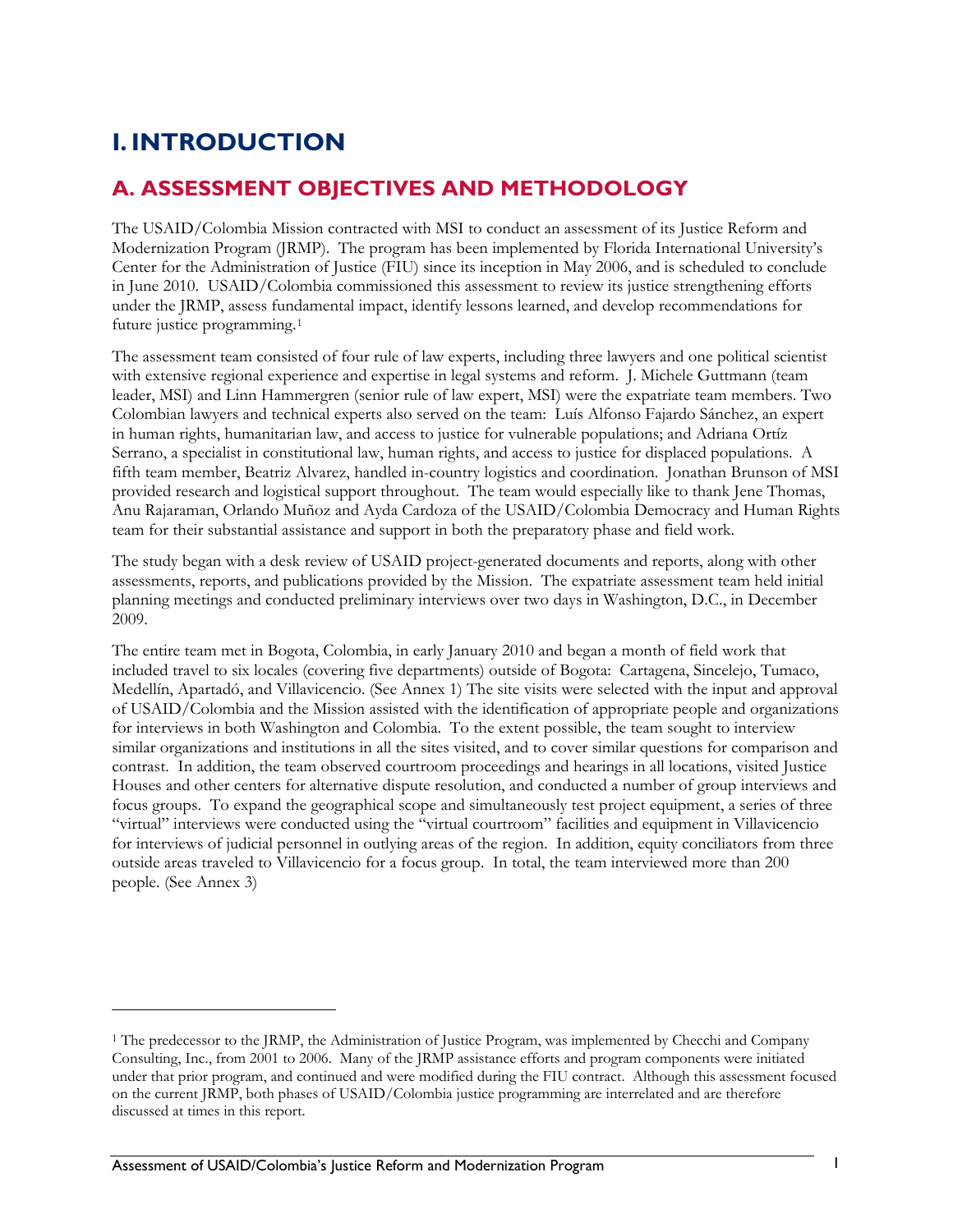# I. INTRODUCTION

## A. ASSESSMENT OBJECTIVES AND METHODOLOGY

The USAID/Colombia Mission contracted with MSI to conduct an assessment of its Justice Reform and Modernization Program (JRMP). The program has been implemented by Florida International University's Center for the Administration of Justice (FIU) since its inception in May 2006, and is scheduled to conclude in June 2010. USAID/Colombia commissioned this assessment to review its justice strengthening efforts under the JRMP, assess fundamental impact, identify lessons learned, and develop recommendations for future justice programming.[1]

The assessment team consisted of four rule of law experts, including three lawyers and one political scientist with extensive regional experience and expertise in legal systems and reform. J. Michele Guttmann (team leader, MSI) and Linn Hammergren (senior rule of law expert, MSI) were the expatriate team members. Two Colombian lawyers and technical experts also served on the team: Luís Alfonso Fajardo Sánchez, an expert in human rights, humanitarian law, and access to justice for vulnerable populations; and Adriana Ortíz Serrano, a specialist in constitutional law, human rights, and access to justice for displaced populations. A fifth team member, Beatriz Alvarez, handled in-country logistics and coordination. Jonathan Brunson of MSI provided research and logistical support throughout. The team would especially like to thank Jene Thomas, Anu Rajaraman, Orlando Muñoz and Ayda Cardoza of the USAID/Colombia Democracy and Human Rights team for their substantial assistance and support in both the preparatory phase and field work.

The study began with a desk review of USAID project-generated documents and reports, along with other assessments, reports, and publications provided by the Mission. The expatriate assessment team held initial planning meetings and conducted preliminary interviews over two days in Washington, D.C., in December 2009.

The entire team met in Bogota, Colombia, in early January 2010 and began a month of field work that included travel to six locales (covering five departments) outside of Bogota: Cartagena, Sincelejo, Tumaco, Medellín, Apartadó, and Villavicencio. (See Annex 1) The site visits were selected with the input and approval of USAID/Colombia and the Mission assisted with the identification of appropriate people and organizations for interviews in both Washington and Colombia. To the extent possible, the team sought to interview similar organizations and institutions in all the sites visited, and to cover similar questions for comparison and contrast. In addition, the team observed courtroom proceedings and hearings in all locations, visited Justice Houses and other centers for alternative dispute resolution, and conducted a number of group interviews and focus groups. To expand the geographical scope and simultaneously test project equipment, a series of three "virtual" interviews were conducted using the "virtual courtroom" facilities and equipment in Villavicencio for interviews of judicial personnel in outlying areas of the region. In addition, equity conciliators from three outside areas traveled to Villavicencio for a focus group. In total, the team interviewed more than 200 people. (See Annex 3)

---

[1] The predecessor to the JRMP, the Administration of Justice Program, was implemented by Checchi and Company Consulting, Inc., from 2001 to 2006. Many of the JRMP assistance efforts and program components were initiated under that prior program, and continued and were modified during the FIU contract. Although this assessment focused on the current JRMP, both phases of USAID/Colombia justice programming are interrelated and are therefore discussed at times in this report.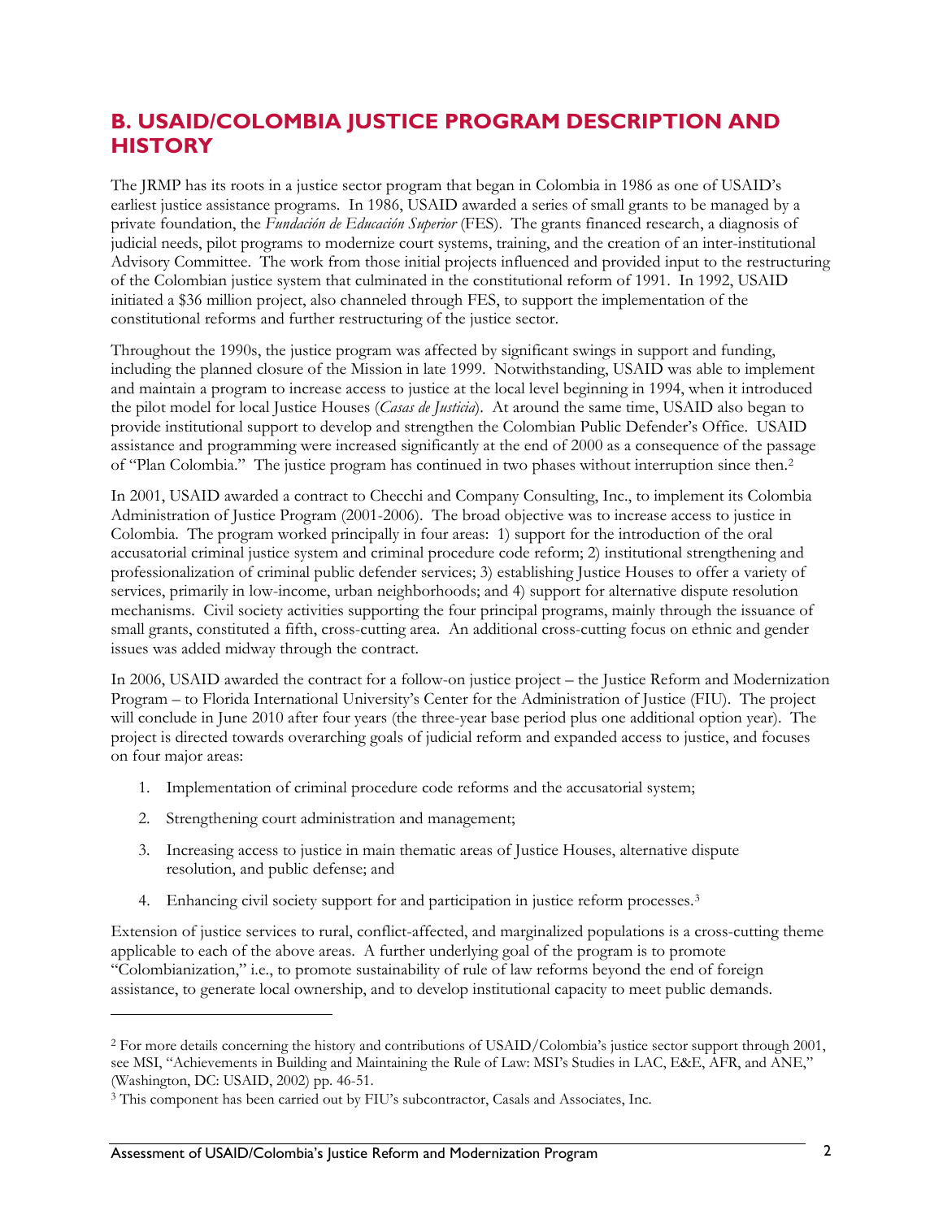## B. USAID/COLOMBIA JUSTICE PROGRAM DESCRIPTION AND HISTORY

The JRMP has its roots in a justice sector program that began in Colombia in 1986 as one of USAID's earliest justice assistance programs. In 1986, USAID awarded a series of small grants to be managed by a private foundation, the *Fundación de Educación Superior* (FES). The grants financed research, a diagnosis of judicial needs, pilot programs to modernize court systems, training, and the creation of an inter-institutional Advisory Committee. The work from those initial projects influenced and provided input to the restructuring of the Colombian justice system that culminated in the constitutional reform of 1991. In 1992, USAID initiated a $36 million project, also channeled through FES, to support the implementation of the constitutional reforms and further restructuring of the justice sector.

Throughout the 1990s, the justice program was affected by significant swings in support and funding, including the planned closure of the Mission in late 1999. Notwithstanding, USAID was able to implement and maintain a program to increase access to justice at the local level beginning in 1994, when it introduced the pilot model for local Justice Houses (*Casas de Justicia*). At around the same time, USAID also began to provide institutional support to develop and strengthen the Colombian Public Defender's Office. USAID assistance and programming were increased significantly at the end of 2000 as a consequence of the passage of "Plan Colombia." The justice program has continued in two phases without interruption since then.[2]

In 2001, USAID awarded a contract to Checchi and Company Consulting, Inc., to implement its Colombia Administration of Justice Program (2001-2006). The broad objective was to increase access to justice in Colombia. The program worked principally in four areas: 1) support for the introduction of the oral accusatorial criminal justice system and criminal procedure code reform; 2) institutional strengthening and professionalization of criminal public defender services; 3) establishing Justice Houses to offer a variety of services, primarily in low-income, urban neighborhoods; and 4) support for alternative dispute resolution mechanisms. Civil society activities supporting the four principal programs, mainly through the issuance of small grants, constituted a fifth, cross-cutting area. An additional cross-cutting focus on ethnic and gender issues was added midway through the contract.

In 2006, USAID awarded the contract for a follow-on justice project – the Justice Reform and Modernization Program – to Florida International University's Center for the Administration of Justice (FIU). The project will conclude in June 2010 after four years (the three-year base period plus one additional option year). The project is directed towards overarching goals of judicial reform and expanded access to justice, and focuses on four major areas:

1. Implementation of criminal procedure code reforms and the accusatorial system;
2. Strengthening court administration and management;
3. Increasing access to justice in main thematic areas of Justice Houses, alternative dispute resolution, and public defense; and
4. Enhancing civil society support for and participation in justice reform processes.[3]

Extension of justice services to rural, conflict-affected, and marginalized populations is a cross-cutting theme applicable to each of the above areas. A further underlying goal of the program is to promote "Colombianization," i.e., to promote sustainability of rule of law reforms beyond the end of foreign assistance, to generate local ownership, and to develop institutional capacity to meet public demands.

---

[2] For more details concerning the history and contributions of USAID/Colombia's justice sector support through 2001, see MSI, "Achievements in Building and Maintaining the Rule of Law: MSI's Studies in LAC, E&E, AFR, and ANE," (Washington, DC: USAID, 2002) pp. 46-51.

[3] This component has been carried out by FIU's subcontractor, Casals and Associates, Inc.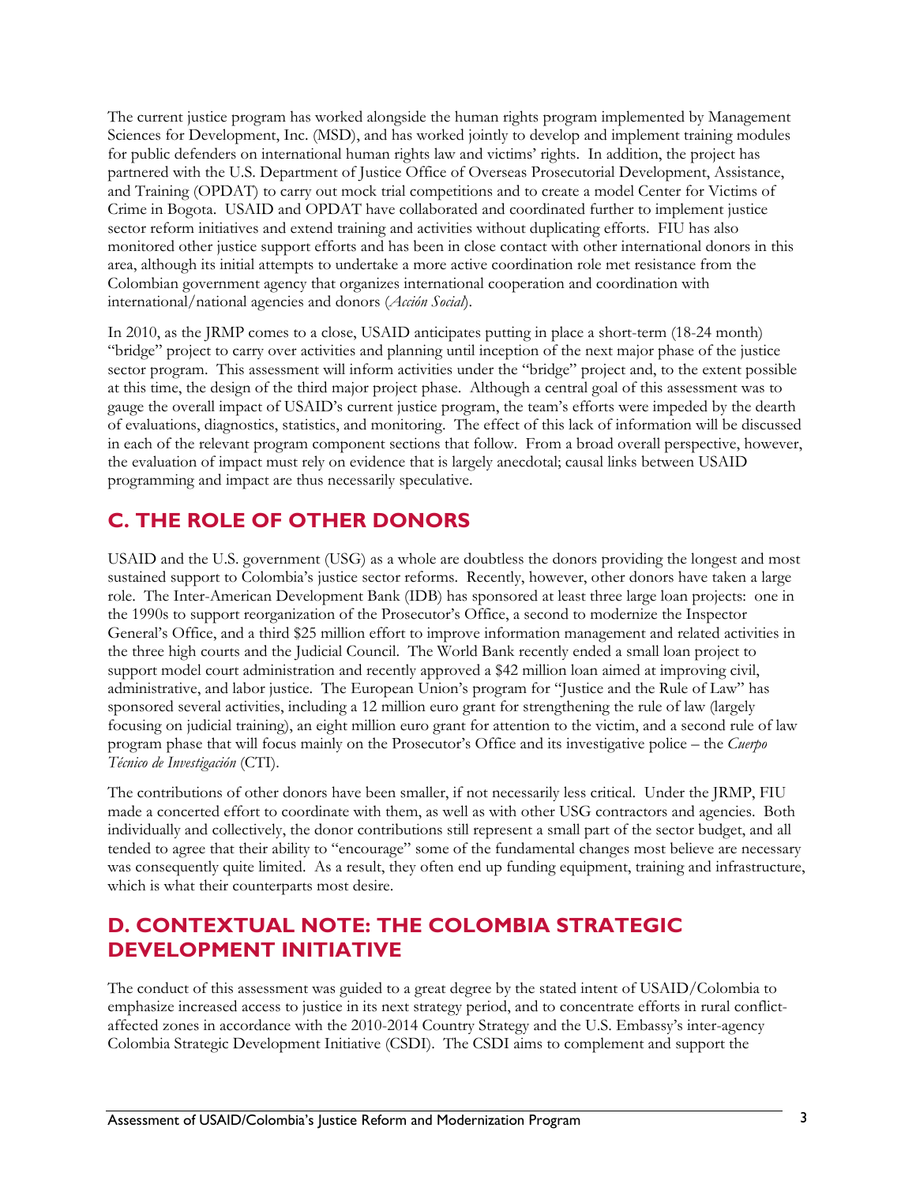The current justice program has worked alongside the human rights program implemented by Management Sciences for Development, Inc. (MSD), and has worked jointly to develop and implement training modules for public defenders on international human rights law and victims' rights. In addition, the project has partnered with the U.S. Department of Justice Office of Overseas Prosecutorial Development, Assistance, and Training (OPDAT) to carry out mock trial competitions and to create a model Center for Victims of Crime in Bogota. USAID and OPDAT have collaborated and coordinated further to implement justice sector reform initiatives and extend training and activities without duplicating efforts. FIU has also monitored other justice support efforts and has been in close contact with other international donors in this area, although its initial attempts to undertake a more active coordination role met resistance from the Colombian government agency that organizes international cooperation and coordination with international/national agencies and donors (*Acción Social*).

In 2010, as the JRMP comes to a close, USAID anticipates putting in place a short-term (18-24 month) "bridge" project to carry over activities and planning until inception of the next major phase of the justice sector program. This assessment will inform activities under the "bridge" project and, to the extent possible at this time, the design of the third major project phase. Although a central goal of this assessment was to gauge the overall impact of USAID's current justice program, the team's efforts were impeded by the dearth of evaluations, diagnostics, statistics, and monitoring. The effect of this lack of information will be discussed in each of the relevant program component sections that follow. From a broad overall perspective, however, the evaluation of impact must rely on evidence that is largely anecdotal; causal links between USAID programming and impact are thus necessarily speculative.

## C. THE ROLE OF OTHER DONORS

USAID and the U.S. government (USG) as a whole are doubtless the donors providing the longest and most sustained support to Colombia's justice sector reforms. Recently, however, other donors have taken a large role. The Inter-American Development Bank (IDB) has sponsored at least three large loan projects: one in the 1990s to support reorganization of the Prosecutor's Office, a second to modernize the Inspector General's Office, and a third $25 million effort to improve information management and related activities in the three high courts and the Judicial Council. The World Bank recently ended a small loan project to support model court administration and recently approved a $42 million loan aimed at improving civil, administrative, and labor justice. The European Union's program for "Justice and the Rule of Law" has sponsored several activities, including a 12 million euro grant for strengthening the rule of law (largely focusing on judicial training), an eight million euro grant for attention to the victim, and a second rule of law program phase that will focus mainly on the Prosecutor's Office and its investigative police – the *Cuerpo Técnico de Investigación* (CTI).

The contributions of other donors have been smaller, if not necessarily less critical. Under the JRMP, FIU made a concerted effort to coordinate with them, as well as with other USG contractors and agencies. Both individually and collectively, the donor contributions still represent a small part of the sector budget, and all tended to agree that their ability to "encourage" some of the fundamental changes most believe are necessary was consequently quite limited. As a result, they often end up funding equipment, training and infrastructure, which is what their counterparts most desire.

## D. CONTEXTUAL NOTE: THE COLOMBIA STRATEGIC DEVELOPMENT INITIATIVE

The conduct of this assessment was guided to a great degree by the stated intent of USAID/Colombia to emphasize increased access to justice in its next strategy period, and to concentrate efforts in rural conflict-affected zones in accordance with the 2010-2014 Country Strategy and the U.S. Embassy's inter-agency Colombia Strategic Development Initiative (CSDI). The CSDI aims to complement and support the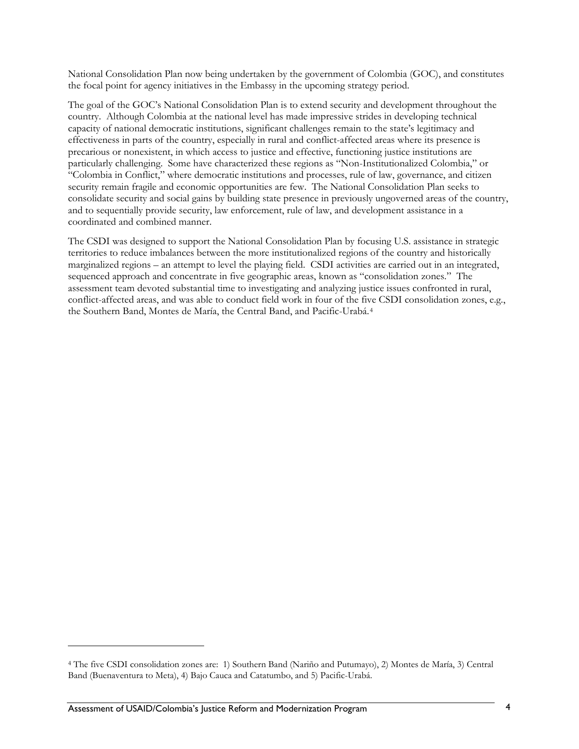National Consolidation Plan now being undertaken by the government of Colombia (GOC), and constitutes the focal point for agency initiatives in the Embassy in the upcoming strategy period.

The goal of the GOC's National Consolidation Plan is to extend security and development throughout the country. Although Colombia at the national level has made impressive strides in developing technical capacity of national democratic institutions, significant challenges remain to the state's legitimacy and effectiveness in parts of the country, especially in rural and conflict-affected areas where its presence is precarious or nonexistent, in which access to justice and effective, functioning justice institutions are particularly challenging. Some have characterized these regions as "Non-Institutionalized Colombia," or "Colombia in Conflict," where democratic institutions and processes, rule of law, governance, and citizen security remain fragile and economic opportunities are few. The National Consolidation Plan seeks to consolidate security and social gains by building state presence in previously ungoverned areas of the country, and to sequentially provide security, law enforcement, rule of law, and development assistance in a coordinated and combined manner.

The CSDI was designed to support the National Consolidation Plan by focusing U.S. assistance in strategic territories to reduce imbalances between the more institutionalized regions of the country and historically marginalized regions – an attempt to level the playing field. CSDI activities are carried out in an integrated, sequenced approach and concentrate in five geographic areas, known as "consolidation zones." The assessment team devoted substantial time to investigating and analyzing justice issues confronted in rural, conflict-affected areas, and was able to conduct field work in four of the five CSDI consolidation zones, e.g., the Southern Band, Montes de María, the Central Band, and Pacific-Urabá.[4]

---

[4] The five CSDI consolidation zones are: 1) Southern Band (Nariño and Putumayo), 2) Montes de María, 3) Central Band (Buenaventura to Meta), 4) Bajo Cauca and Catatumbo, and 5) Pacific-Urabá.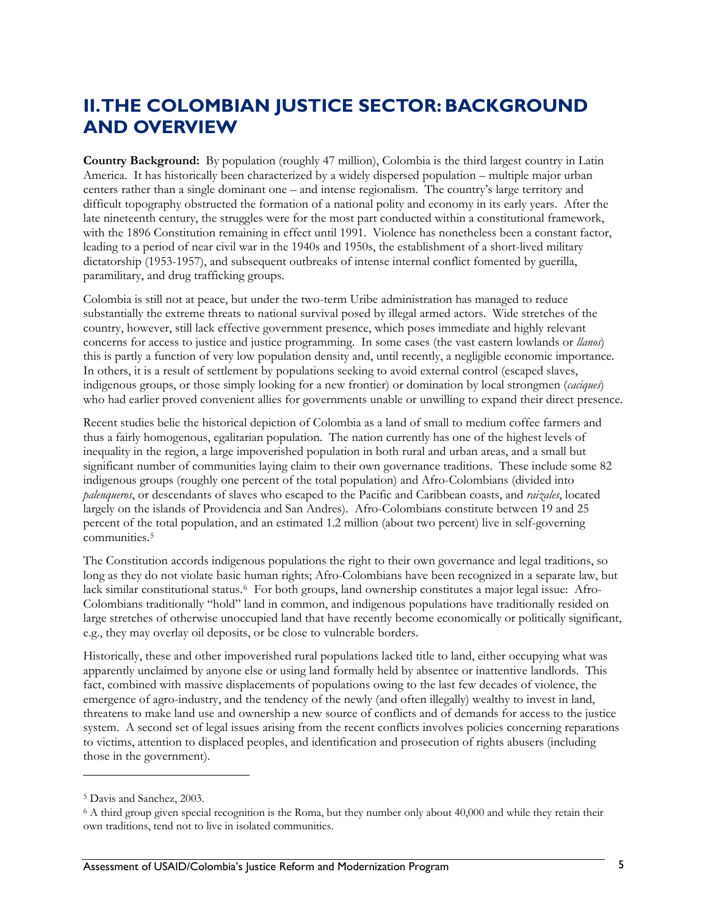# II. THE COLOMBIAN JUSTICE SECTOR: BACKGROUND AND OVERVIEW

**Country Background:** By population (roughly 47 million), Colombia is the third largest country in Latin America. It has historically been characterized by a widely dispersed population – multiple major urban centers rather than a single dominant one – and intense regionalism. The country's large territory and difficult topography obstructed the formation of a national polity and economy in its early years. After the late nineteenth century, the struggles were for the most part conducted within a constitutional framework, with the 1896 Constitution remaining in effect until 1991. Violence has nonetheless been a constant factor, leading to a period of near civil war in the 1940s and 1950s, the establishment of a short-lived military dictatorship (1953-1957), and subsequent outbreaks of intense internal conflict fomented by guerilla, paramilitary, and drug trafficking groups.

Colombia is still not at peace, but under the two-term Uribe administration has managed to reduce substantially the extreme threats to national survival posed by illegal armed actors. Wide stretches of the country, however, still lack effective government presence, which poses immediate and highly relevant concerns for access to justice and justice programming. In some cases (the vast eastern lowlands or *llanos*) this is partly a function of very low population density and, until recently, a negligible economic importance. In others, it is a result of settlement by populations seeking to avoid external control (escaped slaves, indigenous groups, or those simply looking for a new frontier) or domination by local strongmen (*caciques*) who had earlier proved convenient allies for governments unable or unwilling to expand their direct presence.

Recent studies belie the historical depiction of Colombia as a land of small to medium coffee farmers and thus a fairly homogenous, egalitarian population. The nation currently has one of the highest levels of inequality in the region, a large impoverished population in both rural and urban areas, and a small but significant number of communities laying claim to their own governance traditions. These include some 82 indigenous groups (roughly one percent of the total population) and Afro-Colombians (divided into *palenqueros*, or descendants of slaves who escaped to the Pacific and Caribbean coasts, and *raizales*, located largely on the islands of Providencia and San Andres). Afro-Colombians constitute between 19 and 25 percent of the total population, and an estimated 1.2 million (about two percent) live in self-governing communities.[5]

The Constitution accords indigenous populations the right to their own governance and legal traditions, so long as they do not violate basic human rights; Afro-Colombians have been recognized in a separate law, but lack similar constitutional status.[6] For both groups, land ownership constitutes a major legal issue: Afro-Colombians traditionally "hold" land in common, and indigenous populations have traditionally resided on large stretches of otherwise unoccupied land that have recently become economically or politically significant, e.g., they may overlay oil deposits, or be close to vulnerable borders.

Historically, these and other impoverished rural populations lacked title to land, either occupying what was apparently unclaimed by anyone else or using land formally held by absentee or inattentive landlords. This fact, combined with massive displacements of populations owing to the last few decades of violence, the emergence of agro-industry, and the tendency of the newly (and often illegally) wealthy to invest in land, threatens to make land use and ownership a new source of conflicts and of demands for access to the justice system. A second set of legal issues arising from the recent conflicts involves policies concerning reparations to victims, attention to displaced peoples, and identification and prosecution of rights abusers (including those in the government).

---

[5] Davis and Sanchez, 2003.

[6] A third group given special recognition is the Roma, but they number only about 40,000 and while they retain their own traditions, tend not to live in isolated communities.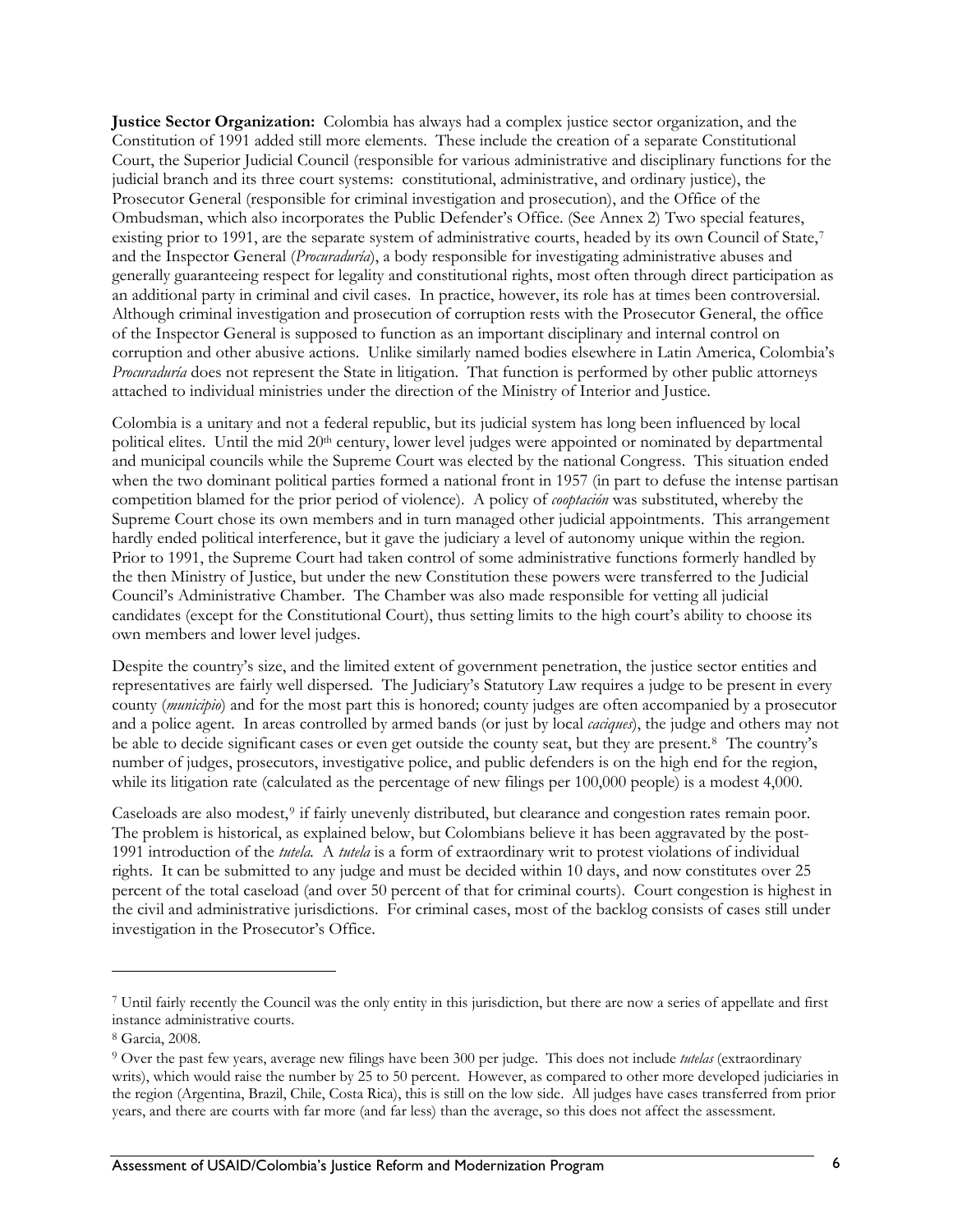**Justice Sector Organization:** Colombia has always had a complex justice sector organization, and the Constitution of 1991 added still more elements. These include the creation of a separate Constitutional Court, the Superior Judicial Council (responsible for various administrative and disciplinary functions for the judicial branch and its three court systems: constitutional, administrative, and ordinary justice), the Prosecutor General (responsible for criminal investigation and prosecution), and the Office of the Ombudsman, which also incorporates the Public Defender's Office. (See Annex 2) Two special features, existing prior to 1991, are the separate system of administrative courts, headed by its own Council of State,[7] and the Inspector General (*Procuraduría*), a body responsible for investigating administrative abuses and generally guaranteeing respect for legality and constitutional rights, most often through direct participation as an additional party in criminal and civil cases. In practice, however, its role has at times been controversial. Although criminal investigation and prosecution of corruption rests with the Prosecutor General, the office of the Inspector General is supposed to function as an important disciplinary and internal control on corruption and other abusive actions. Unlike similarly named bodies elsewhere in Latin America, Colombia's *Procuraduría* does not represent the State in litigation. That function is performed by other public attorneys attached to individual ministries under the direction of the Ministry of Interior and Justice.

Colombia is a unitary and not a federal republic, but its judicial system has long been influenced by local political elites. Until the mid 20th century, lower level judges were appointed or nominated by departmental and municipal councils while the Supreme Court was elected by the national Congress. This situation ended when the two dominant political parties formed a national front in 1957 (in part to defuse the intense partisan competition blamed for the prior period of violence). A policy of *cooptación* was substituted, whereby the Supreme Court chose its own members and in turn managed other judicial appointments. This arrangement hardly ended political interference, but it gave the judiciary a level of autonomy unique within the region. Prior to 1991, the Supreme Court had taken control of some administrative functions formerly handled by the then Ministry of Justice, but under the new Constitution these powers were transferred to the Judicial Council's Administrative Chamber. The Chamber was also made responsible for vetting all judicial candidates (except for the Constitutional Court), thus setting limits to the high court's ability to choose its own members and lower level judges.

Despite the country's size, and the limited extent of government penetration, the justice sector entities and representatives are fairly well dispersed. The Judiciary's Statutory Law requires a judge to be present in every county (*municipio*) and for the most part this is honored; county judges are often accompanied by a prosecutor and a police agent. In areas controlled by armed bands (or just by local *caciques*), the judge and others may not be able to decide significant cases or even get outside the county seat, but they are present.[8] The country's number of judges, prosecutors, investigative police, and public defenders is on the high end for the region, while its litigation rate (calculated as the percentage of new filings per 100,000 people) is a modest 4,000.

Caseloads are also modest,[9] if fairly unevenly distributed, but clearance and congestion rates remain poor. The problem is historical, as explained below, but Colombians believe it has been aggravated by the post-1991 introduction of the *tutela*. A *tutela* is a form of extraordinary writ to protest violations of individual rights. It can be submitted to any judge and must be decided within 10 days, and now constitutes over 25 percent of the total caseload (and over 50 percent of that for criminal courts). Court congestion is highest in the civil and administrative jurisdictions. For criminal cases, most of the backlog consists of cases still under investigation in the Prosecutor's Office.

---

[7] Until fairly recently the Council was the only entity in this jurisdiction, but there are now a series of appellate and first instance administrative courts.

[8] Garcia, 2008.

[9] Over the past few years, average new filings have been 300 per judge. This does not include *tutelas* (extraordinary writs), which would raise the number by 25 to 50 percent. However, as compared to other more developed judiciaries in the region (Argentina, Brazil, Chile, Costa Rica), this is still on the low side. All judges have cases transferred from prior years, and there are courts with far more (and far less) than the average, so this does not affect the assessment.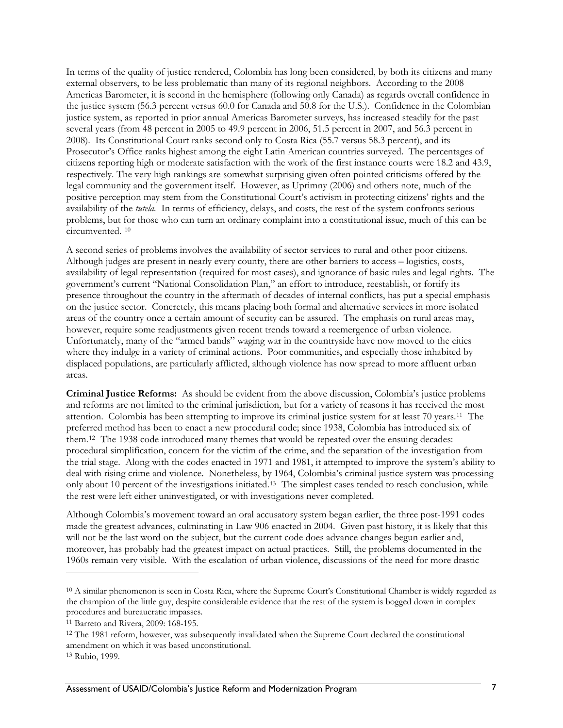In terms of the quality of justice rendered, Colombia has long been considered, by both its citizens and many external observers, to be less problematic than many of its regional neighbors. According to the 2008 Americas Barometer, it is second in the hemisphere (following only Canada) as regards overall confidence in the justice system (56.3 percent versus 60.0 for Canada and 50.8 for the U.S.). Confidence in the Colombian justice system, as reported in prior annual Americas Barometer surveys, has increased steadily for the past several years (from 48 percent in 2005 to 49.9 percent in 2006, 51.5 percent in 2007, and 56.3 percent in 2008). Its Constitutional Court ranks second only to Costa Rica (55.7 versus 58.3 percent), and its Prosecutor's Office ranks highest among the eight Latin American countries surveyed. The percentages of citizens reporting high or moderate satisfaction with the work of the first instance courts were 18.2 and 43.9, respectively. The very high rankings are somewhat surprising given often pointed criticisms offered by the legal community and the government itself. However, as Uprimny (2006) and others note, much of the positive perception may stem from the Constitutional Court's activism in protecting citizens' rights and the availability of the *tutela*. In terms of efficiency, delays, and costs, the rest of the system confronts serious problems, but for those who can turn an ordinary complaint into a constitutional issue, much of this can be circumvented. [10]

A second series of problems involves the availability of sector services to rural and other poor citizens. Although judges are present in nearly every county, there are other barriers to access – logistics, costs, availability of legal representation (required for most cases), and ignorance of basic rules and legal rights. The government's current "National Consolidation Plan," an effort to introduce, reestablish, or fortify its presence throughout the country in the aftermath of decades of internal conflicts, has put a special emphasis on the justice sector. Concretely, this means placing both formal and alternative services in more isolated areas of the country once a certain amount of security can be assured. The emphasis on rural areas may, however, require some readjustments given recent trends toward a reemergence of urban violence. Unfortunately, many of the "armed bands" waging war in the countryside have now moved to the cities where they indulge in a variety of criminal actions. Poor communities, and especially those inhabited by displaced populations, are particularly afflicted, although violence has now spread to more affluent urban areas.

**Criminal Justice Reforms:** As should be evident from the above discussion, Colombia's justice problems and reforms are not limited to the criminal jurisdiction, but for a variety of reasons it has received the most attention. Colombia has been attempting to improve its criminal justice system for at least 70 years.[11] The preferred method has been to enact a new procedural code; since 1938, Colombia has introduced six of them.[12] The 1938 code introduced many themes that would be repeated over the ensuing decades: procedural simplification, concern for the victim of the crime, and the separation of the investigation from the trial stage. Along with the codes enacted in 1971 and 1981, it attempted to improve the system's ability to deal with rising crime and violence. Nonetheless, by 1964, Colombia's criminal justice system was processing only about 10 percent of the investigations initiated.[13] The simplest cases tended to reach conclusion, while the rest were left either uninvestigated, or with investigations never completed.

Although Colombia's movement toward an oral accusatory system began earlier, the three post-1991 codes made the greatest advances, culminating in Law 906 enacted in 2004. Given past history, it is likely that this will not be the last word on the subject, but the current code does advance changes begun earlier and, moreover, has probably had the greatest impact on actual practices. Still, the problems documented in the 1960s remain very visible. With the escalation of urban violence, discussions of the need for more drastic

---

[10] A similar phenomenon is seen in Costa Rica, where the Supreme Court's Constitutional Chamber is widely regarded as the champion of the little guy, despite considerable evidence that the rest of the system is bogged down in complex procedures and bureaucratic impasses.

[11] Barreto and Rivera, 2009: 168-195.

[12] The 1981 reform, however, was subsequently invalidated when the Supreme Court declared the constitutional amendment on which it was based unconstitutional.

[13] Rubio, 1999.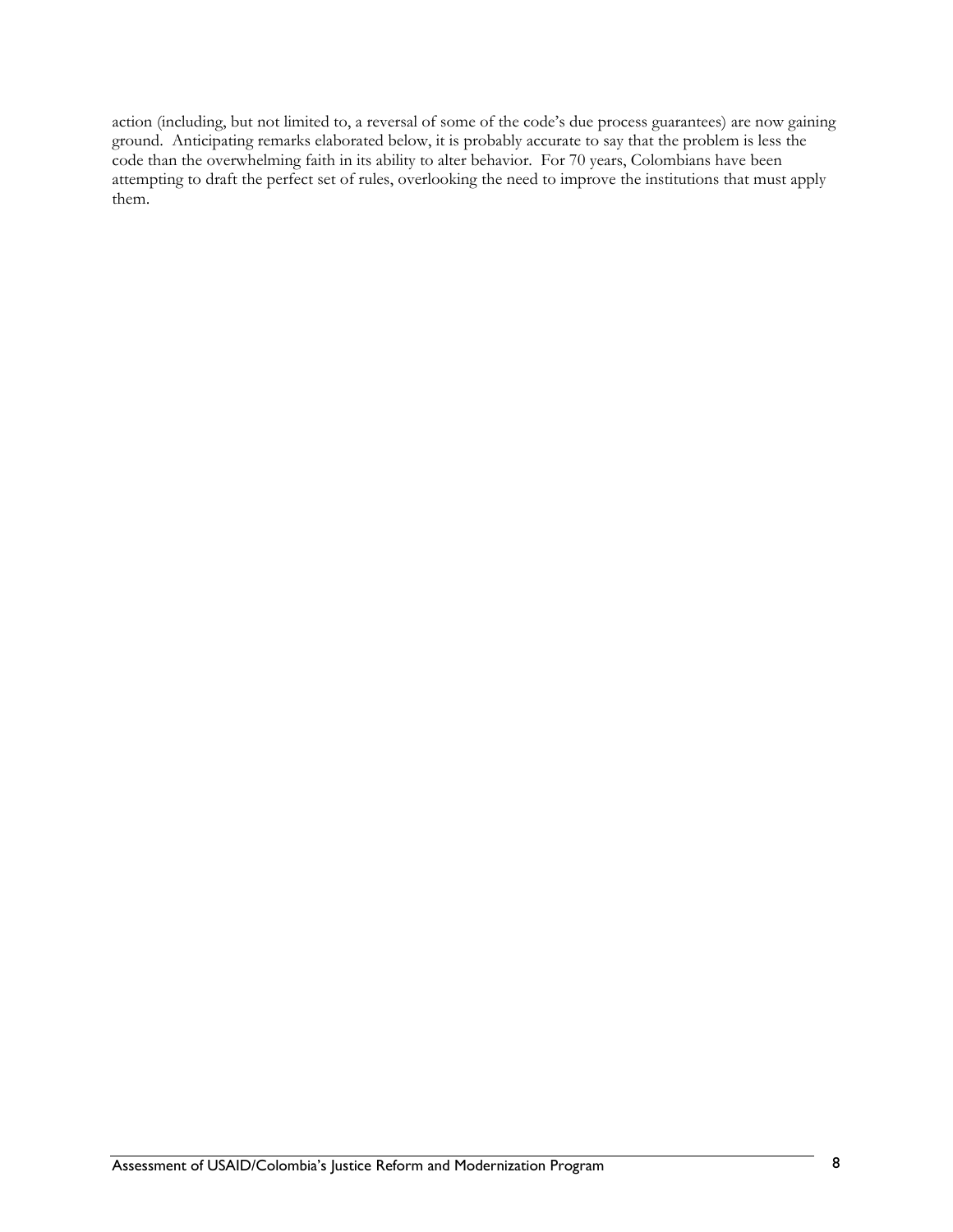action (including, but not limited to, a reversal of some of the code's due process guarantees) are now gaining ground. Anticipating remarks elaborated below, it is probably accurate to say that the problem is less the code than the overwhelming faith in its ability to alter behavior. For 70 years, Colombians have been attempting to draft the perfect set of rules, overlooking the need to improve the institutions that must apply them.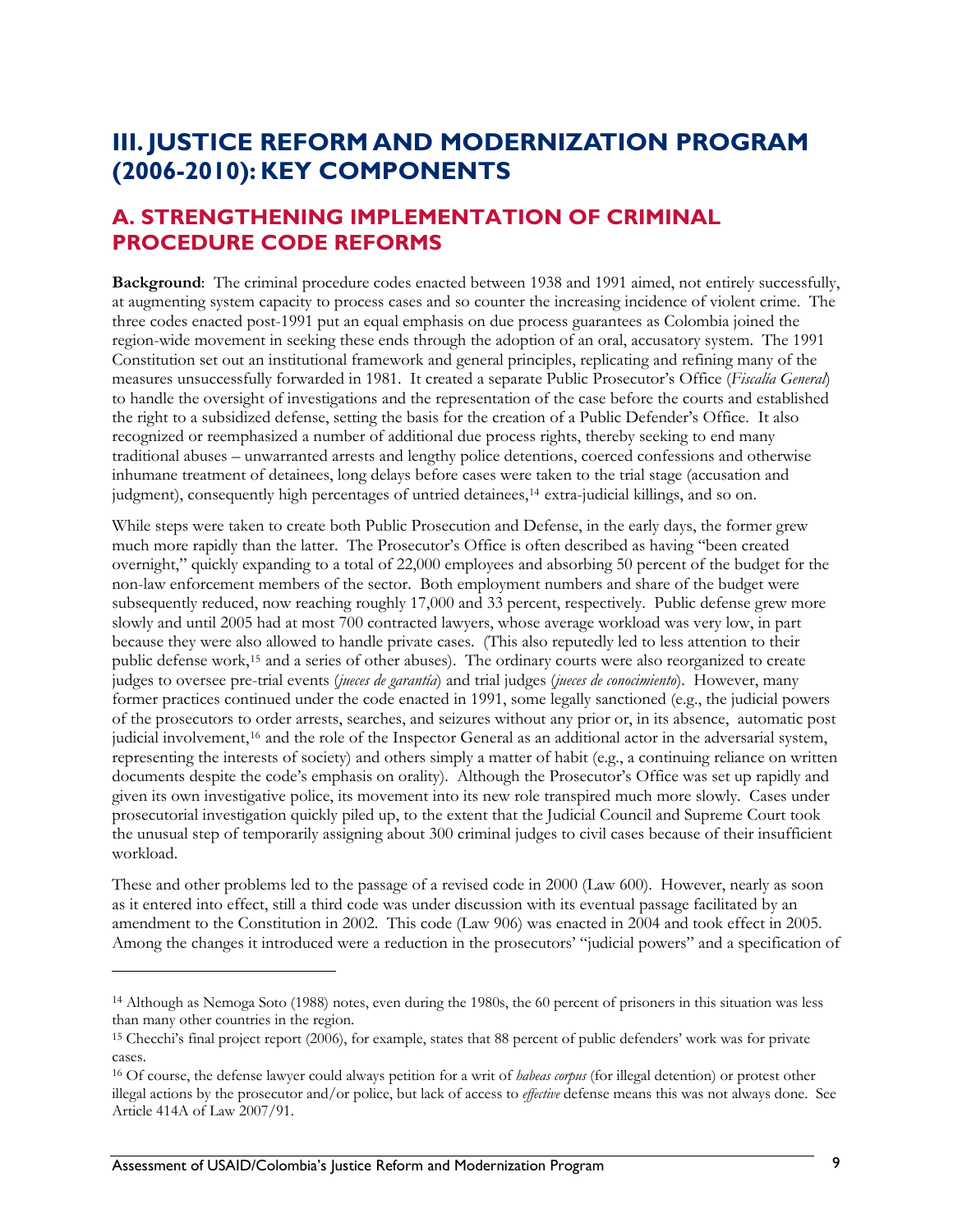# III. JUSTICE REFORM AND MODERNIZATION PROGRAM (2006-2010): KEY COMPONENTS

## A. STRENGTHENING IMPLEMENTATION OF CRIMINAL PROCEDURE CODE REFORMS

**Background**: The criminal procedure codes enacted between 1938 and 1991 aimed, not entirely successfully, at augmenting system capacity to process cases and so counter the increasing incidence of violent crime. The three codes enacted post-1991 put an equal emphasis on due process guarantees as Colombia joined the region-wide movement in seeking these ends through the adoption of an oral, accusatory system. The 1991 Constitution set out an institutional framework and general principles, replicating and refining many of the measures unsuccessfully forwarded in 1981. It created a separate Public Prosecutor's Office (*Fiscalía General*) to handle the oversight of investigations and the representation of the case before the courts and established the right to a subsidized defense, setting the basis for the creation of a Public Defender's Office. It also recognized or reemphasized a number of additional due process rights, thereby seeking to end many traditional abuses – unwarranted arrests and lengthy police detentions, coerced confessions and otherwise inhumane treatment of detainees, long delays before cases were taken to the trial stage (accusation and judgment), consequently high percentages of untried detainees,[14] extra-judicial killings, and so on.

While steps were taken to create both Public Prosecution and Defense, in the early days, the former grew much more rapidly than the latter. The Prosecutor's Office is often described as having "been created overnight," quickly expanding to a total of 22,000 employees and absorbing 50 percent of the budget for the non-law enforcement members of the sector. Both employment numbers and share of the budget were subsequently reduced, now reaching roughly 17,000 and 33 percent, respectively. Public defense grew more slowly and until 2005 had at most 700 contracted lawyers, whose average workload was very low, in part because they were also allowed to handle private cases. (This also reputedly led to less attention to their public defense work,[15] and a series of other abuses). The ordinary courts were also reorganized to create judges to oversee pre-trial events (*jueces de garantía*) and trial judges (*jueces de conocimiento*). However, many former practices continued under the code enacted in 1991, some legally sanctioned (e.g., the judicial powers of the prosecutors to order arrests, searches, and seizures without any prior or, in its absence, automatic post judicial involvement,[16] and the role of the Inspector General as an additional actor in the adversarial system, representing the interests of society) and others simply a matter of habit (e.g., a continuing reliance on written documents despite the code's emphasis on orality). Although the Prosecutor's Office was set up rapidly and given its own investigative police, its movement into its new role transpired much more slowly. Cases under prosecutorial investigation quickly piled up, to the extent that the Judicial Council and Supreme Court took the unusual step of temporarily assigning about 300 criminal judges to civil cases because of their insufficient workload.

These and other problems led to the passage of a revised code in 2000 (Law 600). However, nearly as soon as it entered into effect, still a third code was under discussion with its eventual passage facilitated by an amendment to the Constitution in 2002. This code (Law 906) was enacted in 2004 and took effect in 2005. Among the changes it introduced were a reduction in the prosecutors' "judicial powers" and a specification of

---

[14] Although as Nemoga Soto (1988) notes, even during the 1980s, the 60 percent of prisoners in this situation was less than many other countries in the region.

[15] Checchi's final project report (2006), for example, states that 88 percent of public defenders' work was for private cases.

[16] Of course, the defense lawyer could always petition for a writ of *habeas corpus* (for illegal detention) or protest other illegal actions by the prosecutor and/or police, but lack of access to *effective* defense means this was not always done. See Article 414A of Law 2007/91.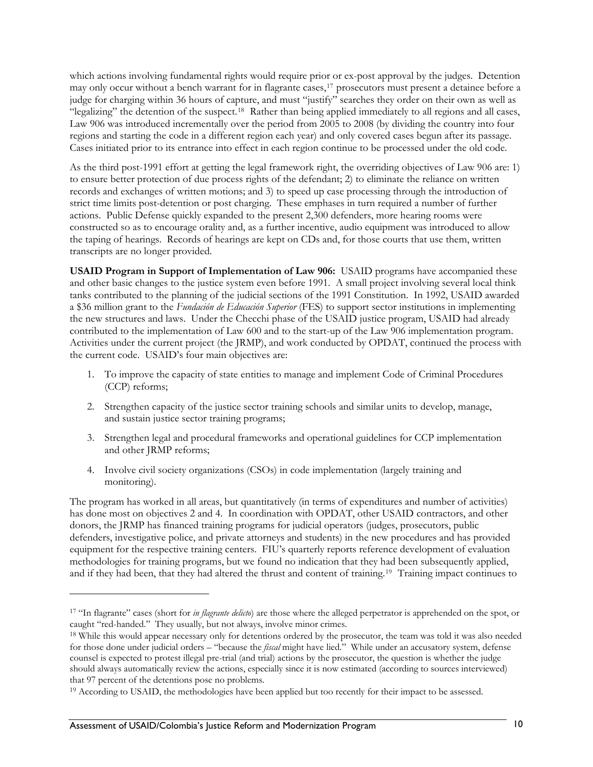which actions involving fundamental rights would require prior or ex-post approval by the judges. Detention may only occur without a bench warrant for in flagrante cases,[17] prosecutors must present a detainee before a judge for charging within 36 hours of capture, and must "justify" searches they order on their own as well as "legalizing" the detention of the suspect.[18] Rather than being applied immediately to all regions and all cases, Law 906 was introduced incrementally over the period from 2005 to 2008 (by dividing the country into four regions and starting the code in a different region each year) and only covered cases begun after its passage. Cases initiated prior to its entrance into effect in each region continue to be processed under the old code.

As the third post-1991 effort at getting the legal framework right, the overriding objectives of Law 906 are: 1) to ensure better protection of due process rights of the defendant; 2) to eliminate the reliance on written records and exchanges of written motions; and 3) to speed up case processing through the introduction of strict time limits post-detention or post charging. These emphases in turn required a number of further actions. Public Defense quickly expanded to the present 2,300 defenders, more hearing rooms were constructed so as to encourage orality and, as a further incentive, audio equipment was introduced to allow the taping of hearings. Records of hearings are kept on CDs and, for those courts that use them, written transcripts are no longer provided.

**USAID Program in Support of Implementation of Law 906:** USAID programs have accompanied these and other basic changes to the justice system even before 1991. A small project involving several local think tanks contributed to the planning of the judicial sections of the 1991 Constitution. In 1992, USAID awarded a $36 million grant to the *Fundación de Educación Superior* (FES) to support sector institutions in implementing the new structures and laws. Under the Checchi phase of the USAID justice program, USAID had already contributed to the implementation of Law 600 and to the start-up of the Law 906 implementation program. Activities under the current project (the JRMP), and work conducted by OPDAT, continued the process with the current code. USAID's four main objectives are:

1. To improve the capacity of state entities to manage and implement Code of Criminal Procedures (CCP) reforms;
2. Strengthen capacity of the justice sector training schools and similar units to develop, manage, and sustain justice sector training programs;
3. Strengthen legal and procedural frameworks and operational guidelines for CCP implementation and other JRMP reforms;
4. Involve civil society organizations (CSOs) in code implementation (largely training and monitoring).

The program has worked in all areas, but quantitatively (in terms of expenditures and number of activities) has done most on objectives 2 and 4. In coordination with OPDAT, other USAID contractors, and other donors, the JRMP has financed training programs for judicial operators (judges, prosecutors, public defenders, investigative police, and private attorneys and students) in the new procedures and has provided equipment for the respective training centers. FIU's quarterly reports reference development of evaluation methodologies for training programs, but we found no indication that they had been subsequently applied, and if they had been, that they had altered the thrust and content of training.[19] Training impact continues to

---

[17] "In flagrante" cases (short for *in flagrante delicto*) are those where the alleged perpetrator is apprehended on the spot, or caught "red-handed." They usually, but not always, involve minor crimes.

[18] While this would appear necessary only for detentions ordered by the prosecutor, the team was told it was also needed for those done under judicial orders – "because the *fiscal* might have lied." While under an accusatory system, defense counsel is expected to protest illegal pre-trial (and trial) actions by the prosecutor, the question is whether the judge should always automatically review the actions, especially since it is now estimated (according to sources interviewed) that 97 percent of the detentions pose no problems.

[19] According to USAID, the methodologies have been applied but too recently for their impact to be assessed.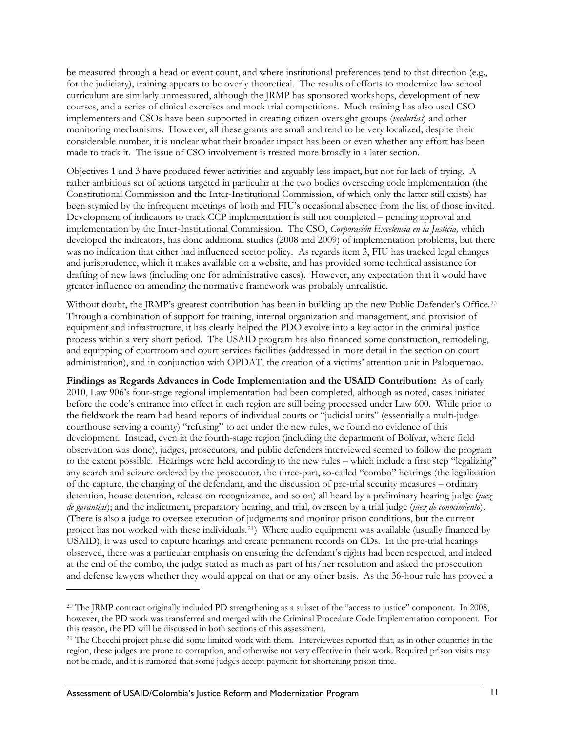be measured through a head or event count, and where institutional preferences tend to that direction (e.g., for the judiciary), training appears to be overly theoretical. The results of efforts to modernize law school curriculum are similarly unmeasured, although the JRMP has sponsored workshops, development of new courses, and a series of clinical exercises and mock trial competitions. Much training has also used CSO implementers and CSOs have been supported in creating citizen oversight groups (*veedurías*) and other monitoring mechanisms. However, all these grants are small and tend to be very localized; despite their considerable number, it is unclear what their broader impact has been or even whether any effort has been made to track it. The issue of CSO involvement is treated more broadly in a later section.

Objectives 1 and 3 have produced fewer activities and arguably less impact, but not for lack of trying. A rather ambitious set of actions targeted in particular at the two bodies overseeing code implementation (the Constitutional Commission and the Inter-Institutional Commission, of which only the latter still exists) has been stymied by the infrequent meetings of both and FIU's occasional absence from the list of those invited. Development of indicators to track CCP implementation is still not completed – pending approval and implementation by the Inter-Institutional Commission. The CSO, *Corporación Excelencia en la Justicia,* which developed the indicators, has done additional studies (2008 and 2009) of implementation problems, but there was no indication that either had influenced sector policy. As regards item 3, FIU has tracked legal changes and jurisprudence, which it makes available on a website, and has provided some technical assistance for drafting of new laws (including one for administrative cases). However, any expectation that it would have greater influence on amending the normative framework was probably unrealistic.

Without doubt, the JRMP's greatest contribution has been in building up the new Public Defender's Office.[20] Through a combination of support for training, internal organization and management, and provision of equipment and infrastructure, it has clearly helped the PDO evolve into a key actor in the criminal justice process within a very short period. The USAID program has also financed some construction, remodeling, and equipping of courtroom and court services facilities (addressed in more detail in the section on court administration), and in conjunction with OPDAT, the creation of a victims' attention unit in Paloquemao.

**Findings as Regards Advances in Code Implementation and the USAID Contribution:** As of early 2010, Law 906's four-stage regional implementation had been completed, although as noted, cases initiated before the code's entrance into effect in each region are still being processed under Law 600. While prior to the fieldwork the team had heard reports of individual courts or "judicial units" (essentially a multi-judge courthouse serving a county) "refusing" to act under the new rules, we found no evidence of this development. Instead, even in the fourth-stage region (including the department of Bolívar, where field observation was done), judges, prosecutors, and public defenders interviewed seemed to follow the program to the extent possible. Hearings were held according to the new rules – which include a first step "legalizing" any search and seizure ordered by the prosecutor*,* the three-part, so-called "combo" hearings (the legalization of the capture, the charging of the defendant, and the discussion of pre-trial security measures – ordinary detention, house detention, release on recognizance, and so on) all heard by a preliminary hearing judge (*juez de garantías*); and the indictment, preparatory hearing, and trial, overseen by a trial judge (*juez de conocimiento*). (There is also a judge to oversee execution of judgments and monitor prison conditions, but the current project has not worked with these individuals.[21]) Where audio equipment was available (usually financed by USAID), it was used to capture hearings and create permanent records on CDs. In the pre-trial hearings observed, there was a particular emphasis on ensuring the defendant's rights had been respected, and indeed at the end of the combo, the judge stated as much as part of his/her resolution and asked the prosecution and defense lawyers whether they would appeal on that or any other basis. As the 36-hour rule has proved a

---

[20] The JRMP contract originally included PD strengthening as a subset of the "access to justice" component. In 2008, however, the PD work was transferred and merged with the Criminal Procedure Code Implementation component. For this reason, the PD will be discussed in both sections of this assessment.

[21] The Checchi project phase did some limited work with them. Interviewees reported that, as in other countries in the region, these judges are prone to corruption, and otherwise not very effective in their work. Required prison visits may not be made, and it is rumored that some judges accept payment for shortening prison time.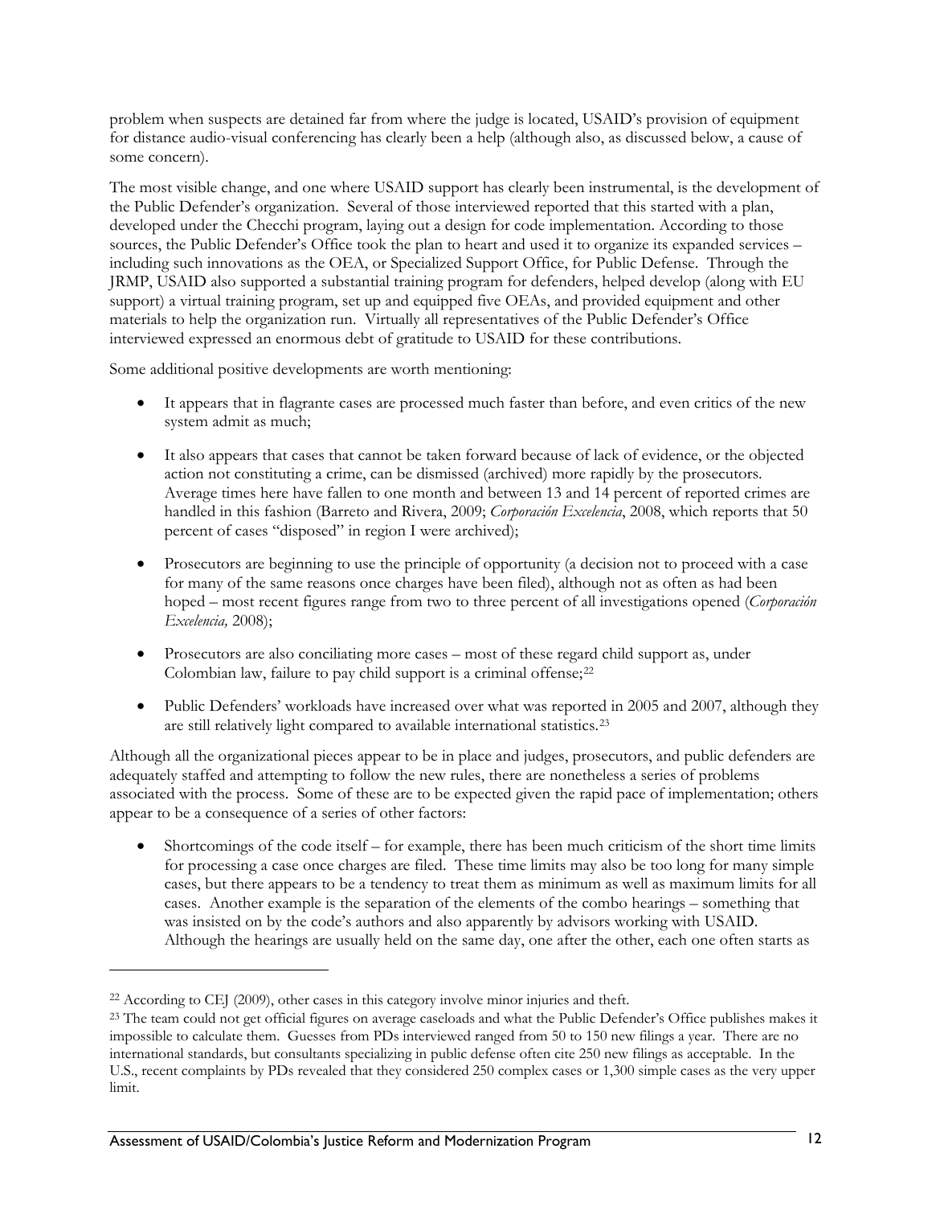problem when suspects are detained far from where the judge is located, USAID's provision of equipment for distance audio-visual conferencing has clearly been a help (although also, as discussed below, a cause of some concern).

The most visible change, and one where USAID support has clearly been instrumental, is the development of the Public Defender's organization. Several of those interviewed reported that this started with a plan, developed under the Checchi program, laying out a design for code implementation. According to those sources, the Public Defender's Office took the plan to heart and used it to organize its expanded services – including such innovations as the OEA, or Specialized Support Office, for Public Defense. Through the JRMP, USAID also supported a substantial training program for defenders, helped develop (along with EU support) a virtual training program, set up and equipped five OEAs, and provided equipment and other materials to help the organization run. Virtually all representatives of the Public Defender's Office interviewed expressed an enormous debt of gratitude to USAID for these contributions.

Some additional positive developments are worth mentioning:

- It appears that in flagrante cases are processed much faster than before, and even critics of the new system admit as much;
- It also appears that cases that cannot be taken forward because of lack of evidence, or the objected action not constituting a crime, can be dismissed (archived) more rapidly by the prosecutors. Average times here have fallen to one month and between 13 and 14 percent of reported crimes are handled in this fashion (Barreto and Rivera, 2009; *Corporación Excelencia*, 2008, which reports that 50 percent of cases "disposed" in region I were archived);
- Prosecutors are beginning to use the principle of opportunity (a decision not to proceed with a case for many of the same reasons once charges have been filed), although not as often as had been hoped – most recent figures range from two to three percent of all investigations opened (*Corporación Excelencia,* 2008);
- Prosecutors are also conciliating more cases – most of these regard child support as, under Colombian law, failure to pay child support is a criminal offense;[22]
- Public Defenders' workloads have increased over what was reported in 2005 and 2007, although they are still relatively light compared to available international statistics.[23]

Although all the organizational pieces appear to be in place and judges, prosecutors, and public defenders are adequately staffed and attempting to follow the new rules, there are nonetheless a series of problems associated with the process. Some of these are to be expected given the rapid pace of implementation; others appear to be a consequence of a series of other factors:

- Shortcomings of the code itself – for example, there has been much criticism of the short time limits for processing a case once charges are filed. These time limits may also be too long for many simple cases, but there appears to be a tendency to treat them as minimum as well as maximum limits for all cases. Another example is the separation of the elements of the combo hearings – something that was insisted on by the code's authors and also apparently by advisors working with USAID. Although the hearings are usually held on the same day, one after the other, each one often starts as

---

[22] According to CEJ (2009), other cases in this category involve minor injuries and theft.

[23] The team could not get official figures on average caseloads and what the Public Defender's Office publishes makes it impossible to calculate them. Guesses from PDs interviewed ranged from 50 to 150 new filings a year. There are no international standards, but consultants specializing in public defense often cite 250 new filings as acceptable. In the U.S., recent complaints by PDs revealed that they considered 250 complex cases or 1,300 simple cases as the very upper limit.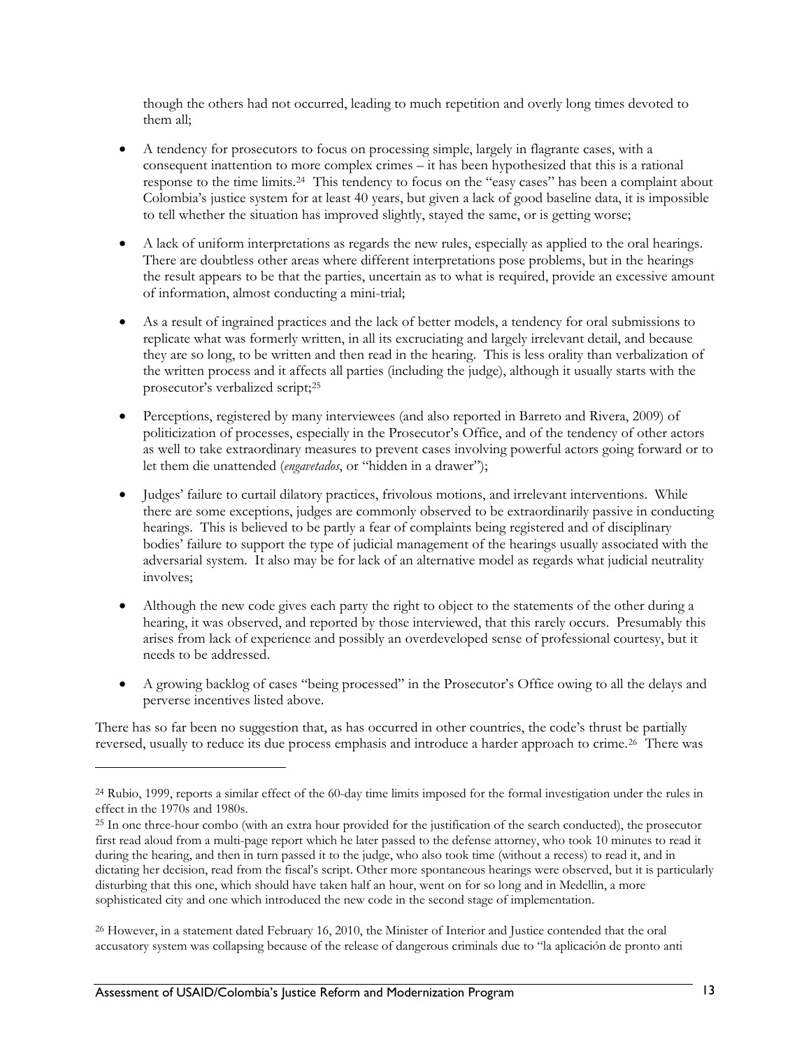though the others had not occurred, leading to much repetition and overly long times devoted to them all;

- A tendency for prosecutors to focus on processing simple, largely in flagrante cases, with a consequent inattention to more complex crimes – it has been hypothesized that this is a rational response to the time limits.[24] This tendency to focus on the "easy cases" has been a complaint about Colombia's justice system for at least 40 years, but given a lack of good baseline data, it is impossible to tell whether the situation has improved slightly, stayed the same, or is getting worse;

- A lack of uniform interpretations as regards the new rules, especially as applied to the oral hearings. There are doubtless other areas where different interpretations pose problems, but in the hearings the result appears to be that the parties, uncertain as to what is required, provide an excessive amount of information, almost conducting a mini-trial;

- As a result of ingrained practices and the lack of better models, a tendency for oral submissions to replicate what was formerly written, in all its excruciating and largely irrelevant detail, and because they are so long, to be written and then read in the hearing. This is less orality than verbalization of the written process and it affects all parties (including the judge), although it usually starts with the prosecutor's verbalized script;[25]

- Perceptions, registered by many interviewees (and also reported in Barreto and Rivera, 2009) of politicization of processes, especially in the Prosecutor's Office, and of the tendency of other actors as well to take extraordinary measures to prevent cases involving powerful actors going forward or to let them die unattended (*engavetados*, or "hidden in a drawer");

- Judges' failure to curtail dilatory practices, frivolous motions, and irrelevant interventions. While there are some exceptions, judges are commonly observed to be extraordinarily passive in conducting hearings. This is believed to be partly a fear of complaints being registered and of disciplinary bodies' failure to support the type of judicial management of the hearings usually associated with the adversarial system. It also may be for lack of an alternative model as regards what judicial neutrality involves;

- Although the new code gives each party the right to object to the statements of the other during a hearing, it was observed, and reported by those interviewed, that this rarely occurs. Presumably this arises from lack of experience and possibly an overdeveloped sense of professional courtesy, but it needs to be addressed.

- A growing backlog of cases "being processed" in the Prosecutor's Office owing to all the delays and perverse incentives listed above.

There has so far been no suggestion that, as has occurred in other countries, the code's thrust be partially reversed, usually to reduce its due process emphasis and introduce a harder approach to crime.[26] There was

---

[24] Rubio, 1999, reports a similar effect of the 60-day time limits imposed for the formal investigation under the rules in effect in the 1970s and 1980s.

[25] In one three-hour combo (with an extra hour provided for the justification of the search conducted), the prosecutor first read aloud from a multi-page report which he later passed to the defense attorney, who took 10 minutes to read it during the hearing, and then in turn passed it to the judge, who also took time (without a recess) to read it, and in dictating her decision, read from the fiscal's script. Other more spontaneous hearings were observed, but it is particularly disturbing that this one, which should have taken half an hour, went on for so long and in Medellin, a more sophisticated city and one which introduced the new code in the second stage of implementation.

[26] However, in a statement dated February 16, 2010, the Minister of Interior and Justice contended that the oral accusatory system was collapsing because of the release of dangerous criminals due to "la aplicación de pronto anti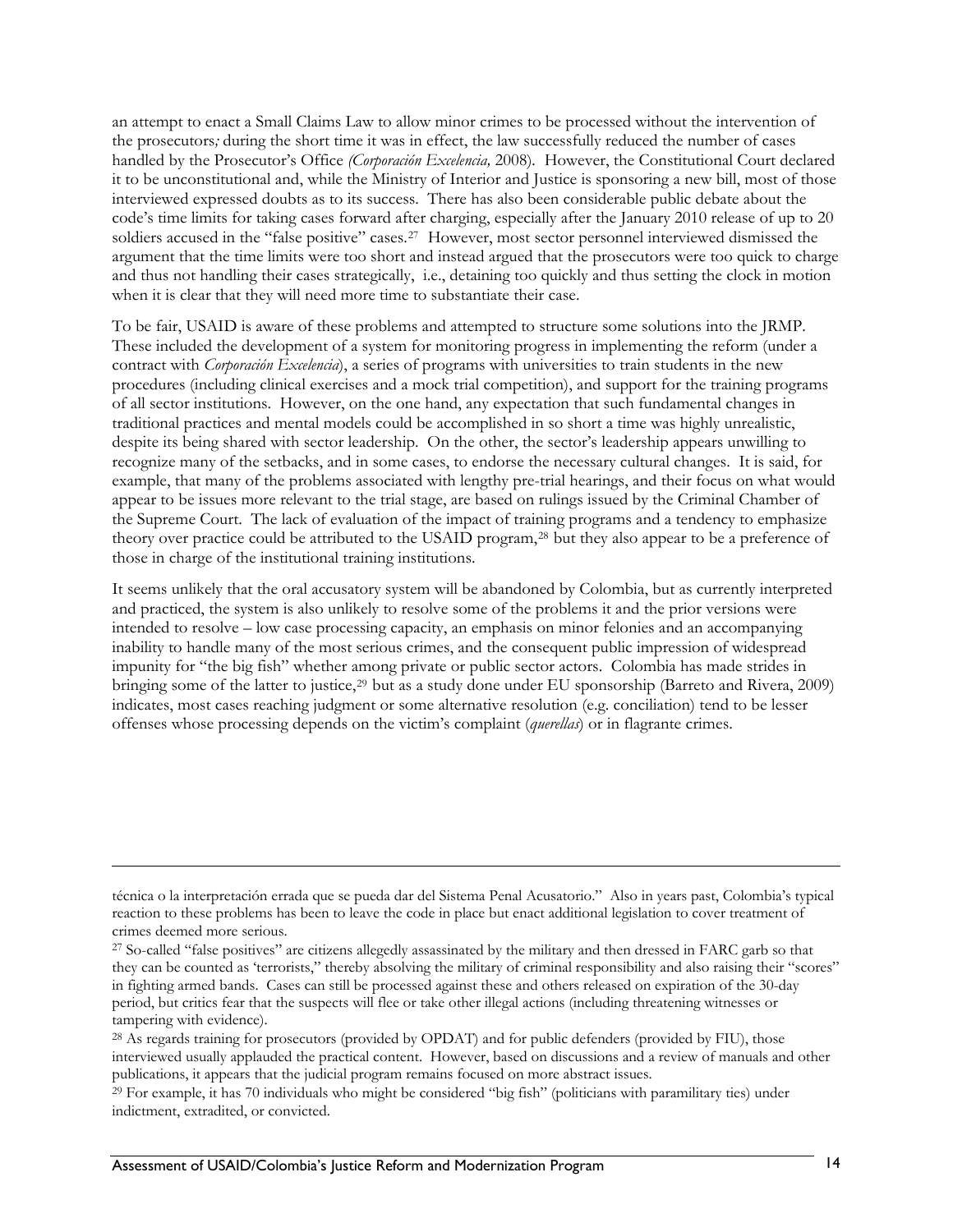an attempt to enact a Small Claims Law to allow minor crimes to be processed without the intervention of the prosecutors*;* during the short time it was in effect, the law successfully reduced the number of cases handled by the Prosecutor's Office *(Corporación Excelencia,* 2008). However, the Constitutional Court declared it to be unconstitutional and, while the Ministry of Interior and Justice is sponsoring a new bill, most of those interviewed expressed doubts as to its success. There has also been considerable public debate about the code's time limits for taking cases forward after charging, especially after the January 2010 release of up to 20 soldiers accused in the "false positive" cases.[27] However, most sector personnel interviewed dismissed the argument that the time limits were too short and instead argued that the prosecutors were too quick to charge and thus not handling their cases strategically, i.e., detaining too quickly and thus setting the clock in motion when it is clear that they will need more time to substantiate their case.

To be fair, USAID is aware of these problems and attempted to structure some solutions into the JRMP. These included the development of a system for monitoring progress in implementing the reform (under a contract with *Corporación Excelencia*), a series of programs with universities to train students in the new procedures (including clinical exercises and a mock trial competition), and support for the training programs of all sector institutions. However, on the one hand, any expectation that such fundamental changes in traditional practices and mental models could be accomplished in so short a time was highly unrealistic, despite its being shared with sector leadership. On the other, the sector's leadership appears unwilling to recognize many of the setbacks, and in some cases, to endorse the necessary cultural changes. It is said, for example, that many of the problems associated with lengthy pre-trial hearings, and their focus on what would appear to be issues more relevant to the trial stage, are based on rulings issued by the Criminal Chamber of the Supreme Court. The lack of evaluation of the impact of training programs and a tendency to emphasize theory over practice could be attributed to the USAID program,[28] but they also appear to be a preference of those in charge of the institutional training institutions.

It seems unlikely that the oral accusatory system will be abandoned by Colombia, but as currently interpreted and practiced, the system is also unlikely to resolve some of the problems it and the prior versions were intended to resolve – low case processing capacity, an emphasis on minor felonies and an accompanying inability to handle many of the most serious crimes, and the consequent public impression of widespread impunity for "the big fish" whether among private or public sector actors. Colombia has made strides in bringing some of the latter to justice,[29] but as a study done under EU sponsorship (Barreto and Rivera, 2009) indicates, most cases reaching judgment or some alternative resolution (e.g. conciliation) tend to be lesser offenses whose processing depends on the victim's complaint (*querellas*) or in flagrante crimes.

---

técnica o la interpretación errada que se pueda dar del Sistema Penal Acusatorio." Also in years past, Colombia's typical reaction to these problems has been to leave the code in place but enact additional legislation to cover treatment of crimes deemed more serious.

[27] So-called "false positives" are citizens allegedly assassinated by the military and then dressed in FARC garb so that they can be counted as 'terrorists," thereby absolving the military of criminal responsibility and also raising their "scores" in fighting armed bands. Cases can still be processed against these and others released on expiration of the 30-day period, but critics fear that the suspects will flee or take other illegal actions (including threatening witnesses or tampering with evidence).

[28] As regards training for prosecutors (provided by OPDAT) and for public defenders (provided by FIU), those interviewed usually applauded the practical content. However, based on discussions and a review of manuals and other publications, it appears that the judicial program remains focused on more abstract issues.

[29] For example, it has 70 individuals who might be considered "big fish" (politicians with paramilitary ties) under indictment, extradited, or convicted.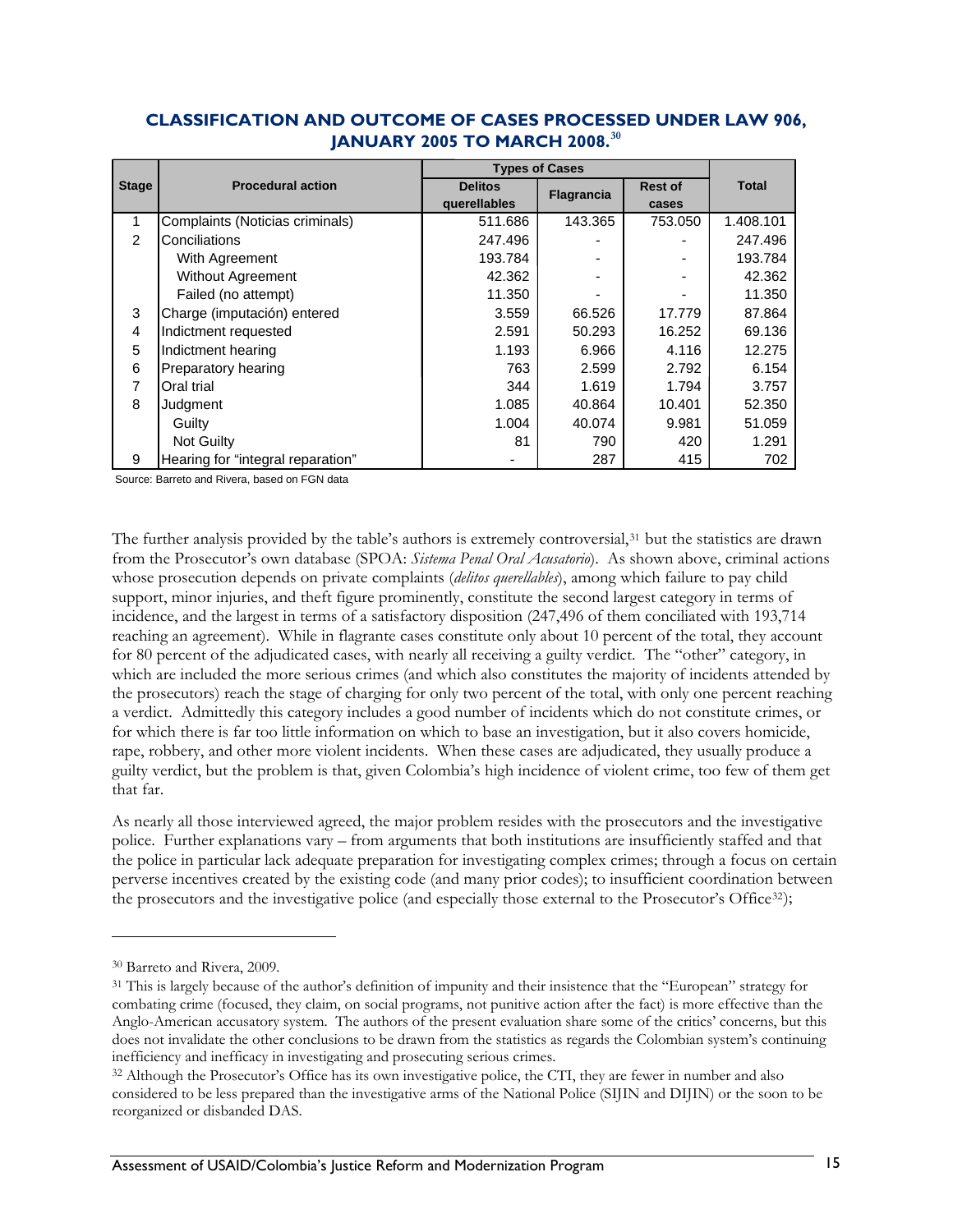## CLASSIFICATION AND OUTCOME OF CASES PROCESSED UNDER LAW 906, JANUARY 2005 TO MARCH 2008.[30]

| Stage | Procedural action | Types of Cases | | | Total |
|---|---|---|---|---|---|
| | | Delitos querellables | Flagrancia | Rest of cases | |
| 1 | Complaints (Noticias criminals) | 511.686 | 143.365 | 753.050 | 1.408.101 |
| 2 | Conciliations | 247.496 | - | - | 247.496 |
| | With Agreement | 193.784 | - | - | 193.784 |
| | Without Agreement | 42.362 | - | - | 42.362 |
| | Failed (no attempt) | 11.350 | - | - | 11.350 |
| 3 | Charge (imputación) entered | 3.559 | 66.526 | 17.779 | 87.864 |
| 4 | Indictment requested | 2.591 | 50.293 | 16.252 | 69.136 |
| 5 | Indictment hearing | 1.193 | 6.966 | 4.116 | 12.275 |
| 6 | Preparatory hearing | 763 | 2.599 | 2.792 | 6.154 |
| 7 | Oral trial | 344 | 1.619 | 1.794 | 3.757 |
| 8 | Judgment | 1.085 | 40.864 | 10.401 | 52.350 |
| | Guilty | 1.004 | 40.074 | 9.981 | 51.059 |
| | Not Guilty | 81 | 790 | 420 | 1.291 |
| 9 | Hearing for "integral reparation" | - | 287 | 415 | 702 |

Source: Barreto and Rivera, based on FGN data

The further analysis provided by the table's authors is extremely controversial,[31] but the statistics are drawn from the Prosecutor's own database (SPOA: *Sistema Penal Oral Acusatorio*). As shown above, criminal actions whose prosecution depends on private complaints (*delitos querellables*), among which failure to pay child support, minor injuries, and theft figure prominently, constitute the second largest category in terms of incidence, and the largest in terms of a satisfactory disposition (247,496 of them conciliated with 193,714 reaching an agreement). While in flagrante cases constitute only about 10 percent of the total, they account for 80 percent of the adjudicated cases, with nearly all receiving a guilty verdict. The "other" category, in which are included the more serious crimes (and which also constitutes the majority of incidents attended by the prosecutors) reach the stage of charging for only two percent of the total, with only one percent reaching a verdict. Admittedly this category includes a good number of incidents which do not constitute crimes, or for which there is far too little information on which to base an investigation, but it also covers homicide, rape, robbery, and other more violent incidents. When these cases are adjudicated, they usually produce a guilty verdict, but the problem is that, given Colombia's high incidence of violent crime, too few of them get that far.

As nearly all those interviewed agreed, the major problem resides with the prosecutors and the investigative police. Further explanations vary – from arguments that both institutions are insufficiently staffed and that the police in particular lack adequate preparation for investigating complex crimes; through a focus on certain perverse incentives created by the existing code (and many prior codes); to insufficient coordination between the prosecutors and the investigative police (and especially those external to the Prosecutor's Office[32]);

---

[30] Barreto and Rivera, 2009.

[31] This is largely because of the author's definition of impunity and their insistence that the "European" strategy for combating crime (focused, they claim, on social programs, not punitive action after the fact) is more effective than the Anglo-American accusatory system. The authors of the present evaluation share some of the critics' concerns, but this does not invalidate the other conclusions to be drawn from the statistics as regards the Colombian system's continuing inefficiency and inefficacy in investigating and prosecuting serious crimes.

[32] Although the Prosecutor's Office has its own investigative police, the CTI, they are fewer in number and also considered to be less prepared than the investigative arms of the National Police (SIJIN and DIJIN) or the soon to be reorganized or disbanded DAS.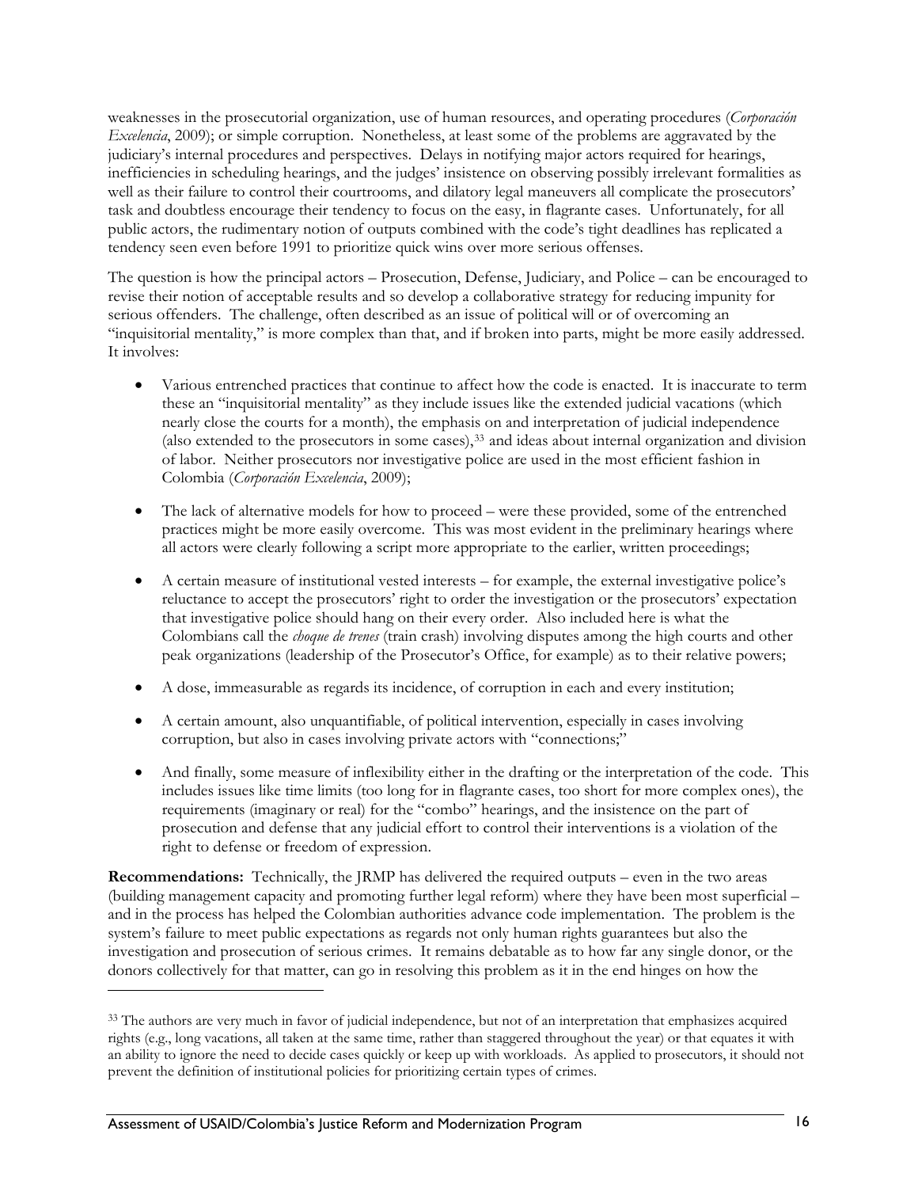weaknesses in the prosecutorial organization, use of human resources, and operating procedures (*Corporación Excelencia*, 2009); or simple corruption. Nonetheless, at least some of the problems are aggravated by the judiciary's internal procedures and perspectives. Delays in notifying major actors required for hearings, inefficiencies in scheduling hearings, and the judges' insistence on observing possibly irrelevant formalities as well as their failure to control their courtrooms, and dilatory legal maneuvers all complicate the prosecutors' task and doubtless encourage their tendency to focus on the easy, in flagrante cases. Unfortunately, for all public actors, the rudimentary notion of outputs combined with the code's tight deadlines has replicated a tendency seen even before 1991 to prioritize quick wins over more serious offenses.

The question is how the principal actors – Prosecution, Defense, Judiciary, and Police – can be encouraged to revise their notion of acceptable results and so develop a collaborative strategy for reducing impunity for serious offenders. The challenge, often described as an issue of political will or of overcoming an "inquisitorial mentality," is more complex than that, and if broken into parts, might be more easily addressed. It involves:

- Various entrenched practices that continue to affect how the code is enacted. It is inaccurate to term these an "inquisitorial mentality" as they include issues like the extended judicial vacations (which nearly close the courts for a month), the emphasis on and interpretation of judicial independence (also extended to the prosecutors in some cases),[33] and ideas about internal organization and division of labor. Neither prosecutors nor investigative police are used in the most efficient fashion in Colombia (*Corporación Excelencia*, 2009);

- The lack of alternative models for how to proceed – were these provided, some of the entrenched practices might be more easily overcome. This was most evident in the preliminary hearings where all actors were clearly following a script more appropriate to the earlier, written proceedings;

- A certain measure of institutional vested interests – for example, the external investigative police's reluctance to accept the prosecutors' right to order the investigation or the prosecutors' expectation that investigative police should hang on their every order. Also included here is what the Colombians call the *choque de trenes* (train crash) involving disputes among the high courts and other peak organizations (leadership of the Prosecutor's Office, for example) as to their relative powers;

- A dose, immeasurable as regards its incidence, of corruption in each and every institution;

- A certain amount, also unquantifiable, of political intervention, especially in cases involving corruption, but also in cases involving private actors with "connections;"

- And finally, some measure of inflexibility either in the drafting or the interpretation of the code. This includes issues like time limits (too long for in flagrante cases, too short for more complex ones), the requirements (imaginary or real) for the "combo" hearings, and the insistence on the part of prosecution and defense that any judicial effort to control their interventions is a violation of the right to defense or freedom of expression.

**Recommendations:** Technically, the JRMP has delivered the required outputs – even in the two areas (building management capacity and promoting further legal reform) where they have been most superficial – and in the process has helped the Colombian authorities advance code implementation. The problem is the system's failure to meet public expectations as regards not only human rights guarantees but also the investigation and prosecution of serious crimes. It remains debatable as to how far any single donor, or the donors collectively for that matter, can go in resolving this problem as it in the end hinges on how the

[33] The authors are very much in favor of judicial independence, but not of an interpretation that emphasizes acquired rights (e.g., long vacations, all taken at the same time, rather than staggered throughout the year) or that equates it with an ability to ignore the need to decide cases quickly or keep up with workloads. As applied to prosecutors, it should not prevent the definition of institutional policies for prioritizing certain types of crimes.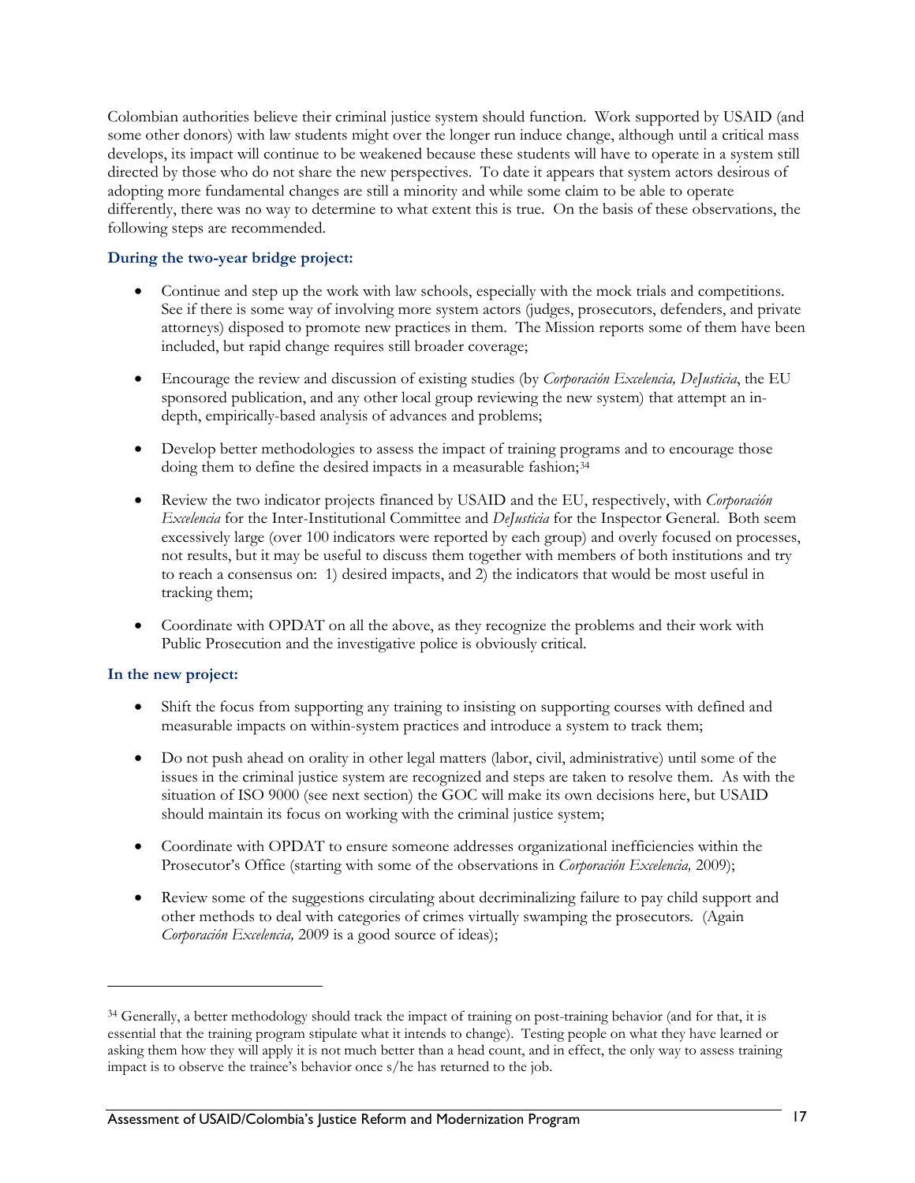Colombian authorities believe their criminal justice system should function. Work supported by USAID (and some other donors) with law students might over the longer run induce change, although until a critical mass develops, its impact will continue to be weakened because these students will have to operate in a system still directed by those who do not share the new perspectives. To date it appears that system actors desirous of adopting more fundamental changes are still a minority and while some claim to be able to operate differently, there was no way to determine to what extent this is true. On the basis of these observations, the following steps are recommended.

### During the two-year bridge project:

- Continue and step up the work with law schools, especially with the mock trials and competitions. See if there is some way of involving more system actors (judges, prosecutors, defenders, and private attorneys) disposed to promote new practices in them. The Mission reports some of them have been included, but rapid change requires still broader coverage;

- Encourage the review and discussion of existing studies (by *Corporación Excelencia, DeJusticia*, the EU sponsored publication, and any other local group reviewing the new system) that attempt an in-depth, empirically-based analysis of advances and problems;

- Develop better methodologies to assess the impact of training programs and to encourage those doing them to define the desired impacts in a measurable fashion;[34]

- Review the two indicator projects financed by USAID and the EU, respectively, with *Corporación Excelencia* for the Inter-Institutional Committee and *DeJusticia* for the Inspector General. Both seem excessively large (over 100 indicators were reported by each group) and overly focused on processes, not results, but it may be useful to discuss them together with members of both institutions and try to reach a consensus on: 1) desired impacts, and 2) the indicators that would be most useful in tracking them;

- Coordinate with OPDAT on all the above, as they recognize the problems and their work with Public Prosecution and the investigative police is obviously critical.

### In the new project:

- Shift the focus from supporting any training to insisting on supporting courses with defined and measurable impacts on within-system practices and introduce a system to track them;

- Do not push ahead on orality in other legal matters (labor, civil, administrative) until some of the issues in the criminal justice system are recognized and steps are taken to resolve them. As with the situation of ISO 9000 (see next section) the GOC will make its own decisions here, but USAID should maintain its focus on working with the criminal justice system;

- Coordinate with OPDAT to ensure someone addresses organizational inefficiencies within the Prosecutor's Office (starting with some of the observations in *Corporación Excelencia,* 2009);

- Review some of the suggestions circulating about decriminalizing failure to pay child support and other methods to deal with categories of crimes virtually swamping the prosecutors. (Again *Corporación Excelencia,* 2009 is a good source of ideas);

---

[34] Generally, a better methodology should track the impact of training on post-training behavior (and for that, it is essential that the training program stipulate what it intends to change). Testing people on what they have learned or asking them how they will apply it is not much better than a head count, and in effect, the only way to assess training impact is to observe the trainee's behavior once s/he has returned to the job.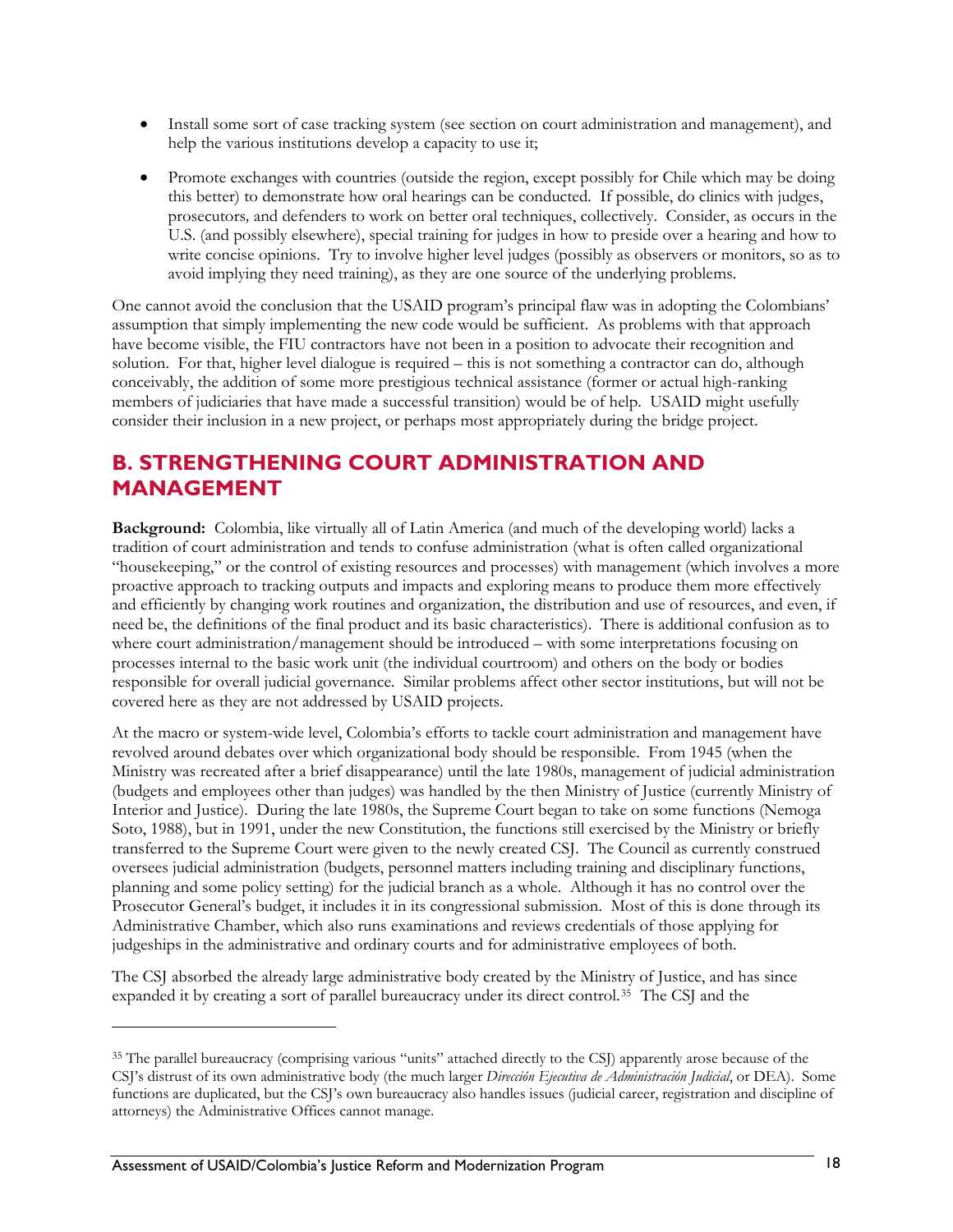- Install some sort of case tracking system (see section on court administration and management), and help the various institutions develop a capacity to use it;

- Promote exchanges with countries (outside the region, except possibly for Chile which may be doing this better) to demonstrate how oral hearings can be conducted. If possible, do clinics with judges, prosecutors, and defenders to work on better oral techniques, collectively. Consider, as occurs in the U.S. (and possibly elsewhere), special training for judges in how to preside over a hearing and how to write concise opinions. Try to involve higher level judges (possibly as observers or monitors, so as to avoid implying they need training), as they are one source of the underlying problems.

One cannot avoid the conclusion that the USAID program's principal flaw was in adopting the Colombians' assumption that simply implementing the new code would be sufficient. As problems with that approach have become visible, the FIU contractors have not been in a position to advocate their recognition and solution. For that, higher level dialogue is required – this is not something a contractor can do, although conceivably, the addition of some more prestigious technical assistance (former or actual high-ranking members of judiciaries that have made a successful transition) would be of help. USAID might usefully consider their inclusion in a new project, or perhaps most appropriately during the bridge project.

## B. STRENGTHENING COURT ADMINISTRATION AND MANAGEMENT

**Background:** Colombia, like virtually all of Latin America (and much of the developing world) lacks a tradition of court administration and tends to confuse administration (what is often called organizational "housekeeping," or the control of existing resources and processes) with management (which involves a more proactive approach to tracking outputs and impacts and exploring means to produce them more effectively and efficiently by changing work routines and organization, the distribution and use of resources, and even, if need be, the definitions of the final product and its basic characteristics). There is additional confusion as to where court administration/management should be introduced – with some interpretations focusing on processes internal to the basic work unit (the individual courtroom) and others on the body or bodies responsible for overall judicial governance. Similar problems affect other sector institutions, but will not be covered here as they are not addressed by USAID projects.

At the macro or system-wide level, Colombia's efforts to tackle court administration and management have revolved around debates over which organizational body should be responsible. From 1945 (when the Ministry was recreated after a brief disappearance) until the late 1980s, management of judicial administration (budgets and employees other than judges) was handled by the then Ministry of Justice (currently Ministry of Interior and Justice). During the late 1980s, the Supreme Court began to take on some functions (Nemoga Soto, 1988), but in 1991, under the new Constitution, the functions still exercised by the Ministry or briefly transferred to the Supreme Court were given to the newly created CSJ. The Council as currently construed oversees judicial administration (budgets, personnel matters including training and disciplinary functions, planning and some policy setting) for the judicial branch as a whole. Although it has no control over the Prosecutor General's budget, it includes it in its congressional submission. Most of this is done through its Administrative Chamber, which also runs examinations and reviews credentials of those applying for judgeships in the administrative and ordinary courts and for administrative employees of both.

The CSJ absorbed the already large administrative body created by the Ministry of Justice, and has since expanded it by creating a sort of parallel bureaucracy under its direct control.[35] The CSJ and the

---

[35] The parallel bureaucracy (comprising various "units" attached directly to the CSJ) apparently arose because of the CSJ's distrust of its own administrative body (the much larger *Dirección Ejecutiva de Administración Judicial*, or DEA). Some functions are duplicated, but the CSJ's own bureaucracy also handles issues (judicial career, registration and discipline of attorneys) the Administrative Offices cannot manage.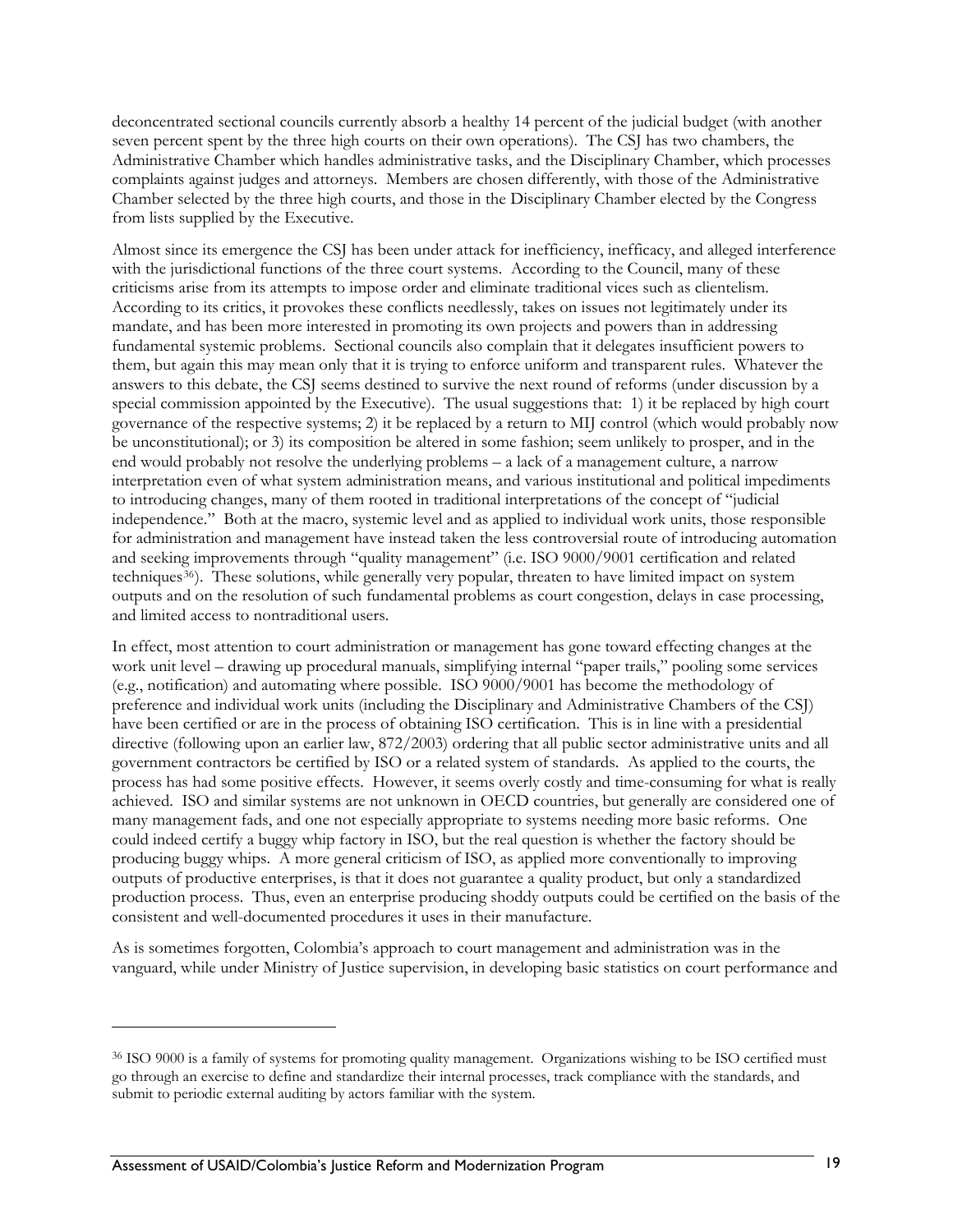deconcentrated sectional councils currently absorb a healthy 14 percent of the judicial budget (with another seven percent spent by the three high courts on their own operations). The CSJ has two chambers, the Administrative Chamber which handles administrative tasks, and the Disciplinary Chamber, which processes complaints against judges and attorneys. Members are chosen differently, with those of the Administrative Chamber selected by the three high courts, and those in the Disciplinary Chamber elected by the Congress from lists supplied by the Executive.

Almost since its emergence the CSJ has been under attack for inefficiency, inefficacy, and alleged interference with the jurisdictional functions of the three court systems. According to the Council, many of these criticisms arise from its attempts to impose order and eliminate traditional vices such as clientelism. According to its critics, it provokes these conflicts needlessly, takes on issues not legitimately under its mandate, and has been more interested in promoting its own projects and powers than in addressing fundamental systemic problems. Sectional councils also complain that it delegates insufficient powers to them, but again this may mean only that it is trying to enforce uniform and transparent rules. Whatever the answers to this debate, the CSJ seems destined to survive the next round of reforms (under discussion by a special commission appointed by the Executive). The usual suggestions that: 1) it be replaced by high court governance of the respective systems; 2) it be replaced by a return to MIJ control (which would probably now be unconstitutional); or 3) its composition be altered in some fashion; seem unlikely to prosper, and in the end would probably not resolve the underlying problems – a lack of a management culture, a narrow interpretation even of what system administration means, and various institutional and political impediments to introducing changes, many of them rooted in traditional interpretations of the concept of "judicial independence." Both at the macro, systemic level and as applied to individual work units, those responsible for administration and management have instead taken the less controversial route of introducing automation and seeking improvements through "quality management" (i.e. ISO 9000/9001 certification and related techniques[36]). These solutions, while generally very popular, threaten to have limited impact on system outputs and on the resolution of such fundamental problems as court congestion, delays in case processing, and limited access to nontraditional users.

In effect, most attention to court administration or management has gone toward effecting changes at the work unit level – drawing up procedural manuals, simplifying internal "paper trails," pooling some services (e.g., notification) and automating where possible. ISO 9000/9001 has become the methodology of preference and individual work units (including the Disciplinary and Administrative Chambers of the CSJ) have been certified or are in the process of obtaining ISO certification. This is in line with a presidential directive (following upon an earlier law, 872/2003) ordering that all public sector administrative units and all government contractors be certified by ISO or a related system of standards. As applied to the courts, the process has had some positive effects. However, it seems overly costly and time-consuming for what is really achieved. ISO and similar systems are not unknown in OECD countries, but generally are considered one of many management fads, and one not especially appropriate to systems needing more basic reforms. One could indeed certify a buggy whip factory in ISO, but the real question is whether the factory should be producing buggy whips. A more general criticism of ISO, as applied more conventionally to improving outputs of productive enterprises, is that it does not guarantee a quality product, but only a standardized production process. Thus, even an enterprise producing shoddy outputs could be certified on the basis of the consistent and well-documented procedures it uses in their manufacture.

As is sometimes forgotten, Colombia's approach to court management and administration was in the vanguard, while under Ministry of Justice supervision, in developing basic statistics on court performance and

---

[36] ISO 9000 is a family of systems for promoting quality management. Organizations wishing to be ISO certified must go through an exercise to define and standardize their internal processes, track compliance with the standards, and submit to periodic external auditing by actors familiar with the system.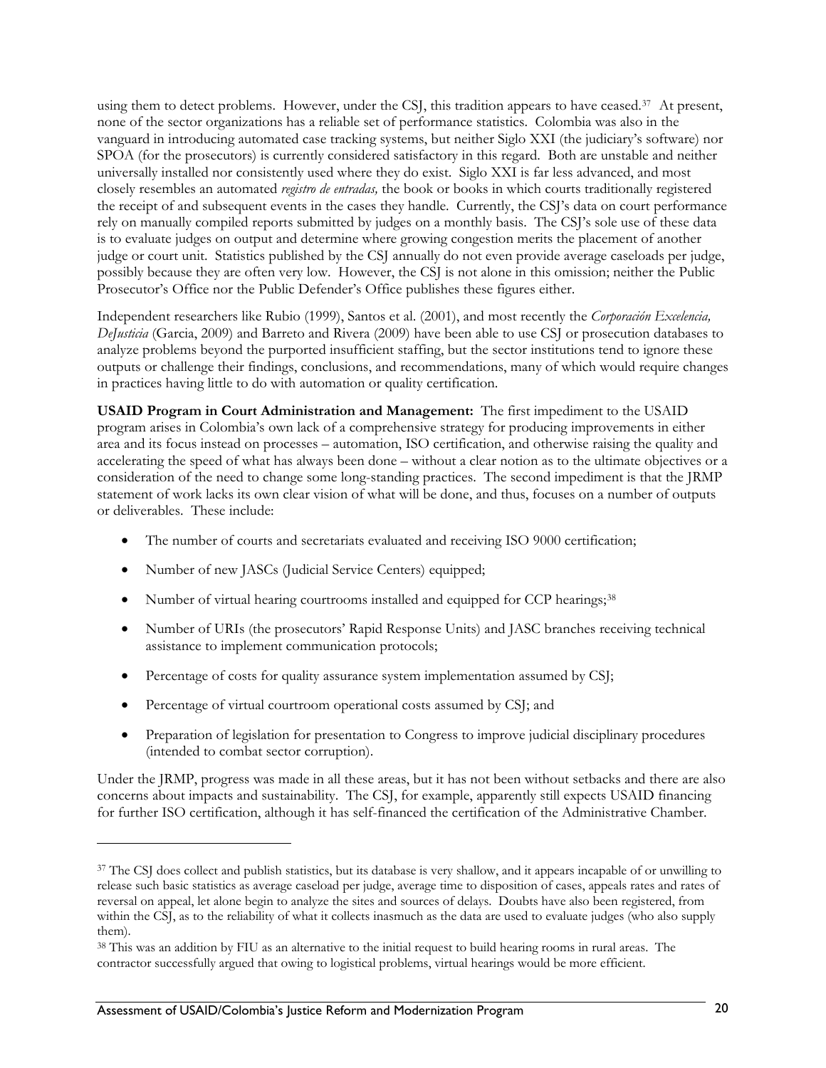using them to detect problems. However, under the CSJ, this tradition appears to have ceased.[37] At present, none of the sector organizations has a reliable set of performance statistics. Colombia was also in the vanguard in introducing automated case tracking systems, but neither Siglo XXI (the judiciary's software) nor SPOA (for the prosecutors) is currently considered satisfactory in this regard. Both are unstable and neither universally installed nor consistently used where they do exist. Siglo XXI is far less advanced, and most closely resembles an automated *registro de entradas,* the book or books in which courts traditionally registered the receipt of and subsequent events in the cases they handle. Currently, the CSJ's data on court performance rely on manually compiled reports submitted by judges on a monthly basis. The CSJ's sole use of these data is to evaluate judges on output and determine where growing congestion merits the placement of another judge or court unit. Statistics published by the CSJ annually do not even provide average caseloads per judge, possibly because they are often very low. However, the CSJ is not alone in this omission; neither the Public Prosecutor's Office nor the Public Defender's Office publishes these figures either.

Independent researchers like Rubio (1999), Santos et al. (2001), and most recently the *Corporación Excelencia, DeJusticia* (Garcia, 2009) and Barreto and Rivera (2009) have been able to use CSJ or prosecution databases to analyze problems beyond the purported insufficient staffing, but the sector institutions tend to ignore these outputs or challenge their findings, conclusions, and recommendations, many of which would require changes in practices having little to do with automation or quality certification.

**USAID Program in Court Administration and Management:** The first impediment to the USAID program arises in Colombia's own lack of a comprehensive strategy for producing improvements in either area and its focus instead on processes – automation, ISO certification, and otherwise raising the quality and accelerating the speed of what has always been done – without a clear notion as to the ultimate objectives or a consideration of the need to change some long-standing practices. The second impediment is that the JRMP statement of work lacks its own clear vision of what will be done, and thus, focuses on a number of outputs or deliverables. These include:

- The number of courts and secretariats evaluated and receiving ISO 9000 certification;
- Number of new JASCs (Judicial Service Centers) equipped;
- Number of virtual hearing courtrooms installed and equipped for CCP hearings;[38]
- Number of URIs (the prosecutors' Rapid Response Units) and JASC branches receiving technical assistance to implement communication protocols;
- Percentage of costs for quality assurance system implementation assumed by CSJ;
- Percentage of virtual courtroom operational costs assumed by CSJ; and
- Preparation of legislation for presentation to Congress to improve judicial disciplinary procedures (intended to combat sector corruption).

Under the JRMP, progress was made in all these areas, but it has not been without setbacks and there are also concerns about impacts and sustainability. The CSJ, for example, apparently still expects USAID financing for further ISO certification, although it has self-financed the certification of the Administrative Chamber.

---

[37] The CSJ does collect and publish statistics, but its database is very shallow, and it appears incapable of or unwilling to release such basic statistics as average caseload per judge, average time to disposition of cases, appeals rates and rates of reversal on appeal, let alone begin to analyze the sites and sources of delays. Doubts have also been registered, from within the CSJ, as to the reliability of what it collects inasmuch as the data are used to evaluate judges (who also supply them).

[38] This was an addition by FIU as an alternative to the initial request to build hearing rooms in rural areas. The contractor successfully argued that owing to logistical problems, virtual hearings would be more efficient.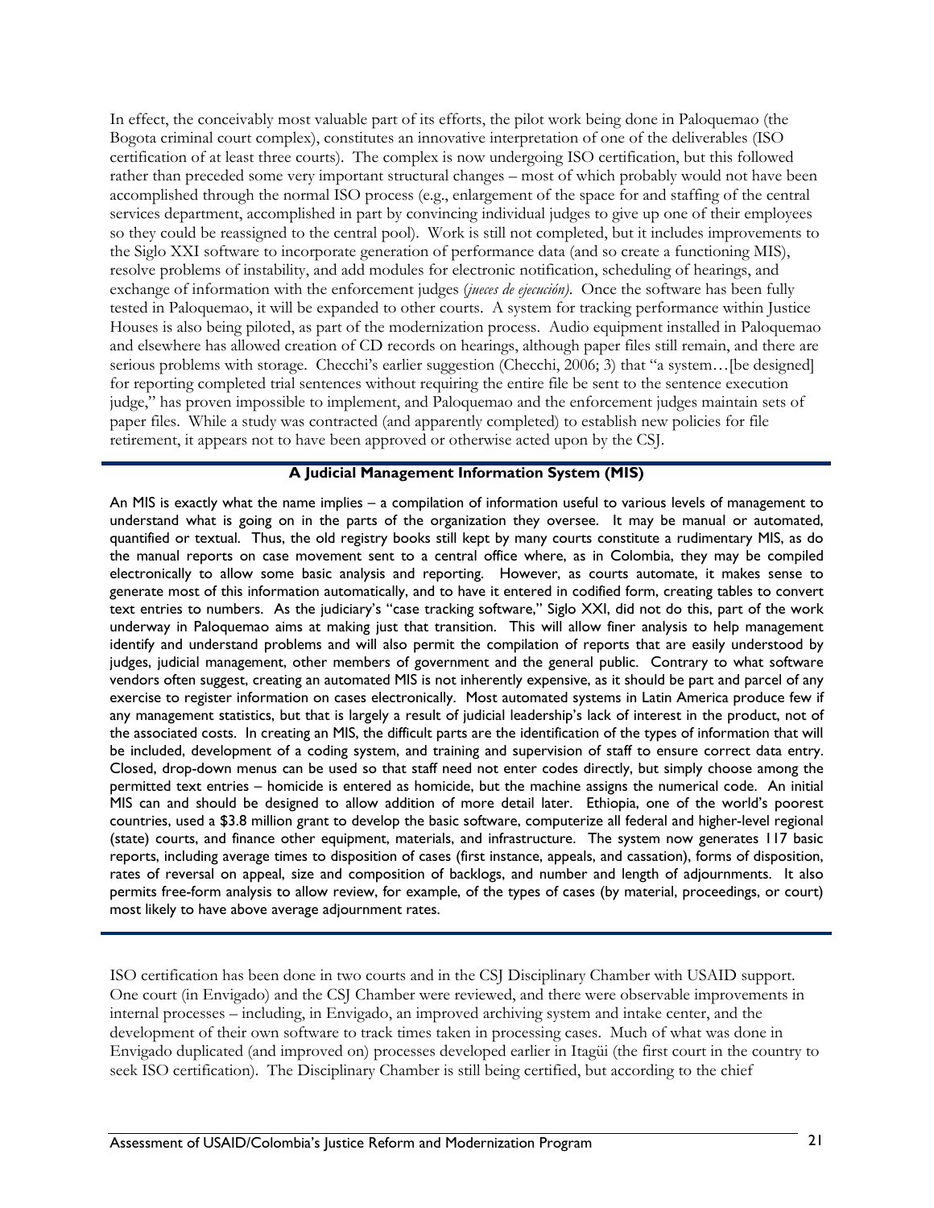In effect, the conceivably most valuable part of its efforts, the pilot work being done in Paloquemao (the Bogota criminal court complex), constitutes an innovative interpretation of one of the deliverables (ISO certification of at least three courts). The complex is now undergoing ISO certification, but this followed rather than preceded some very important structural changes – most of which probably would not have been accomplished through the normal ISO process (e.g., enlargement of the space for and staffing of the central services department, accomplished in part by convincing individual judges to give up one of their employees so they could be reassigned to the central pool). Work is still not completed, but it includes improvements to the Siglo XXI software to incorporate generation of performance data (and so create a functioning MIS), resolve problems of instability, and add modules for electronic notification, scheduling of hearings, and exchange of information with the enforcement judges (*jueces de ejecución*). Once the software has been fully tested in Paloquemao, it will be expanded to other courts. A system for tracking performance within Justice Houses is also being piloted, as part of the modernization process. Audio equipment installed in Paloquemao and elsewhere has allowed creation of CD records on hearings, although paper files still remain, and there are serious problems with storage. Checchi's earlier suggestion (Checchi, 2006; 3) that "a system…[be designed] for reporting completed trial sentences without requiring the entire file be sent to the sentence execution judge," has proven impossible to implement, and Paloquemao and the enforcement judges maintain sets of paper files. While a study was contracted (and apparently completed) to establish new policies for file retirement, it appears not to have been approved or otherwise acted upon by the CSJ.

**A Judicial Management Information System (MIS)**

An MIS is exactly what the name implies – a compilation of information useful to various levels of management to understand what is going on in the parts of the organization they oversee. It may be manual or automated, quantified or textual. Thus, the old registry books still kept by many courts constitute a rudimentary MIS, as do the manual reports on case movement sent to a central office where, as in Colombia, they may be compiled electronically to allow some basic analysis and reporting. However, as courts automate, it makes sense to generate most of this information automatically, and to have it entered in codified form, creating tables to convert text entries to numbers. As the judiciary's "case tracking software," Siglo XXI, did not do this, part of the work underway in Paloquemao aims at making just that transition. This will allow finer analysis to help management identify and understand problems and will also permit the compilation of reports that are easily understood by judges, judicial management, other members of government and the general public. Contrary to what software vendors often suggest, creating an automated MIS is not inherently expensive, as it should be part and parcel of any exercise to register information on cases electronically. Most automated systems in Latin America produce few if any management statistics, but that is largely a result of judicial leadership's lack of interest in the product, not of the associated costs. In creating an MIS, the difficult parts are the identification of the types of information that will be included, development of a coding system, and training and supervision of staff to ensure correct data entry. Closed, drop-down menus can be used so that staff need not enter codes directly, but simply choose among the permitted text entries – homicide is entered as homicide, but the machine assigns the numerical code. An initial MIS can and should be designed to allow addition of more detail later. Ethiopia, one of the world's poorest countries, used a $3.8 million grant to develop the basic software, computerize all federal and higher-level regional (state) courts, and finance other equipment, materials, and infrastructure. The system now generates 117 basic reports, including average times to disposition of cases (first instance, appeals, and cassation), forms of disposition, rates of reversal on appeal, size and composition of backlogs, and number and length of adjournments. It also permits free-form analysis to allow review, for example, of the types of cases (by material, proceedings, or court) most likely to have above average adjournment rates.

ISO certification has been done in two courts and in the CSJ Disciplinary Chamber with USAID support. One court (in Envigado) and the CSJ Chamber were reviewed, and there were observable improvements in internal processes – including, in Envigado, an improved archiving system and intake center, and the development of their own software to track times taken in processing cases. Much of what was done in Envigado duplicated (and improved on) processes developed earlier in Itagüi (the first court in the country to seek ISO certification). The Disciplinary Chamber is still being certified, but according to the chief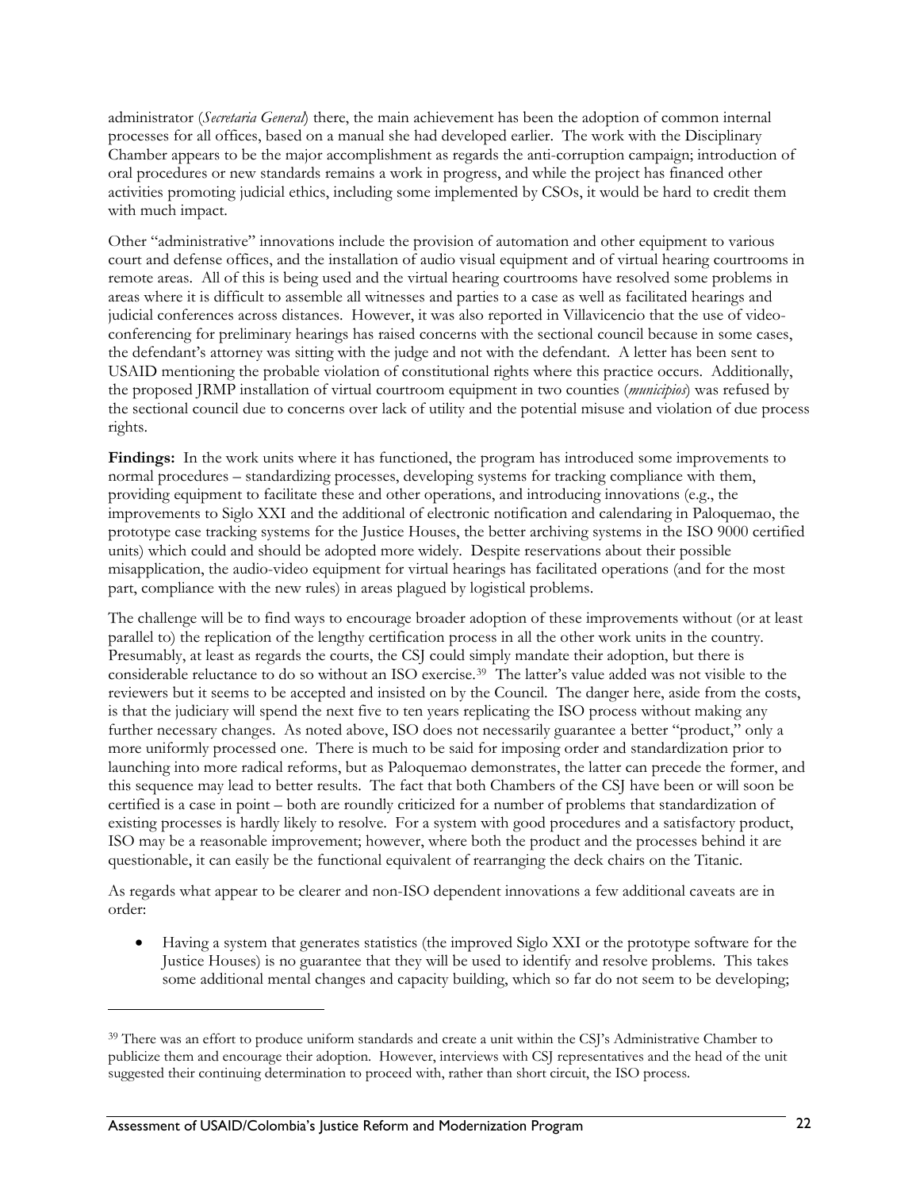administrator (*Secretaria General*) there, the main achievement has been the adoption of common internal processes for all offices, based on a manual she had developed earlier. The work with the Disciplinary Chamber appears to be the major accomplishment as regards the anti-corruption campaign; introduction of oral procedures or new standards remains a work in progress, and while the project has financed other activities promoting judicial ethics, including some implemented by CSOs, it would be hard to credit them with much impact.

Other "administrative" innovations include the provision of automation and other equipment to various court and defense offices, and the installation of audio visual equipment and of virtual hearing courtrooms in remote areas. All of this is being used and the virtual hearing courtrooms have resolved some problems in areas where it is difficult to assemble all witnesses and parties to a case as well as facilitated hearings and judicial conferences across distances. However, it was also reported in Villavicencio that the use of video-conferencing for preliminary hearings has raised concerns with the sectional council because in some cases, the defendant's attorney was sitting with the judge and not with the defendant. A letter has been sent to USAID mentioning the probable violation of constitutional rights where this practice occurs. Additionally, the proposed JRMP installation of virtual courtroom equipment in two counties (*municipios*) was refused by the sectional council due to concerns over lack of utility and the potential misuse and violation of due process rights.

**Findings:** In the work units where it has functioned, the program has introduced some improvements to normal procedures – standardizing processes, developing systems for tracking compliance with them, providing equipment to facilitate these and other operations, and introducing innovations (e.g., the improvements to Siglo XXI and the additional of electronic notification and calendaring in Paloquemao, the prototype case tracking systems for the Justice Houses, the better archiving systems in the ISO 9000 certified units) which could and should be adopted more widely. Despite reservations about their possible misapplication, the audio-video equipment for virtual hearings has facilitated operations (and for the most part, compliance with the new rules) in areas plagued by logistical problems.

The challenge will be to find ways to encourage broader adoption of these improvements without (or at least parallel to) the replication of the lengthy certification process in all the other work units in the country. Presumably, at least as regards the courts, the CSJ could simply mandate their adoption, but there is considerable reluctance to do so without an ISO exercise.[39] The latter's value added was not visible to the reviewers but it seems to be accepted and insisted on by the Council. The danger here, aside from the costs, is that the judiciary will spend the next five to ten years replicating the ISO process without making any further necessary changes. As noted above, ISO does not necessarily guarantee a better "product," only a more uniformly processed one. There is much to be said for imposing order and standardization prior to launching into more radical reforms, but as Paloquemao demonstrates, the latter can precede the former, and this sequence may lead to better results. The fact that both Chambers of the CSJ have been or will soon be certified is a case in point – both are roundly criticized for a number of problems that standardization of existing processes is hardly likely to resolve. For a system with good procedures and a satisfactory product, ISO may be a reasonable improvement; however, where both the product and the processes behind it are questionable, it can easily be the functional equivalent of rearranging the deck chairs on the Titanic.

As regards what appear to be clearer and non-ISO dependent innovations a few additional caveats are in order:

- Having a system that generates statistics (the improved Siglo XXI or the prototype software for the Justice Houses) is no guarantee that they will be used to identify and resolve problems. This takes some additional mental changes and capacity building, which so far do not seem to be developing;

---

[39] There was an effort to produce uniform standards and create a unit within the CSJ's Administrative Chamber to publicize them and encourage their adoption. However, interviews with CSJ representatives and the head of the unit suggested their continuing determination to proceed with, rather than short circuit, the ISO process.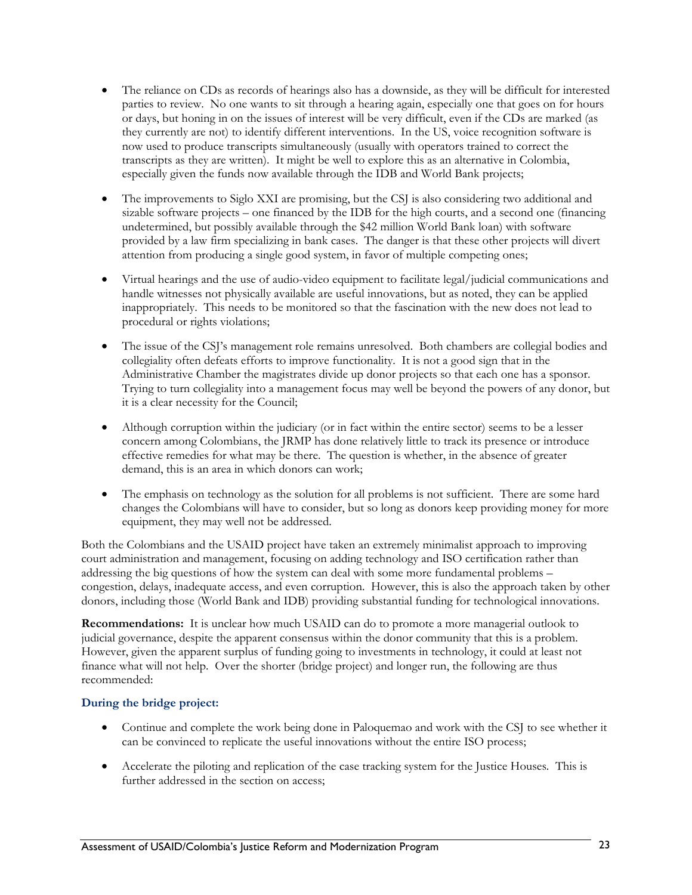- The reliance on CDs as records of hearings also has a downside, as they will be difficult for interested parties to review. No one wants to sit through a hearing again, especially one that goes on for hours or days, but honing in on the issues of interest will be very difficult, even if the CDs are marked (as they currently are not) to identify different interventions. In the US, voice recognition software is now used to produce transcripts simultaneously (usually with operators trained to correct the transcripts as they are written). It might be well to explore this as an alternative in Colombia, especially given the funds now available through the IDB and World Bank projects;

- The improvements to Siglo XXI are promising, but the CSJ is also considering two additional and sizable software projects – one financed by the IDB for the high courts, and a second one (financing undetermined, but possibly available through the $42 million World Bank loan) with software provided by a law firm specializing in bank cases. The danger is that these other projects will divert attention from producing a single good system, in favor of multiple competing ones;

- Virtual hearings and the use of audio-video equipment to facilitate legal/judicial communications and handle witnesses not physically available are useful innovations, but as noted, they can be applied inappropriately. This needs to be monitored so that the fascination with the new does not lead to procedural or rights violations;

- The issue of the CSJ's management role remains unresolved. Both chambers are collegial bodies and collegiality often defeats efforts to improve functionality. It is not a good sign that in the Administrative Chamber the magistrates divide up donor projects so that each one has a sponsor. Trying to turn collegiality into a management focus may well be beyond the powers of any donor, but it is a clear necessity for the Council;

- Although corruption within the judiciary (or in fact within the entire sector) seems to be a lesser concern among Colombians, the JRMP has done relatively little to track its presence or introduce effective remedies for what may be there. The question is whether, in the absence of greater demand, this is an area in which donors can work;

- The emphasis on technology as the solution for all problems is not sufficient. There are some hard changes the Colombians will have to consider, but so long as donors keep providing money for more equipment, they may well not be addressed.

Both the Colombians and the USAID project have taken an extremely minimalist approach to improving court administration and management, focusing on adding technology and ISO certification rather than addressing the big questions of how the system can deal with some more fundamental problems – congestion, delays, inadequate access, and even corruption. However, this is also the approach taken by other donors, including those (World Bank and IDB) providing substantial funding for technological innovations.

**Recommendations:** It is unclear how much USAID can do to promote a more managerial outlook to judicial governance, despite the apparent consensus within the donor community that this is a problem. However, given the apparent surplus of funding going to investments in technology, it could at least not finance what will not help. Over the shorter (bridge project) and longer run, the following are thus recommended:

### During the bridge project:

- Continue and complete the work being done in Paloquemao and work with the CSJ to see whether it can be convinced to replicate the useful innovations without the entire ISO process;

- Accelerate the piloting and replication of the case tracking system for the Justice Houses. This is further addressed in the section on access;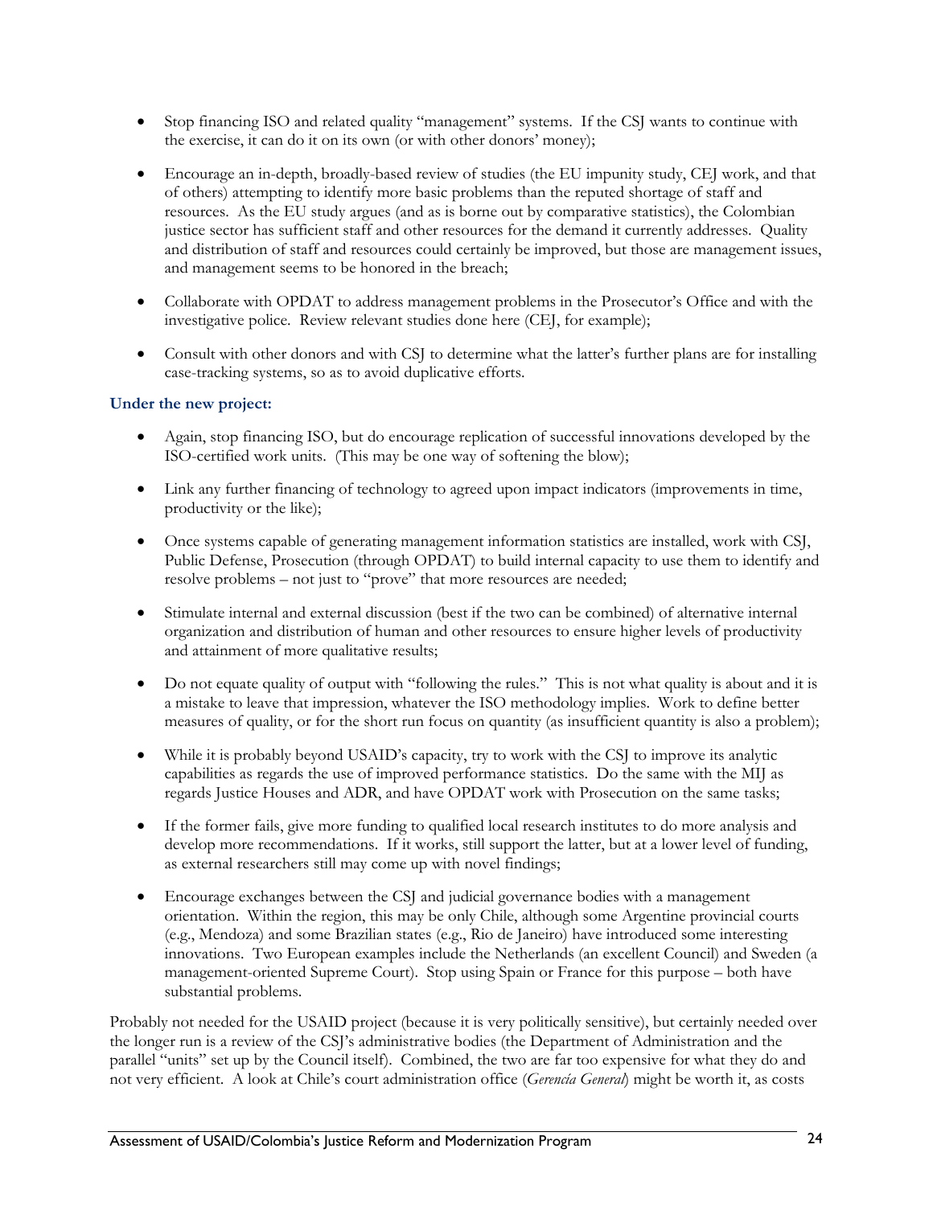- Stop financing ISO and related quality "management" systems. If the CSJ wants to continue with the exercise, it can do it on its own (or with other donors' money);

- Encourage an in-depth, broadly-based review of studies (the EU impunity study, CEJ work, and that of others) attempting to identify more basic problems than the reputed shortage of staff and resources. As the EU study argues (and as is borne out by comparative statistics), the Colombian justice sector has sufficient staff and other resources for the demand it currently addresses. Quality and distribution of staff and resources could certainly be improved, but those are management issues, and management seems to be honored in the breach;

- Collaborate with OPDAT to address management problems in the Prosecutor's Office and with the investigative police. Review relevant studies done here (CEJ, for example);

- Consult with other donors and with CSJ to determine what the latter's further plans are for installing case-tracking systems, so as to avoid duplicative efforts.

**Under the new project:**

- Again, stop financing ISO, but do encourage replication of successful innovations developed by the ISO-certified work units. (This may be one way of softening the blow);

- Link any further financing of technology to agreed upon impact indicators (improvements in time, productivity or the like);

- Once systems capable of generating management information statistics are installed, work with CSJ, Public Defense, Prosecution (through OPDAT) to build internal capacity to use them to identify and resolve problems – not just to "prove" that more resources are needed;

- Stimulate internal and external discussion (best if the two can be combined) of alternative internal organization and distribution of human and other resources to ensure higher levels of productivity and attainment of more qualitative results;

- Do not equate quality of output with "following the rules." This is not what quality is about and it is a mistake to leave that impression, whatever the ISO methodology implies. Work to define better measures of quality, or for the short run focus on quantity (as insufficient quantity is also a problem);

- While it is probably beyond USAID's capacity, try to work with the CSJ to improve its analytic capabilities as regards the use of improved performance statistics. Do the same with the MIJ as regards Justice Houses and ADR, and have OPDAT work with Prosecution on the same tasks;

- If the former fails, give more funding to qualified local research institutes to do more analysis and develop more recommendations. If it works, still support the latter, but at a lower level of funding, as external researchers still may come up with novel findings;

- Encourage exchanges between the CSJ and judicial governance bodies with a management orientation. Within the region, this may be only Chile, although some Argentine provincial courts (e.g., Mendoza) and some Brazilian states (e.g., Rio de Janeiro) have introduced some interesting innovations. Two European examples include the Netherlands (an excellent Council) and Sweden (a management-oriented Supreme Court). Stop using Spain or France for this purpose – both have substantial problems.

Probably not needed for the USAID project (because it is very politically sensitive), but certainly needed over the longer run is a review of the CSJ's administrative bodies (the Department of Administration and the parallel "units" set up by the Council itself). Combined, the two are far too expensive for what they do and not very efficient. A look at Chile's court administration office (*Gerencía General*) might be worth it, as costs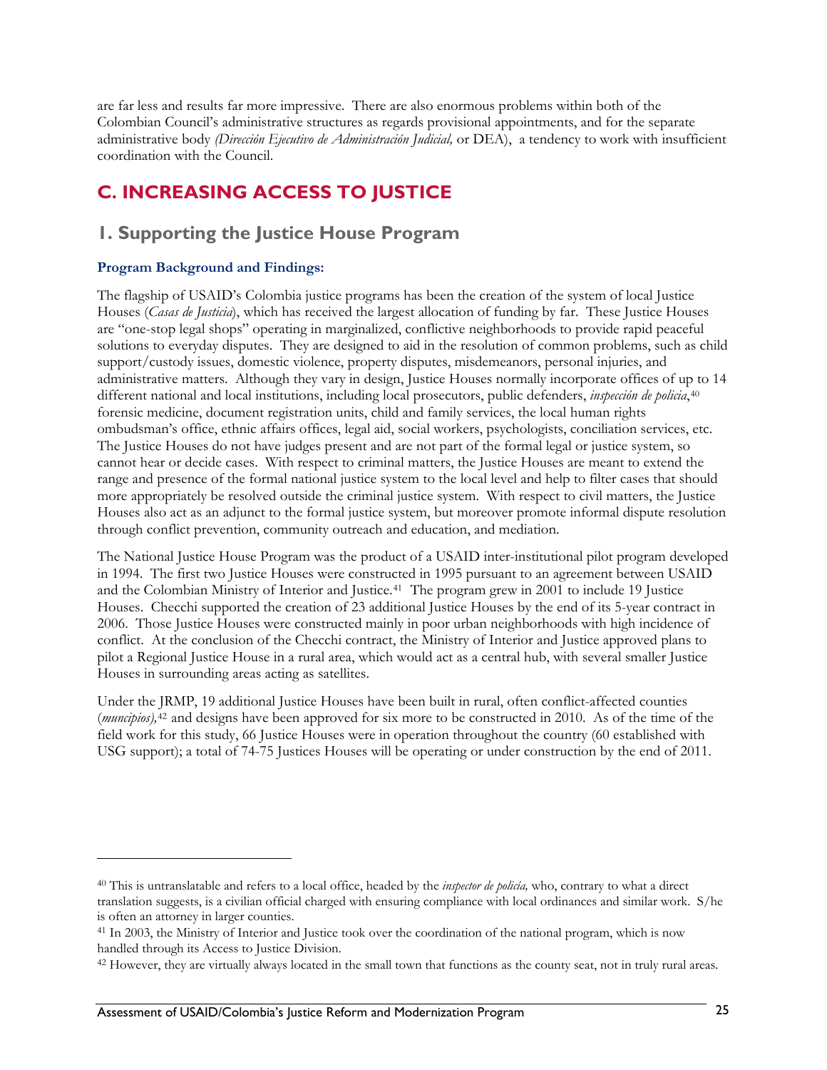are far less and results far more impressive. There are also enormous problems within both of the Colombian Council's administrative structures as regards provisional appointments, and for the separate administrative body *(Dirección Ejecutivo de Administración Judicial,* or DEA), a tendency to work with insufficient coordination with the Council.

## C. INCREASING ACCESS TO JUSTICE

### 1. Supporting the Justice House Program

**Program Background and Findings:**

The flagship of USAID's Colombia justice programs has been the creation of the system of local Justice Houses (*Casas de Justicia*), which has received the largest allocation of funding by far. These Justice Houses are "one-stop legal shops" operating in marginalized, conflictive neighborhoods to provide rapid peaceful solutions to everyday disputes. They are designed to aid in the resolution of common problems, such as child support/custody issues, domestic violence, property disputes, misdemeanors, personal injuries, and administrative matters. Although they vary in design, Justice Houses normally incorporate offices of up to 14 different national and local institutions, including local prosecutors, public defenders, *inspección de policia*,[40] forensic medicine, document registration units, child and family services, the local human rights ombudsman's office, ethnic affairs offices, legal aid, social workers, psychologists, conciliation services, etc. The Justice Houses do not have judges present and are not part of the formal legal or justice system, so cannot hear or decide cases. With respect to criminal matters, the Justice Houses are meant to extend the range and presence of the formal national justice system to the local level and help to filter cases that should more appropriately be resolved outside the criminal justice system. With respect to civil matters, the Justice Houses also act as an adjunct to the formal justice system, but moreover promote informal dispute resolution through conflict prevention, community outreach and education, and mediation.

The National Justice House Program was the product of a USAID inter-institutional pilot program developed in 1994. The first two Justice Houses were constructed in 1995 pursuant to an agreement between USAID and the Colombian Ministry of Interior and Justice.[41] The program grew in 2001 to include 19 Justice Houses. Checchi supported the creation of 23 additional Justice Houses by the end of its 5-year contract in 2006. Those Justice Houses were constructed mainly in poor urban neighborhoods with high incidence of conflict. At the conclusion of the Checchi contract, the Ministry of Interior and Justice approved plans to pilot a Regional Justice House in a rural area, which would act as a central hub, with several smaller Justice Houses in surrounding areas acting as satellites.

Under the JRMP, 19 additional Justice Houses have been built in rural, often conflict-affected counties (*muncipios),*[42] and designs have been approved for six more to be constructed in 2010. As of the time of the field work for this study, 66 Justice Houses were in operation throughout the country (60 established with USG support); a total of 74-75 Justices Houses will be operating or under construction by the end of 2011.

---

[40] This is untranslatable and refers to a local office, headed by the *inspector de policía,* who, contrary to what a direct translation suggests, is a civilian official charged with ensuring compliance with local ordinances and similar work. S/he is often an attorney in larger counties.

[41] In 2003, the Ministry of Interior and Justice took over the coordination of the national program, which is now handled through its Access to Justice Division.

[42] However, they are virtually always located in the small town that functions as the county seat, not in truly rural areas.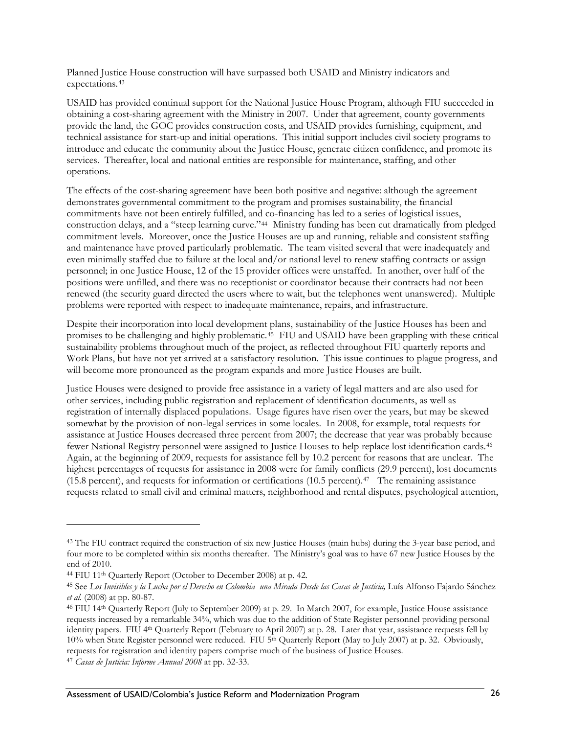Planned Justice House construction will have surpassed both USAID and Ministry indicators and expectations.[43]

USAID has provided continual support for the National Justice House Program, although FIU succeeded in obtaining a cost-sharing agreement with the Ministry in 2007. Under that agreement, county governments provide the land, the GOC provides construction costs, and USAID provides furnishing, equipment, and technical assistance for start-up and initial operations. This initial support includes civil society programs to introduce and educate the community about the Justice House, generate citizen confidence, and promote its services. Thereafter, local and national entities are responsible for maintenance, staffing, and other operations.

The effects of the cost-sharing agreement have been both positive and negative: although the agreement demonstrates governmental commitment to the program and promises sustainability, the financial commitments have not been entirely fulfilled, and co-financing has led to a series of logistical issues, construction delays, and a "steep learning curve."[44] Ministry funding has been cut dramatically from pledged commitment levels. Moreover, once the Justice Houses are up and running, reliable and consistent staffing and maintenance have proved particularly problematic. The team visited several that were inadequately and even minimally staffed due to failure at the local and/or national level to renew staffing contracts or assign personnel; in one Justice House, 12 of the 15 provider offices were unstaffed. In another, over half of the positions were unfilled, and there was no receptionist or coordinator because their contracts had not been renewed (the security guard directed the users where to wait, but the telephones went unanswered). Multiple problems were reported with respect to inadequate maintenance, repairs, and infrastructure.

Despite their incorporation into local development plans, sustainability of the Justice Houses has been and promises to be challenging and highly problematic.[45] FIU and USAID have been grappling with these critical sustainability problems throughout much of the project, as reflected throughout FIU quarterly reports and Work Plans, but have not yet arrived at a satisfactory resolution. This issue continues to plague progress, and will become more pronounced as the program expands and more Justice Houses are built.

Justice Houses were designed to provide free assistance in a variety of legal matters and are also used for other services, including public registration and replacement of identification documents, as well as registration of internally displaced populations. Usage figures have risen over the years, but may be skewed somewhat by the provision of non-legal services in some locales. In 2008, for example, total requests for assistance at Justice Houses decreased three percent from 2007; the decrease that year was probably because fewer National Registry personnel were assigned to Justice Houses to help replace lost identification cards.[46] Again, at the beginning of 2009, requests for assistance fell by 10.2 percent for reasons that are unclear. The highest percentages of requests for assistance in 2008 were for family conflicts (29.9 percent), lost documents (15.8 percent), and requests for information or certifications (10.5 percent).[47] The remaining assistance requests related to small civil and criminal matters, neighborhood and rental disputes, psychological attention,

---

[43] The FIU contract required the construction of six new Justice Houses (main hubs) during the 3-year base period, and four more to be completed within six months thereafter. The Ministry's goal was to have 67 new Justice Houses by the end of 2010.

[44] FIU 11th Quarterly Report (October to December 2008) at p. 42.

[45] See *Los Invisibles y la Lucha por el Derecho en Colombia una Mirada Desde las Casas de Justicia,* Luís Alfonso Fajardo Sánchez *et al.* (2008) at pp. 80-87.

[46] FIU 14th Quarterly Report (July to September 2009) at p. 29. In March 2007, for example, Justice House assistance requests increased by a remarkable 34%, which was due to the addition of State Register personnel providing personal identity papers. FIU 4th Quarterly Report (February to April 2007) at p. 28. Later that year, assistance requests fell by 10% when State Register personnel were reduced. FIU 5th Quarterly Report (May to July 2007) at p. 32. Obviously, requests for registration and identity papers comprise much of the business of Justice Houses.

[47] *Casas de Justicia: Informe Annual 2008* at pp. 32-33.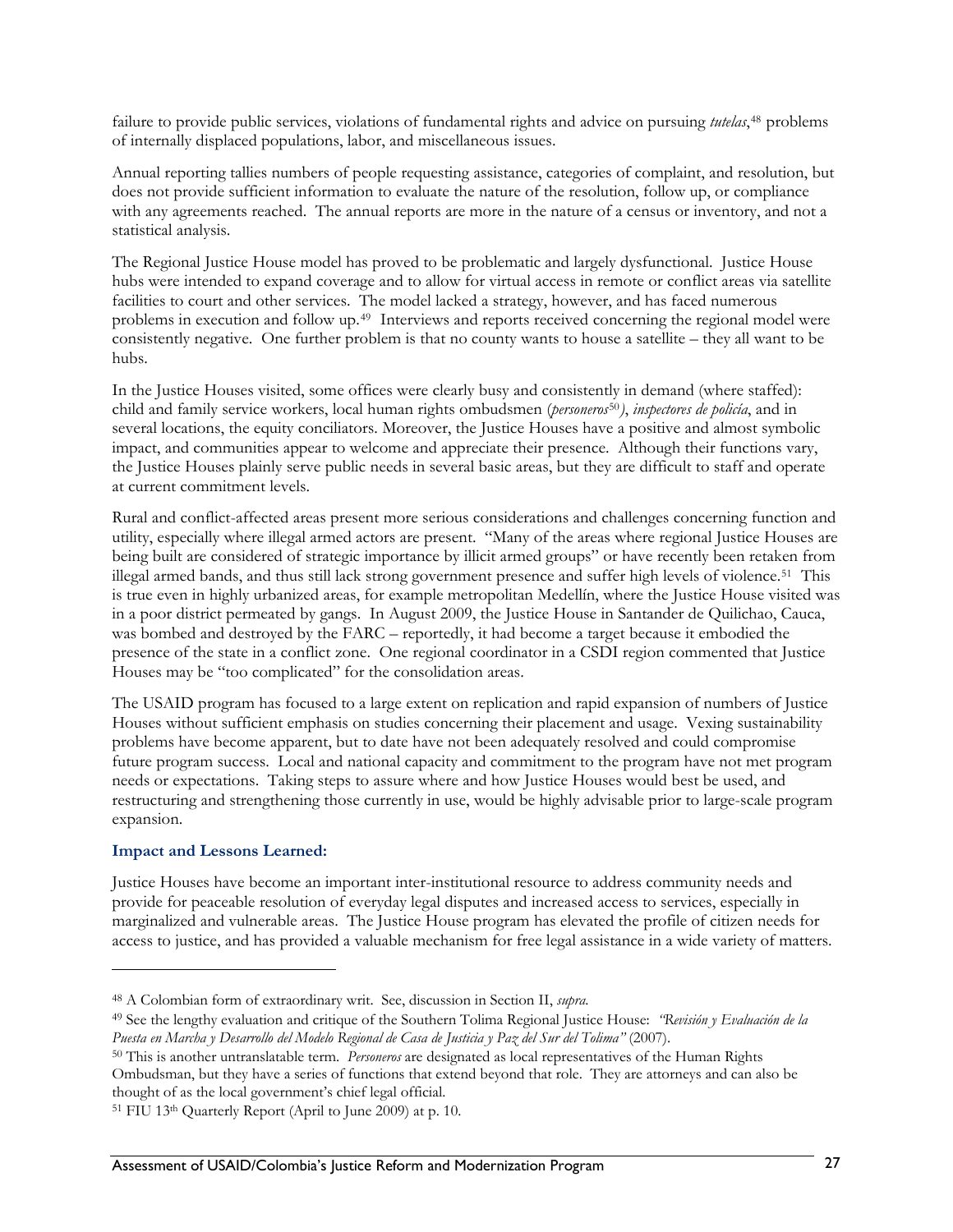failure to provide public services, violations of fundamental rights and advice on pursuing *tutelas*,[48] problems of internally displaced populations, labor, and miscellaneous issues.

Annual reporting tallies numbers of people requesting assistance, categories of complaint, and resolution, but does not provide sufficient information to evaluate the nature of the resolution, follow up, or compliance with any agreements reached. The annual reports are more in the nature of a census or inventory, and not a statistical analysis.

The Regional Justice House model has proved to be problematic and largely dysfunctional. Justice House hubs were intended to expand coverage and to allow for virtual access in remote or conflict areas via satellite facilities to court and other services. The model lacked a strategy, however, and has faced numerous problems in execution and follow up.[49] Interviews and reports received concerning the regional model were consistently negative. One further problem is that no county wants to house a satellite – they all want to be hubs.

In the Justice Houses visited, some offices were clearly busy and consistently in demand (where staffed): child and family service workers, local human rights ombudsmen (*personeros*[50]), *inspectores de policía*, and in several locations, the equity conciliators. Moreover, the Justice Houses have a positive and almost symbolic impact, and communities appear to welcome and appreciate their presence. Although their functions vary, the Justice Houses plainly serve public needs in several basic areas, but they are difficult to staff and operate at current commitment levels.

Rural and conflict-affected areas present more serious considerations and challenges concerning function and utility, especially where illegal armed actors are present. "Many of the areas where regional Justice Houses are being built are considered of strategic importance by illicit armed groups" or have recently been retaken from illegal armed bands, and thus still lack strong government presence and suffer high levels of violence.[51] This is true even in highly urbanized areas, for example metropolitan Medellín, where the Justice House visited was in a poor district permeated by gangs. In August 2009, the Justice House in Santander de Quilichao, Cauca, was bombed and destroyed by the FARC – reportedly, it had become a target because it embodied the presence of the state in a conflict zone. One regional coordinator in a CSDI region commented that Justice Houses may be "too complicated" for the consolidation areas.

The USAID program has focused to a large extent on replication and rapid expansion of numbers of Justice Houses without sufficient emphasis on studies concerning their placement and usage. Vexing sustainability problems have become apparent, but to date have not been adequately resolved and could compromise future program success. Local and national capacity and commitment to the program have not met program needs or expectations. Taking steps to assure where and how Justice Houses would best be used, and restructuring and strengthening those currently in use, would be highly advisable prior to large-scale program expansion.

### Impact and Lessons Learned:

Justice Houses have become an important inter-institutional resource to address community needs and provide for peaceable resolution of everyday legal disputes and increased access to services, especially in marginalized and vulnerable areas. The Justice House program has elevated the profile of citizen needs for access to justice, and has provided a valuable mechanism for free legal assistance in a wide variety of matters.

---

[48] A Colombian form of extraordinary writ. See, discussion in Section II, *supra*.

[49] See the lengthy evaluation and critique of the Southern Tolima Regional Justice House: *"Revisión y Evaluación de la Puesta en Marcha y Desarrollo del Modelo Regional de Casa de Justicia y Paz del Sur del Tolima"* (2007).

[50] This is another untranslatable term. *Personeros* are designated as local representatives of the Human Rights Ombudsman, but they have a series of functions that extend beyond that role. They are attorneys and can also be thought of as the local government's chief legal official.

[51] FIU 13th Quarterly Report (April to June 2009) at p. 10.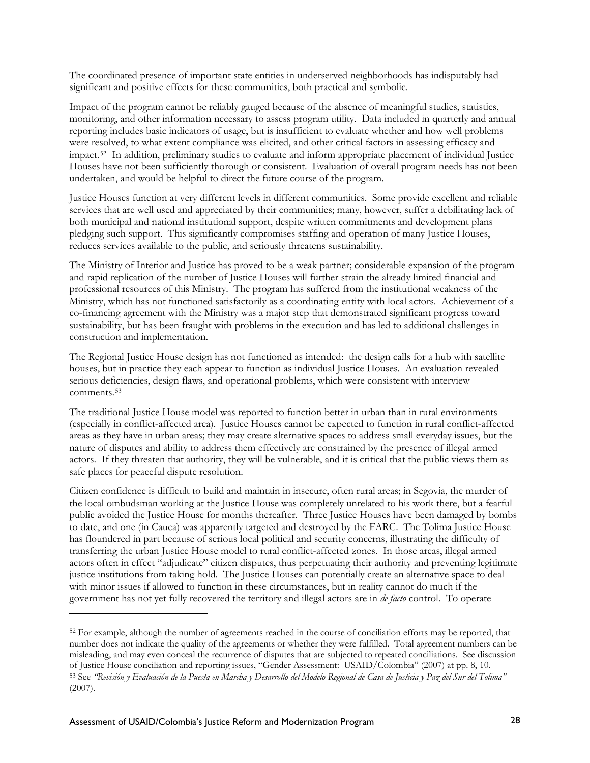The coordinated presence of important state entities in underserved neighborhoods has indisputably had significant and positive effects for these communities, both practical and symbolic.

Impact of the program cannot be reliably gauged because of the absence of meaningful studies, statistics, monitoring, and other information necessary to assess program utility. Data included in quarterly and annual reporting includes basic indicators of usage, but is insufficient to evaluate whether and how well problems were resolved, to what extent compliance was elicited, and other critical factors in assessing efficacy and impact.[52] In addition, preliminary studies to evaluate and inform appropriate placement of individual Justice Houses have not been sufficiently thorough or consistent. Evaluation of overall program needs has not been undertaken, and would be helpful to direct the future course of the program.

Justice Houses function at very different levels in different communities. Some provide excellent and reliable services that are well used and appreciated by their communities; many, however, suffer a debilitating lack of both municipal and national institutional support, despite written commitments and development plans pledging such support. This significantly compromises staffing and operation of many Justice Houses, reduces services available to the public, and seriously threatens sustainability.

The Ministry of Interior and Justice has proved to be a weak partner; considerable expansion of the program and rapid replication of the number of Justice Houses will further strain the already limited financial and professional resources of this Ministry. The program has suffered from the institutional weakness of the Ministry, which has not functioned satisfactorily as a coordinating entity with local actors. Achievement of a co-financing agreement with the Ministry was a major step that demonstrated significant progress toward sustainability, but has been fraught with problems in the execution and has led to additional challenges in construction and implementation.

The Regional Justice House design has not functioned as intended: the design calls for a hub with satellite houses, but in practice they each appear to function as individual Justice Houses. An evaluation revealed serious deficiencies, design flaws, and operational problems, which were consistent with interview comments.[53]

The traditional Justice House model was reported to function better in urban than in rural environments (especially in conflict-affected area). Justice Houses cannot be expected to function in rural conflict-affected areas as they have in urban areas; they may create alternative spaces to address small everyday issues, but the nature of disputes and ability to address them effectively are constrained by the presence of illegal armed actors. If they threaten that authority, they will be vulnerable, and it is critical that the public views them as safe places for peaceful dispute resolution.

Citizen confidence is difficult to build and maintain in insecure, often rural areas; in Segovia, the murder of the local ombudsman working at the Justice House was completely unrelated to his work there, but a fearful public avoided the Justice House for months thereafter. Three Justice Houses have been damaged by bombs to date, and one (in Cauca) was apparently targeted and destroyed by the FARC. The Tolima Justice House has floundered in part because of serious local political and security concerns, illustrating the difficulty of transferring the urban Justice House model to rural conflict-affected zones. In those areas, illegal armed actors often in effect "adjudicate" citizen disputes, thus perpetuating their authority and preventing legitimate justice institutions from taking hold. The Justice Houses can potentially create an alternative space to deal with minor issues if allowed to function in these circumstances, but in reality cannot do much if the government has not yet fully recovered the territory and illegal actors are in *de facto* control. To operate

---

[52] For example, although the number of agreements reached in the course of conciliation efforts may be reported, that number does not indicate the quality of the agreements or whether they were fulfilled. Total agreement numbers can be misleading, and may even conceal the recurrence of disputes that are subjected to repeated conciliations. See discussion of Justice House conciliation and reporting issues, "Gender Assessment: USAID/Colombia" (2007) at pp. 8, 10.

[53] See *"Revisión y Evaluación de la Puesta en Marcha y Desarrollo del Modelo Regional de Casa de Justicia y Paz del Sur del Tolima"* (2007).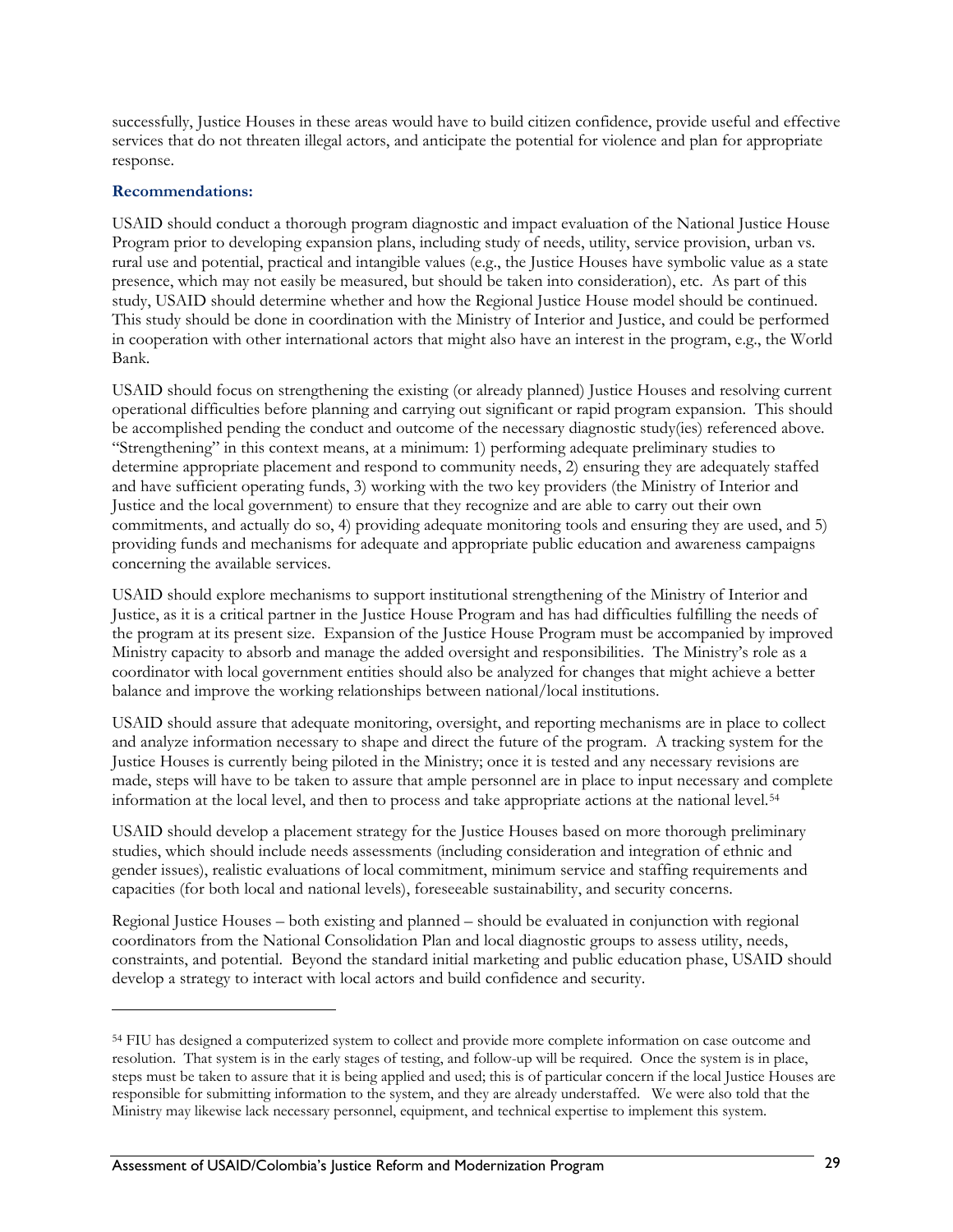successfully, Justice Houses in these areas would have to build citizen confidence, provide useful and effective services that do not threaten illegal actors, and anticipate the potential for violence and plan for appropriate response.

### Recommendations:

USAID should conduct a thorough program diagnostic and impact evaluation of the National Justice House Program prior to developing expansion plans, including study of needs, utility, service provision, urban vs. rural use and potential, practical and intangible values (e.g., the Justice Houses have symbolic value as a state presence, which may not easily be measured, but should be taken into consideration), etc. As part of this study, USAID should determine whether and how the Regional Justice House model should be continued. This study should be done in coordination with the Ministry of Interior and Justice, and could be performed in cooperation with other international actors that might also have an interest in the program, e.g., the World Bank.

USAID should focus on strengthening the existing (or already planned) Justice Houses and resolving current operational difficulties before planning and carrying out significant or rapid program expansion. This should be accomplished pending the conduct and outcome of the necessary diagnostic study(ies) referenced above. "Strengthening" in this context means, at a minimum: 1) performing adequate preliminary studies to determine appropriate placement and respond to community needs, 2) ensuring they are adequately staffed and have sufficient operating funds, 3) working with the two key providers (the Ministry of Interior and Justice and the local government) to ensure that they recognize and are able to carry out their own commitments, and actually do so, 4) providing adequate monitoring tools and ensuring they are used, and 5) providing funds and mechanisms for adequate and appropriate public education and awareness campaigns concerning the available services.

USAID should explore mechanisms to support institutional strengthening of the Ministry of Interior and Justice, as it is a critical partner in the Justice House Program and has had difficulties fulfilling the needs of the program at its present size. Expansion of the Justice House Program must be accompanied by improved Ministry capacity to absorb and manage the added oversight and responsibilities. The Ministry's role as a coordinator with local government entities should also be analyzed for changes that might achieve a better balance and improve the working relationships between national/local institutions.

USAID should assure that adequate monitoring, oversight, and reporting mechanisms are in place to collect and analyze information necessary to shape and direct the future of the program. A tracking system for the Justice Houses is currently being piloted in the Ministry; once it is tested and any necessary revisions are made, steps will have to be taken to assure that ample personnel are in place to input necessary and complete information at the local level, and then to process and take appropriate actions at the national level.[54]

USAID should develop a placement strategy for the Justice Houses based on more thorough preliminary studies, which should include needs assessments (including consideration and integration of ethnic and gender issues), realistic evaluations of local commitment, minimum service and staffing requirements and capacities (for both local and national levels), foreseeable sustainability, and security concerns.

Regional Justice Houses – both existing and planned – should be evaluated in conjunction with regional coordinators from the National Consolidation Plan and local diagnostic groups to assess utility, needs, constraints, and potential. Beyond the standard initial marketing and public education phase, USAID should develop a strategy to interact with local actors and build confidence and security.

---

[54] FIU has designed a computerized system to collect and provide more complete information on case outcome and resolution. That system is in the early stages of testing, and follow-up will be required. Once the system is in place, steps must be taken to assure that it is being applied and used; this is of particular concern if the local Justice Houses are responsible for submitting information to the system, and they are already understaffed. We were also told that the Ministry may likewise lack necessary personnel, equipment, and technical expertise to implement this system.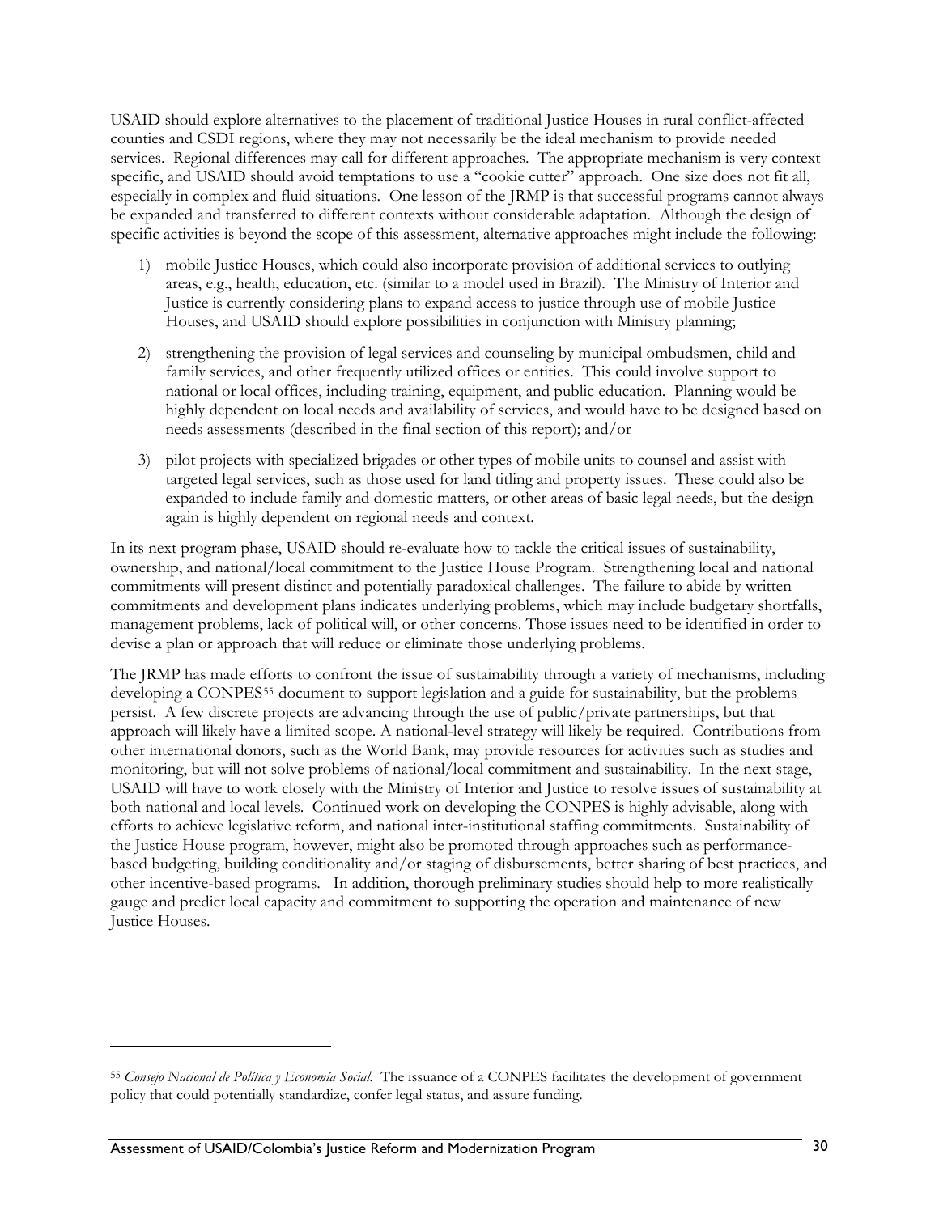USAID should explore alternatives to the placement of traditional Justice Houses in rural conflict-affected counties and CSDI regions, where they may not necessarily be the ideal mechanism to provide needed services. Regional differences may call for different approaches. The appropriate mechanism is very context specific, and USAID should avoid temptations to use a "cookie cutter" approach. One size does not fit all, especially in complex and fluid situations. One lesson of the JRMP is that successful programs cannot always be expanded and transferred to different contexts without considerable adaptation. Although the design of specific activities is beyond the scope of this assessment, alternative approaches might include the following:

1) mobile Justice Houses, which could also incorporate provision of additional services to outlying areas, e.g., health, education, etc. (similar to a model used in Brazil). The Ministry of Interior and Justice is currently considering plans to expand access to justice through use of mobile Justice Houses, and USAID should explore possibilities in conjunction with Ministry planning;

2) strengthening the provision of legal services and counseling by municipal ombudsmen, child and family services, and other frequently utilized offices or entities. This could involve support to national or local offices, including training, equipment, and public education. Planning would be highly dependent on local needs and availability of services, and would have to be designed based on needs assessments (described in the final section of this report); and/or

3) pilot projects with specialized brigades or other types of mobile units to counsel and assist with targeted legal services, such as those used for land titling and property issues. These could also be expanded to include family and domestic matters, or other areas of basic legal needs, but the design again is highly dependent on regional needs and context.

In its next program phase, USAID should re-evaluate how to tackle the critical issues of sustainability, ownership, and national/local commitment to the Justice House Program. Strengthening local and national commitments will present distinct and potentially paradoxical challenges. The failure to abide by written commitments and development plans indicates underlying problems, which may include budgetary shortfalls, management problems, lack of political will, or other concerns. Those issues need to be identified in order to devise a plan or approach that will reduce or eliminate those underlying problems.

The JRMP has made efforts to confront the issue of sustainability through a variety of mechanisms, including developing a CONPES[55] document to support legislation and a guide for sustainability, but the problems persist. A few discrete projects are advancing through the use of public/private partnerships, but that approach will likely have a limited scope. A national-level strategy will likely be required. Contributions from other international donors, such as the World Bank, may provide resources for activities such as studies and monitoring, but will not solve problems of national/local commitment and sustainability. In the next stage, USAID will have to work closely with the Ministry of Interior and Justice to resolve issues of sustainability at both national and local levels. Continued work on developing the CONPES is highly advisable, along with efforts to achieve legislative reform, and national inter-institutional staffing commitments. Sustainability of the Justice House program, however, might also be promoted through approaches such as performance-based budgeting, building conditionality and/or staging of disbursements, better sharing of best practices, and other incentive-based programs. In addition, thorough preliminary studies should help to more realistically gauge and predict local capacity and commitment to supporting the operation and maintenance of new Justice Houses.

---

[55] *Consejo Nacional de Política y Economía Social.* The issuance of a CONPES facilitates the development of government policy that could potentially standardize, confer legal status, and assure funding.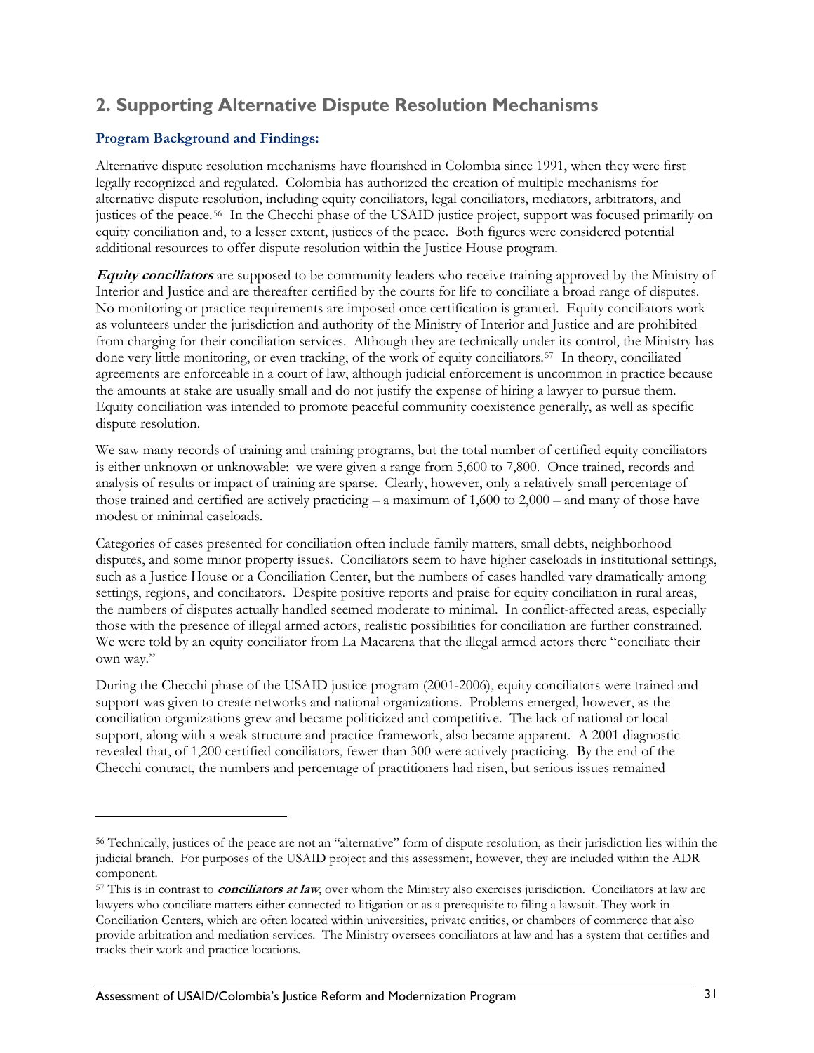## 2. Supporting Alternative Dispute Resolution Mechanisms

### Program Background and Findings:

Alternative dispute resolution mechanisms have flourished in Colombia since 1991, when they were first legally recognized and regulated. Colombia has authorized the creation of multiple mechanisms for alternative dispute resolution, including equity conciliators, legal conciliators, mediators, arbitrators, and justices of the peace.[56] In the Checchi phase of the USAID justice project, support was focused primarily on equity conciliation and, to a lesser extent, justices of the peace. Both figures were considered potential additional resources to offer dispute resolution within the Justice House program.

***Equity conciliators*** are supposed to be community leaders who receive training approved by the Ministry of Interior and Justice and are thereafter certified by the courts for life to conciliate a broad range of disputes. No monitoring or practice requirements are imposed once certification is granted. Equity conciliators work as volunteers under the jurisdiction and authority of the Ministry of Interior and Justice and are prohibited from charging for their conciliation services. Although they are technically under its control, the Ministry has done very little monitoring, or even tracking, of the work of equity conciliators.[57] In theory, conciliated agreements are enforceable in a court of law, although judicial enforcement is uncommon in practice because the amounts at stake are usually small and do not justify the expense of hiring a lawyer to pursue them. Equity conciliation was intended to promote peaceful community coexistence generally, as well as specific dispute resolution.

We saw many records of training and training programs, but the total number of certified equity conciliators is either unknown or unknowable: we were given a range from 5,600 to 7,800. Once trained, records and analysis of results or impact of training are sparse. Clearly, however, only a relatively small percentage of those trained and certified are actively practicing – a maximum of 1,600 to 2,000 – and many of those have modest or minimal caseloads.

Categories of cases presented for conciliation often include family matters, small debts, neighborhood disputes, and some minor property issues. Conciliators seem to have higher caseloads in institutional settings, such as a Justice House or a Conciliation Center, but the numbers of cases handled vary dramatically among settings, regions, and conciliators. Despite positive reports and praise for equity conciliation in rural areas, the numbers of disputes actually handled seemed moderate to minimal. In conflict-affected areas, especially those with the presence of illegal armed actors, realistic possibilities for conciliation are further constrained. We were told by an equity conciliator from La Macarena that the illegal armed actors there "conciliate their own way."

During the Checchi phase of the USAID justice program (2001-2006), equity conciliators were trained and support was given to create networks and national organizations. Problems emerged, however, as the conciliation organizations grew and became politicized and competitive. The lack of national or local support, along with a weak structure and practice framework, also became apparent. A 2001 diagnostic revealed that, of 1,200 certified conciliators, fewer than 300 were actively practicing. By the end of the Checchi contract, the numbers and percentage of practitioners had risen, but serious issues remained

---

[56] Technically, justices of the peace are not an "alternative" form of dispute resolution, as their jurisdiction lies within the judicial branch. For purposes of the USAID project and this assessment, however, they are included within the ADR component.

[57] This is in contrast to ***conciliators at law***, over whom the Ministry also exercises jurisdiction. Conciliators at law are lawyers who conciliate matters either connected to litigation or as a prerequisite to filing a lawsuit. They work in Conciliation Centers, which are often located within universities, private entities, or chambers of commerce that also provide arbitration and mediation services. The Ministry oversees conciliators at law and has a system that certifies and tracks their work and practice locations.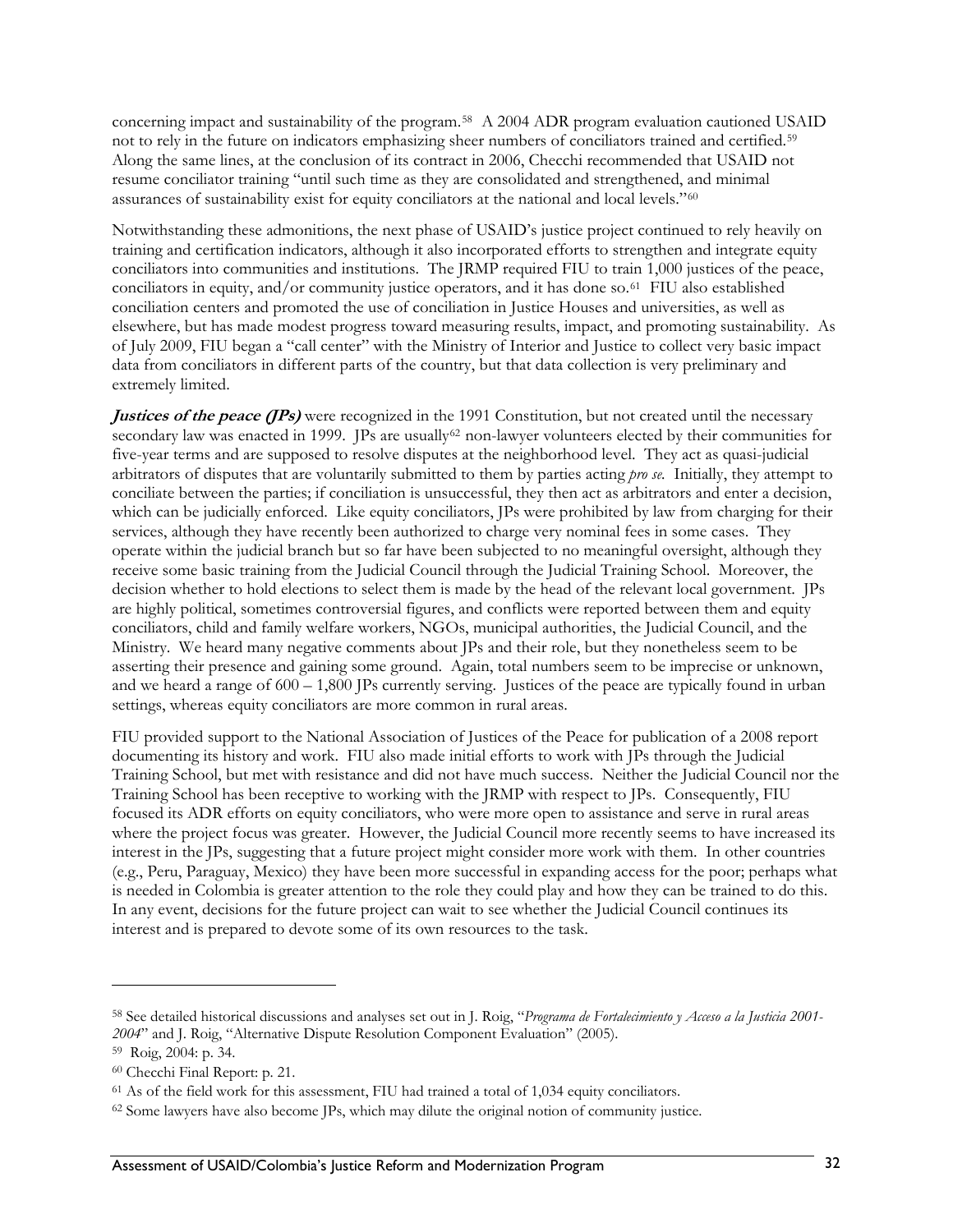concerning impact and sustainability of the program.[58] A 2004 ADR program evaluation cautioned USAID not to rely in the future on indicators emphasizing sheer numbers of conciliators trained and certified.[59] Along the same lines, at the conclusion of its contract in 2006, Checchi recommended that USAID not resume conciliator training "until such time as they are consolidated and strengthened, and minimal assurances of sustainability exist for equity conciliators at the national and local levels."[60]

Notwithstanding these admonitions, the next phase of USAID's justice project continued to rely heavily on training and certification indicators, although it also incorporated efforts to strengthen and integrate equity conciliators into communities and institutions. The JRMP required FIU to train 1,000 justices of the peace, conciliators in equity, and/or community justice operators, and it has done so.[61] FIU also established conciliation centers and promoted the use of conciliation in Justice Houses and universities, as well as elsewhere, but has made modest progress toward measuring results, impact, and promoting sustainability. As of July 2009, FIU began a "call center" with the Ministry of Interior and Justice to collect very basic impact data from conciliators in different parts of the country, but that data collection is very preliminary and extremely limited.

***Justices of the peace (JPs)*** were recognized in the 1991 Constitution, but not created until the necessary secondary law was enacted in 1999. JPs are usually[62] non-lawyer volunteers elected by their communities for five-year terms and are supposed to resolve disputes at the neighborhood level. They act as quasi-judicial arbitrators of disputes that are voluntarily submitted to them by parties acting *pro se*. Initially, they attempt to conciliate between the parties; if conciliation is unsuccessful, they then act as arbitrators and enter a decision, which can be judicially enforced. Like equity conciliators, JPs were prohibited by law from charging for their services, although they have recently been authorized to charge very nominal fees in some cases. They operate within the judicial branch but so far have been subjected to no meaningful oversight, although they receive some basic training from the Judicial Council through the Judicial Training School. Moreover, the decision whether to hold elections to select them is made by the head of the relevant local government. JPs are highly political, sometimes controversial figures, and conflicts were reported between them and equity conciliators, child and family welfare workers, NGOs, municipal authorities, the Judicial Council, and the Ministry. We heard many negative comments about JPs and their role, but they nonetheless seem to be asserting their presence and gaining some ground. Again, total numbers seem to be imprecise or unknown, and we heard a range of 600 – 1,800 JPs currently serving. Justices of the peace are typically found in urban settings, whereas equity conciliators are more common in rural areas.

FIU provided support to the National Association of Justices of the Peace for publication of a 2008 report documenting its history and work. FIU also made initial efforts to work with JPs through the Judicial Training School, but met with resistance and did not have much success. Neither the Judicial Council nor the Training School has been receptive to working with the JRMP with respect to JPs. Consequently, FIU focused its ADR efforts on equity conciliators, who were more open to assistance and serve in rural areas where the project focus was greater. However, the Judicial Council more recently seems to have increased its interest in the JPs, suggesting that a future project might consider more work with them. In other countries (e.g., Peru, Paraguay, Mexico) they have been more successful in expanding access for the poor; perhaps what is needed in Colombia is greater attention to the role they could play and how they can be trained to do this. In any event, decisions for the future project can wait to see whether the Judicial Council continues its interest and is prepared to devote some of its own resources to the task.

---

[58] See detailed historical discussions and analyses set out in J. Roig, "*Programa de Fortalecimiento y Acceso a la Justicia 2001-2004*" and J. Roig, "Alternative Dispute Resolution Component Evaluation" (2005).

[59] Roig, 2004: p. 34.

[60] Checchi Final Report: p. 21.

[61] As of the field work for this assessment, FIU had trained a total of 1,034 equity conciliators.

[62] Some lawyers have also become JPs, which may dilute the original notion of community justice.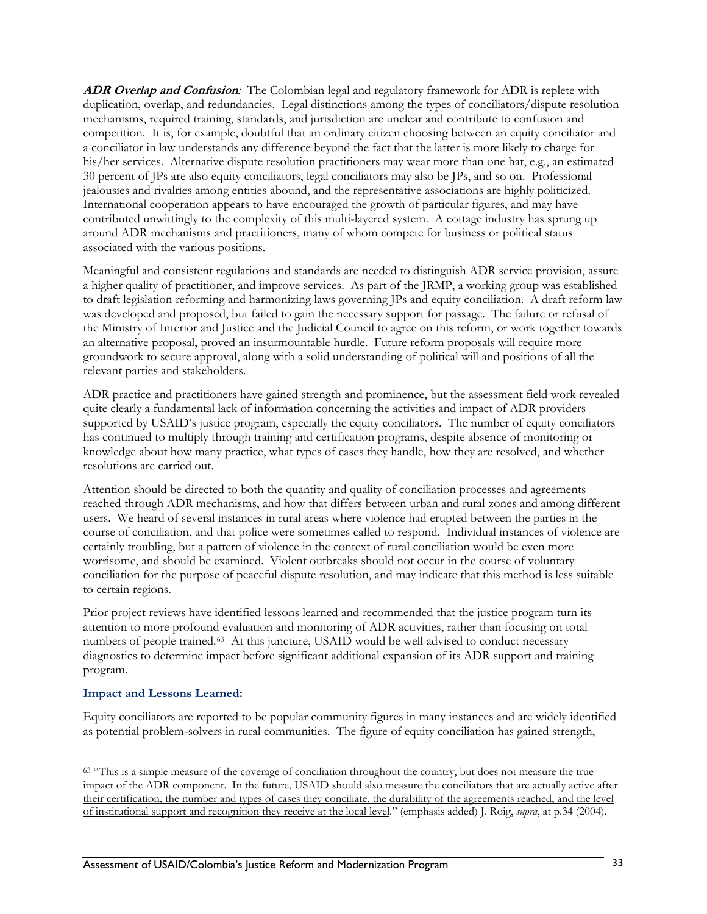***ADR Overlap and Confusion*:** The Colombian legal and regulatory framework for ADR is replete with duplication, overlap, and redundancies. Legal distinctions among the types of conciliators/dispute resolution mechanisms, required training, standards, and jurisdiction are unclear and contribute to confusion and competition. It is, for example, doubtful that an ordinary citizen choosing between an equity conciliator and a conciliator in law understands any difference beyond the fact that the latter is more likely to charge for his/her services. Alternative dispute resolution practitioners may wear more than one hat, e.g., an estimated 30 percent of JPs are also equity conciliators, legal conciliators may also be JPs, and so on. Professional jealousies and rivalries among entities abound, and the representative associations are highly politicized. International cooperation appears to have encouraged the growth of particular figures, and may have contributed unwittingly to the complexity of this multi-layered system. A cottage industry has sprung up around ADR mechanisms and practitioners, many of whom compete for business or political status associated with the various positions.

Meaningful and consistent regulations and standards are needed to distinguish ADR service provision, assure a higher quality of practitioner, and improve services. As part of the JRMP, a working group was established to draft legislation reforming and harmonizing laws governing JPs and equity conciliation. A draft reform law was developed and proposed, but failed to gain the necessary support for passage. The failure or refusal of the Ministry of Interior and Justice and the Judicial Council to agree on this reform, or work together towards an alternative proposal, proved an insurmountable hurdle. Future reform proposals will require more groundwork to secure approval, along with a solid understanding of political will and positions of all the relevant parties and stakeholders.

ADR practice and practitioners have gained strength and prominence, but the assessment field work revealed quite clearly a fundamental lack of information concerning the activities and impact of ADR providers supported by USAID's justice program, especially the equity conciliators. The number of equity conciliators has continued to multiply through training and certification programs, despite absence of monitoring or knowledge about how many practice, what types of cases they handle, how they are resolved, and whether resolutions are carried out.

Attention should be directed to both the quantity and quality of conciliation processes and agreements reached through ADR mechanisms, and how that differs between urban and rural zones and among different users. We heard of several instances in rural areas where violence had erupted between the parties in the course of conciliation, and that police were sometimes called to respond. Individual instances of violence are certainly troubling, but a pattern of violence in the context of rural conciliation would be even more worrisome, and should be examined. Violent outbreaks should not occur in the course of voluntary conciliation for the purpose of peaceful dispute resolution, and may indicate that this method is less suitable to certain regions.

Prior project reviews have identified lessons learned and recommended that the justice program turn its attention to more profound evaluation and monitoring of ADR activities, rather than focusing on total numbers of people trained.[63] At this juncture, USAID would be well advised to conduct necessary diagnostics to determine impact before significant additional expansion of its ADR support and training program.

### Impact and Lessons Learned:

Equity conciliators are reported to be popular community figures in many instances and are widely identified as potential problem-solvers in rural communities. The figure of equity conciliation has gained strength,

---

[63] "This is a simple measure of the coverage of conciliation throughout the country, but does not measure the true impact of the ADR component. In the future, <u>USAID should also measure the conciliators that are actually active after their certification, the number and types of cases they conciliate, the durability of the agreements reached, and the level of institutional support and recognition they receive at the local level</u>." (emphasis added) J. Roig, *supra*, at p.34 (2004).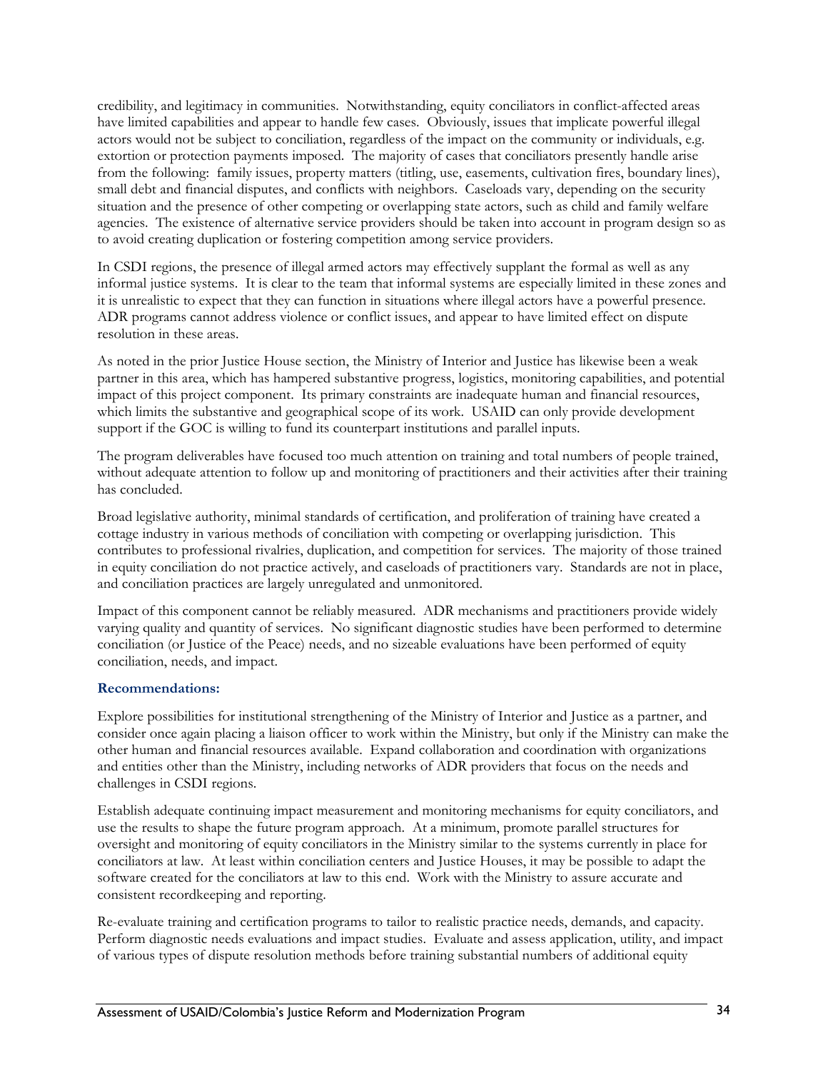credibility, and legitimacy in communities. Notwithstanding, equity conciliators in conflict-affected areas have limited capabilities and appear to handle few cases. Obviously, issues that implicate powerful illegal actors would not be subject to conciliation, regardless of the impact on the community or individuals, e.g. extortion or protection payments imposed. The majority of cases that conciliators presently handle arise from the following: family issues, property matters (titling, use, easements, cultivation fires, boundary lines), small debt and financial disputes, and conflicts with neighbors. Caseloads vary, depending on the security situation and the presence of other competing or overlapping state actors, such as child and family welfare agencies. The existence of alternative service providers should be taken into account in program design so as to avoid creating duplication or fostering competition among service providers.

In CSDI regions, the presence of illegal armed actors may effectively supplant the formal as well as any informal justice systems. It is clear to the team that informal systems are especially limited in these zones and it is unrealistic to expect that they can function in situations where illegal actors have a powerful presence. ADR programs cannot address violence or conflict issues, and appear to have limited effect on dispute resolution in these areas.

As noted in the prior Justice House section, the Ministry of Interior and Justice has likewise been a weak partner in this area, which has hampered substantive progress, logistics, monitoring capabilities, and potential impact of this project component. Its primary constraints are inadequate human and financial resources, which limits the substantive and geographical scope of its work. USAID can only provide development support if the GOC is willing to fund its counterpart institutions and parallel inputs.

The program deliverables have focused too much attention on training and total numbers of people trained, without adequate attention to follow up and monitoring of practitioners and their activities after their training has concluded.

Broad legislative authority, minimal standards of certification, and proliferation of training have created a cottage industry in various methods of conciliation with competing or overlapping jurisdiction. This contributes to professional rivalries, duplication, and competition for services. The majority of those trained in equity conciliation do not practice actively, and caseloads of practitioners vary. Standards are not in place, and conciliation practices are largely unregulated and unmonitored.

Impact of this component cannot be reliably measured. ADR mechanisms and practitioners provide widely varying quality and quantity of services. No significant diagnostic studies have been performed to determine conciliation (or Justice of the Peace) needs, and no sizeable evaluations have been performed of equity conciliation, needs, and impact.

**Recommendations:**

Explore possibilities for institutional strengthening of the Ministry of Interior and Justice as a partner, and consider once again placing a liaison officer to work within the Ministry, but only if the Ministry can make the other human and financial resources available. Expand collaboration and coordination with organizations and entities other than the Ministry, including networks of ADR providers that focus on the needs and challenges in CSDI regions.

Establish adequate continuing impact measurement and monitoring mechanisms for equity conciliators, and use the results to shape the future program approach. At a minimum, promote parallel structures for oversight and monitoring of equity conciliators in the Ministry similar to the systems currently in place for conciliators at law. At least within conciliation centers and Justice Houses, it may be possible to adapt the software created for the conciliators at law to this end. Work with the Ministry to assure accurate and consistent recordkeeping and reporting.

Re-evaluate training and certification programs to tailor to realistic practice needs, demands, and capacity. Perform diagnostic needs evaluations and impact studies. Evaluate and assess application, utility, and impact of various types of dispute resolution methods before training substantial numbers of additional equity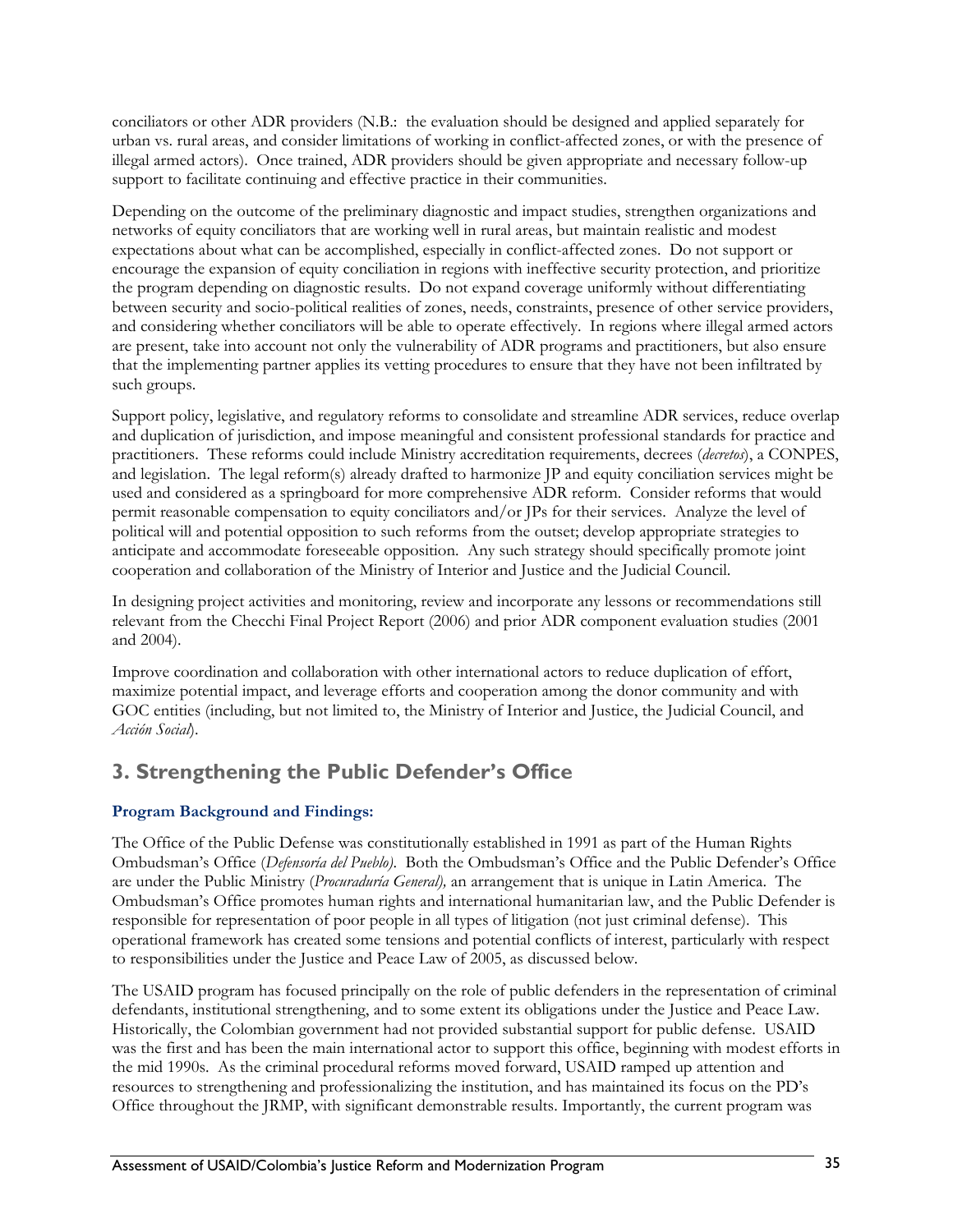conciliators or other ADR providers (N.B.: the evaluation should be designed and applied separately for urban vs. rural areas, and consider limitations of working in conflict-affected zones, or with the presence of illegal armed actors). Once trained, ADR providers should be given appropriate and necessary follow-up support to facilitate continuing and effective practice in their communities.

Depending on the outcome of the preliminary diagnostic and impact studies, strengthen organizations and networks of equity conciliators that are working well in rural areas, but maintain realistic and modest expectations about what can be accomplished, especially in conflict-affected zones. Do not support or encourage the expansion of equity conciliation in regions with ineffective security protection, and prioritize the program depending on diagnostic results. Do not expand coverage uniformly without differentiating between security and socio-political realities of zones, needs, constraints, presence of other service providers, and considering whether conciliators will be able to operate effectively. In regions where illegal armed actors are present, take into account not only the vulnerability of ADR programs and practitioners, but also ensure that the implementing partner applies its vetting procedures to ensure that they have not been infiltrated by such groups.

Support policy, legislative, and regulatory reforms to consolidate and streamline ADR services, reduce overlap and duplication of jurisdiction, and impose meaningful and consistent professional standards for practice and practitioners. These reforms could include Ministry accreditation requirements, decrees (*decretos*), a CONPES, and legislation. The legal reform(s) already drafted to harmonize JP and equity conciliation services might be used and considered as a springboard for more comprehensive ADR reform. Consider reforms that would permit reasonable compensation to equity conciliators and/or JPs for their services. Analyze the level of political will and potential opposition to such reforms from the outset; develop appropriate strategies to anticipate and accommodate foreseeable opposition. Any such strategy should specifically promote joint cooperation and collaboration of the Ministry of Interior and Justice and the Judicial Council.

In designing project activities and monitoring, review and incorporate any lessons or recommendations still relevant from the Checchi Final Project Report (2006) and prior ADR component evaluation studies (2001 and 2004).

Improve coordination and collaboration with other international actors to reduce duplication of effort, maximize potential impact, and leverage efforts and cooperation among the donor community and with GOC entities (including, but not limited to, the Ministry of Interior and Justice, the Judicial Council, and *Acción Social*).

## 3. Strengthening the Public Defender's Office

### Program Background and Findings:

The Office of the Public Defense was constitutionally established in 1991 as part of the Human Rights Ombudsman's Office (*Defensoría del Pueblo*). Both the Ombudsman's Office and the Public Defender's Office are under the Public Ministry (*Procuraduría General),* an arrangement that is unique in Latin America. The Ombudsman's Office promotes human rights and international humanitarian law, and the Public Defender is responsible for representation of poor people in all types of litigation (not just criminal defense). This operational framework has created some tensions and potential conflicts of interest, particularly with respect to responsibilities under the Justice and Peace Law of 2005, as discussed below.

The USAID program has focused principally on the role of public defenders in the representation of criminal defendants, institutional strengthening, and to some extent its obligations under the Justice and Peace Law. Historically, the Colombian government had not provided substantial support for public defense. USAID was the first and has been the main international actor to support this office, beginning with modest efforts in the mid 1990s. As the criminal procedural reforms moved forward, USAID ramped up attention and resources to strengthening and professionalizing the institution, and has maintained its focus on the PD's Office throughout the JRMP, with significant demonstrable results. Importantly, the current program was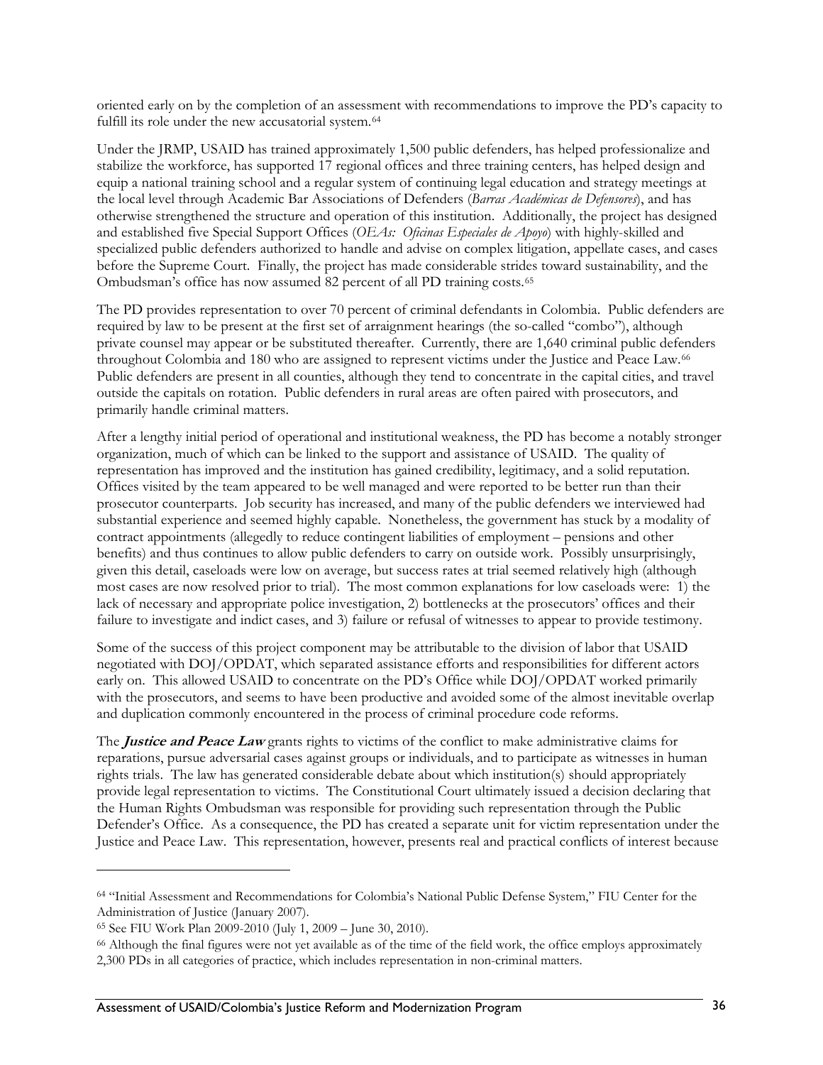oriented early on by the completion of an assessment with recommendations to improve the PD's capacity to fulfill its role under the new accusatorial system.[64]

Under the JRMP, USAID has trained approximately 1,500 public defenders, has helped professionalize and stabilize the workforce, has supported 17 regional offices and three training centers, has helped design and equip a national training school and a regular system of continuing legal education and strategy meetings at the local level through Academic Bar Associations of Defenders (*Barras Académicas de Defensores*), and has otherwise strengthened the structure and operation of this institution. Additionally, the project has designed and established five Special Support Offices (*OEAs: Oficinas Especiales de Apoyo*) with highly-skilled and specialized public defenders authorized to handle and advise on complex litigation, appellate cases, and cases before the Supreme Court. Finally, the project has made considerable strides toward sustainability, and the Ombudsman's office has now assumed 82 percent of all PD training costs.[65]

The PD provides representation to over 70 percent of criminal defendants in Colombia. Public defenders are required by law to be present at the first set of arraignment hearings (the so-called "combo"), although private counsel may appear or be substituted thereafter. Currently, there are 1,640 criminal public defenders throughout Colombia and 180 who are assigned to represent victims under the Justice and Peace Law.[66] Public defenders are present in all counties, although they tend to concentrate in the capital cities, and travel outside the capitals on rotation. Public defenders in rural areas are often paired with prosecutors, and primarily handle criminal matters.

After a lengthy initial period of operational and institutional weakness, the PD has become a notably stronger organization, much of which can be linked to the support and assistance of USAID. The quality of representation has improved and the institution has gained credibility, legitimacy, and a solid reputation. Offices visited by the team appeared to be well managed and were reported to be better run than their prosecutor counterparts. Job security has increased, and many of the public defenders we interviewed had substantial experience and seemed highly capable. Nonetheless, the government has stuck by a modality of contract appointments (allegedly to reduce contingent liabilities of employment – pensions and other benefits) and thus continues to allow public defenders to carry on outside work. Possibly unsurprisingly, given this detail, caseloads were low on average, but success rates at trial seemed relatively high (although most cases are now resolved prior to trial). The most common explanations for low caseloads were: 1) the lack of necessary and appropriate police investigation, 2) bottlenecks at the prosecutors' offices and their failure to investigate and indict cases, and 3) failure or refusal of witnesses to appear to provide testimony.

Some of the success of this project component may be attributable to the division of labor that USAID negotiated with DOJ/OPDAT, which separated assistance efforts and responsibilities for different actors early on. This allowed USAID to concentrate on the PD's Office while DOJ/OPDAT worked primarily with the prosecutors, and seems to have been productive and avoided some of the almost inevitable overlap and duplication commonly encountered in the process of criminal procedure code reforms.

The ***Justice and Peace Law*** grants rights to victims of the conflict to make administrative claims for reparations, pursue adversarial cases against groups or individuals, and to participate as witnesses in human rights trials. The law has generated considerable debate about which institution(s) should appropriately provide legal representation to victims. The Constitutional Court ultimately issued a decision declaring that the Human Rights Ombudsman was responsible for providing such representation through the Public Defender's Office. As a consequence, the PD has created a separate unit for victim representation under the Justice and Peace Law. This representation, however, presents real and practical conflicts of interest because

---

[64] "Initial Assessment and Recommendations for Colombia's National Public Defense System," FIU Center for the Administration of Justice (January 2007).

[65] See FIU Work Plan 2009-2010 (July 1, 2009 – June 30, 2010).

[66] Although the final figures were not yet available as of the time of the field work, the office employs approximately 2,300 PDs in all categories of practice, which includes representation in non-criminal matters.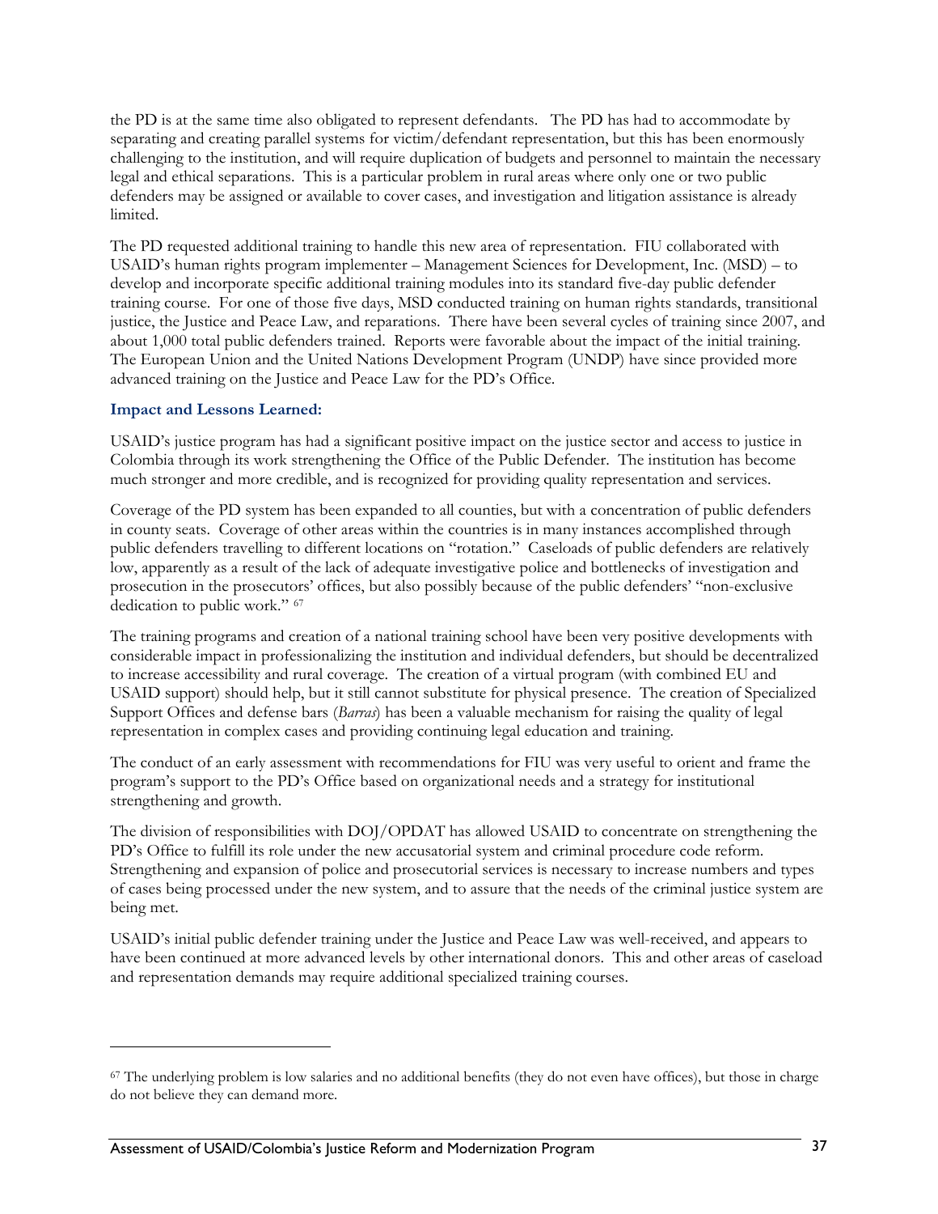the PD is at the same time also obligated to represent defendants. The PD has had to accommodate by separating and creating parallel systems for victim/defendant representation, but this has been enormously challenging to the institution, and will require duplication of budgets and personnel to maintain the necessary legal and ethical separations. This is a particular problem in rural areas where only one or two public defenders may be assigned or available to cover cases, and investigation and litigation assistance is already limited.

The PD requested additional training to handle this new area of representation. FIU collaborated with USAID's human rights program implementer – Management Sciences for Development, Inc. (MSD) – to develop and incorporate specific additional training modules into its standard five-day public defender training course. For one of those five days, MSD conducted training on human rights standards, transitional justice, the Justice and Peace Law, and reparations. There have been several cycles of training since 2007, and about 1,000 total public defenders trained. Reports were favorable about the impact of the initial training. The European Union and the United Nations Development Program (UNDP) have since provided more advanced training on the Justice and Peace Law for the PD's Office.

### Impact and Lessons Learned:

USAID's justice program has had a significant positive impact on the justice sector and access to justice in Colombia through its work strengthening the Office of the Public Defender. The institution has become much stronger and more credible, and is recognized for providing quality representation and services.

Coverage of the PD system has been expanded to all counties, but with a concentration of public defenders in county seats. Coverage of other areas within the countries is in many instances accomplished through public defenders travelling to different locations on "rotation." Caseloads of public defenders are relatively low, apparently as a result of the lack of adequate investigative police and bottlenecks of investigation and prosecution in the prosecutors' offices, but also possibly because of the public defenders' "non-exclusive dedication to public work." [67]

The training programs and creation of a national training school have been very positive developments with considerable impact in professionalizing the institution and individual defenders, but should be decentralized to increase accessibility and rural coverage. The creation of a virtual program (with combined EU and USAID support) should help, but it still cannot substitute for physical presence. The creation of Specialized Support Offices and defense bars (*Barras*) has been a valuable mechanism for raising the quality of legal representation in complex cases and providing continuing legal education and training.

The conduct of an early assessment with recommendations for FIU was very useful to orient and frame the program's support to the PD's Office based on organizational needs and a strategy for institutional strengthening and growth.

The division of responsibilities with DOJ/OPDAT has allowed USAID to concentrate on strengthening the PD's Office to fulfill its role under the new accusatorial system and criminal procedure code reform. Strengthening and expansion of police and prosecutorial services is necessary to increase numbers and types of cases being processed under the new system, and to assure that the needs of the criminal justice system are being met.

USAID's initial public defender training under the Justice and Peace Law was well-received, and appears to have been continued at more advanced levels by other international donors. This and other areas of caseload and representation demands may require additional specialized training courses.

---

[67] The underlying problem is low salaries and no additional benefits (they do not even have offices), but those in charge do not believe they can demand more.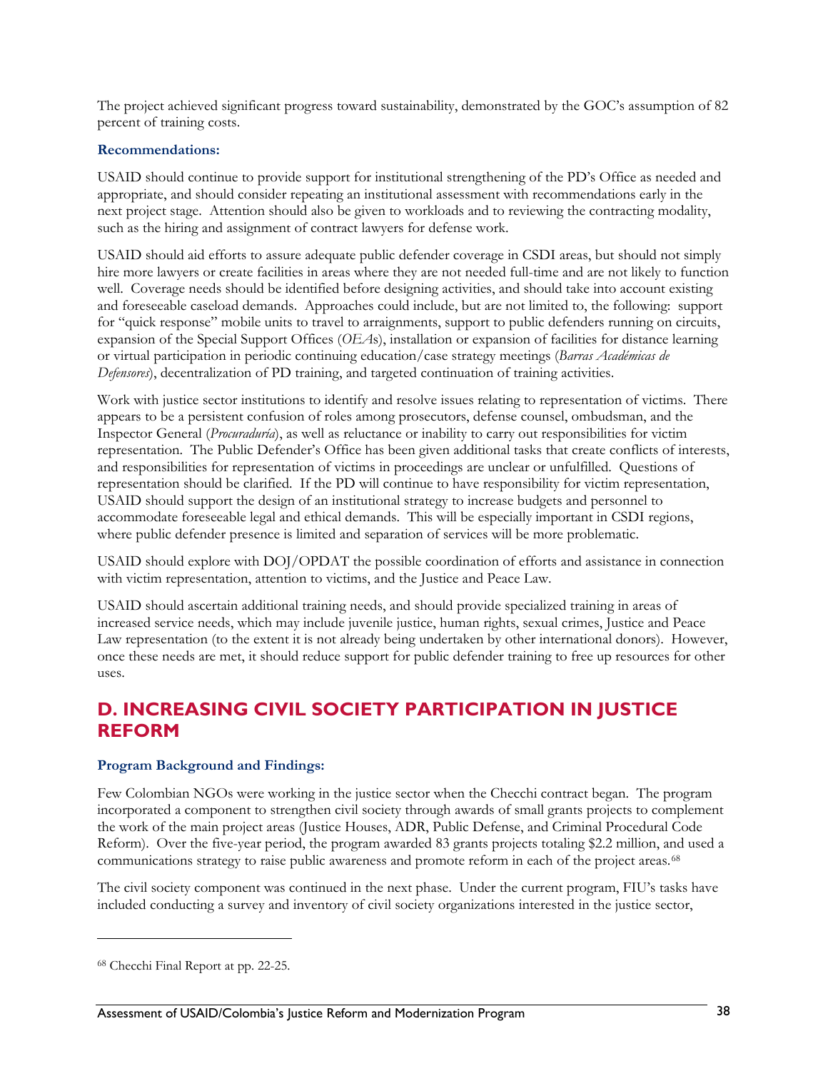The project achieved significant progress toward sustainability, demonstrated by the GOC's assumption of 82 percent of training costs.

**Recommendations:**

USAID should continue to provide support for institutional strengthening of the PD's Office as needed and appropriate, and should consider repeating an institutional assessment with recommendations early in the next project stage. Attention should also be given to workloads and to reviewing the contracting modality, such as the hiring and assignment of contract lawyers for defense work.

USAID should aid efforts to assure adequate public defender coverage in CSDI areas, but should not simply hire more lawyers or create facilities in areas where they are not needed full-time and are not likely to function well. Coverage needs should be identified before designing activities, and should take into account existing and foreseeable caseload demands. Approaches could include, but are not limited to, the following: support for "quick response" mobile units to travel to arraignments, support to public defenders running on circuits, expansion of the Special Support Offices (*OEA*s), installation or expansion of facilities for distance learning or virtual participation in periodic continuing education/case strategy meetings (*Barras Académicas de Defensores*), decentralization of PD training, and targeted continuation of training activities.

Work with justice sector institutions to identify and resolve issues relating to representation of victims. There appears to be a persistent confusion of roles among prosecutors, defense counsel, ombudsman, and the Inspector General (*Procuraduría*), as well as reluctance or inability to carry out responsibilities for victim representation. The Public Defender's Office has been given additional tasks that create conflicts of interests, and responsibilities for representation of victims in proceedings are unclear or unfulfilled. Questions of representation should be clarified. If the PD will continue to have responsibility for victim representation, USAID should support the design of an institutional strategy to increase budgets and personnel to accommodate foreseeable legal and ethical demands. This will be especially important in CSDI regions, where public defender presence is limited and separation of services will be more problematic.

USAID should explore with DOJ/OPDAT the possible coordination of efforts and assistance in connection with victim representation, attention to victims, and the Justice and Peace Law.

USAID should ascertain additional training needs, and should provide specialized training in areas of increased service needs, which may include juvenile justice, human rights, sexual crimes, Justice and Peace Law representation (to the extent it is not already being undertaken by other international donors). However, once these needs are met, it should reduce support for public defender training to free up resources for other uses.

## D. INCREASING CIVIL SOCIETY PARTICIPATION IN JUSTICE REFORM

**Program Background and Findings:**

Few Colombian NGOs were working in the justice sector when the Checchi contract began. The program incorporated a component to strengthen civil society through awards of small grants projects to complement the work of the main project areas (Justice Houses, ADR, Public Defense, and Criminal Procedural Code Reform). Over the five-year period, the program awarded 83 grants projects totaling $2.2 million, and used a communications strategy to raise public awareness and promote reform in each of the project areas.[68]

The civil society component was continued in the next phase. Under the current program, FIU's tasks have included conducting a survey and inventory of civil society organizations interested in the justice sector,

[68] Checchi Final Report at pp. 22-25.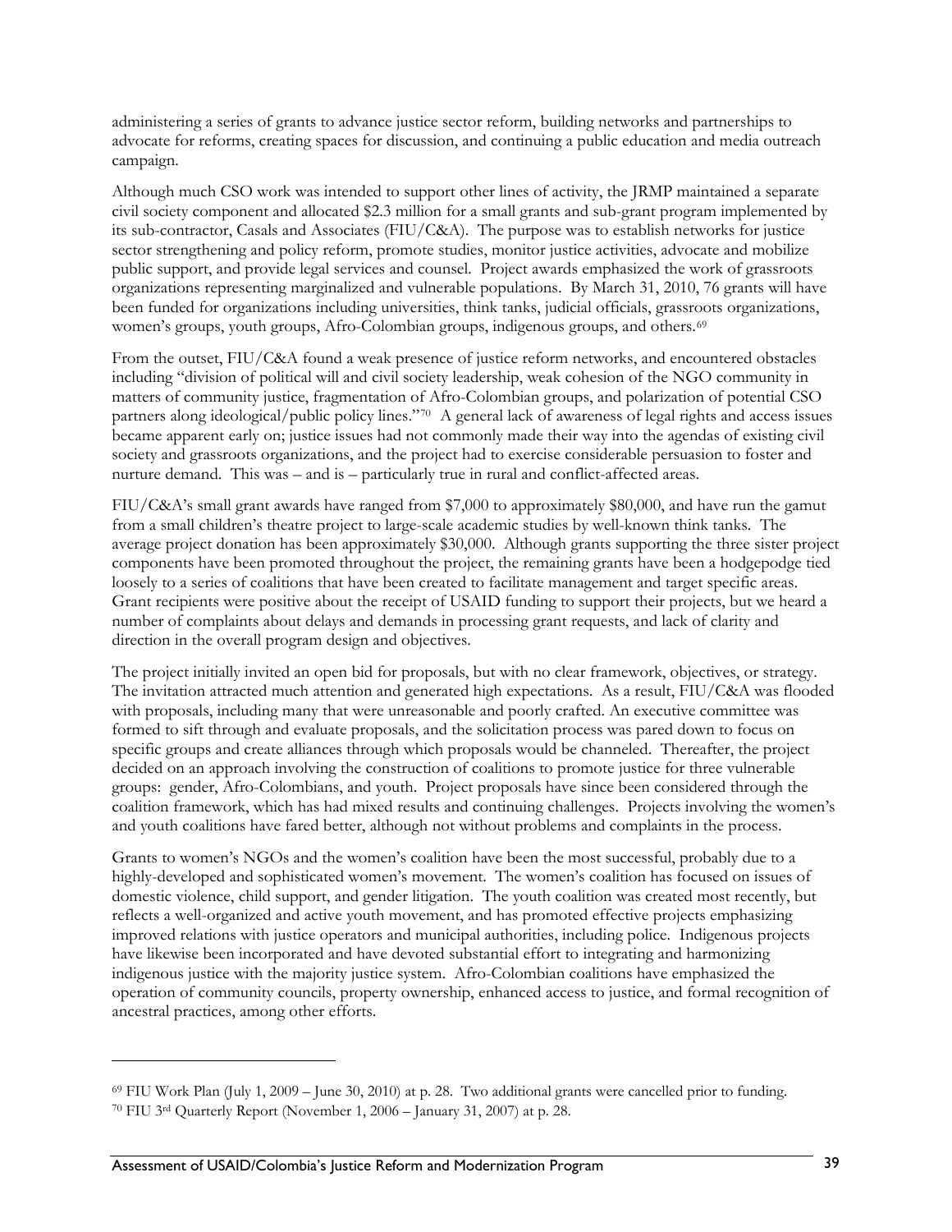administering a series of grants to advance justice sector reform, building networks and partnerships to advocate for reforms, creating spaces for discussion, and continuing a public education and media outreach campaign.

Although much CSO work was intended to support other lines of activity, the JRMP maintained a separate civil society component and allocated $2.3 million for a small grants and sub-grant program implemented by its sub-contractor, Casals and Associates (FIU/C&A). The purpose was to establish networks for justice sector strengthening and policy reform, promote studies, monitor justice activities, advocate and mobilize public support, and provide legal services and counsel. Project awards emphasized the work of grassroots organizations representing marginalized and vulnerable populations. By March 31, 2010, 76 grants will have been funded for organizations including universities, think tanks, judicial officials, grassroots organizations, women's groups, youth groups, Afro-Colombian groups, indigenous groups, and others.[69]

From the outset, FIU/C&A found a weak presence of justice reform networks, and encountered obstacles including "division of political will and civil society leadership, weak cohesion of the NGO community in matters of community justice, fragmentation of Afro-Colombian groups, and polarization of potential CSO partners along ideological/public policy lines."[70] A general lack of awareness of legal rights and access issues became apparent early on; justice issues had not commonly made their way into the agendas of existing civil society and grassroots organizations, and the project had to exercise considerable persuasion to foster and nurture demand. This was – and is – particularly true in rural and conflict-affected areas.

FIU/C&A's small grant awards have ranged from $7,000 to approximately $80,000, and have run the gamut from a small children's theatre project to large-scale academic studies by well-known think tanks. The average project donation has been approximately $30,000. Although grants supporting the three sister project components have been promoted throughout the project, the remaining grants have been a hodgepodge tied loosely to a series of coalitions that have been created to facilitate management and target specific areas. Grant recipients were positive about the receipt of USAID funding to support their projects, but we heard a number of complaints about delays and demands in processing grant requests, and lack of clarity and direction in the overall program design and objectives.

The project initially invited an open bid for proposals, but with no clear framework, objectives, or strategy. The invitation attracted much attention and generated high expectations. As a result, FIU/C&A was flooded with proposals, including many that were unreasonable and poorly crafted. An executive committee was formed to sift through and evaluate proposals, and the solicitation process was pared down to focus on specific groups and create alliances through which proposals would be channeled. Thereafter, the project decided on an approach involving the construction of coalitions to promote justice for three vulnerable groups: gender, Afro-Colombians, and youth. Project proposals have since been considered through the coalition framework, which has had mixed results and continuing challenges. Projects involving the women's and youth coalitions have fared better, although not without problems and complaints in the process.

Grants to women's NGOs and the women's coalition have been the most successful, probably due to a highly-developed and sophisticated women's movement. The women's coalition has focused on issues of domestic violence, child support, and gender litigation. The youth coalition was created most recently, but reflects a well-organized and active youth movement, and has promoted effective projects emphasizing improved relations with justice operators and municipal authorities, including police. Indigenous projects have likewise been incorporated and have devoted substantial effort to integrating and harmonizing indigenous justice with the majority justice system. Afro-Colombian coalitions have emphasized the operation of community councils, property ownership, enhanced access to justice, and formal recognition of ancestral practices, among other efforts.

---

[69] FIU Work Plan (July 1, 2009 – June 30, 2010) at p. 28. Two additional grants were cancelled prior to funding.

[70] FIU 3rd Quarterly Report (November 1, 2006 – January 31, 2007) at p. 28.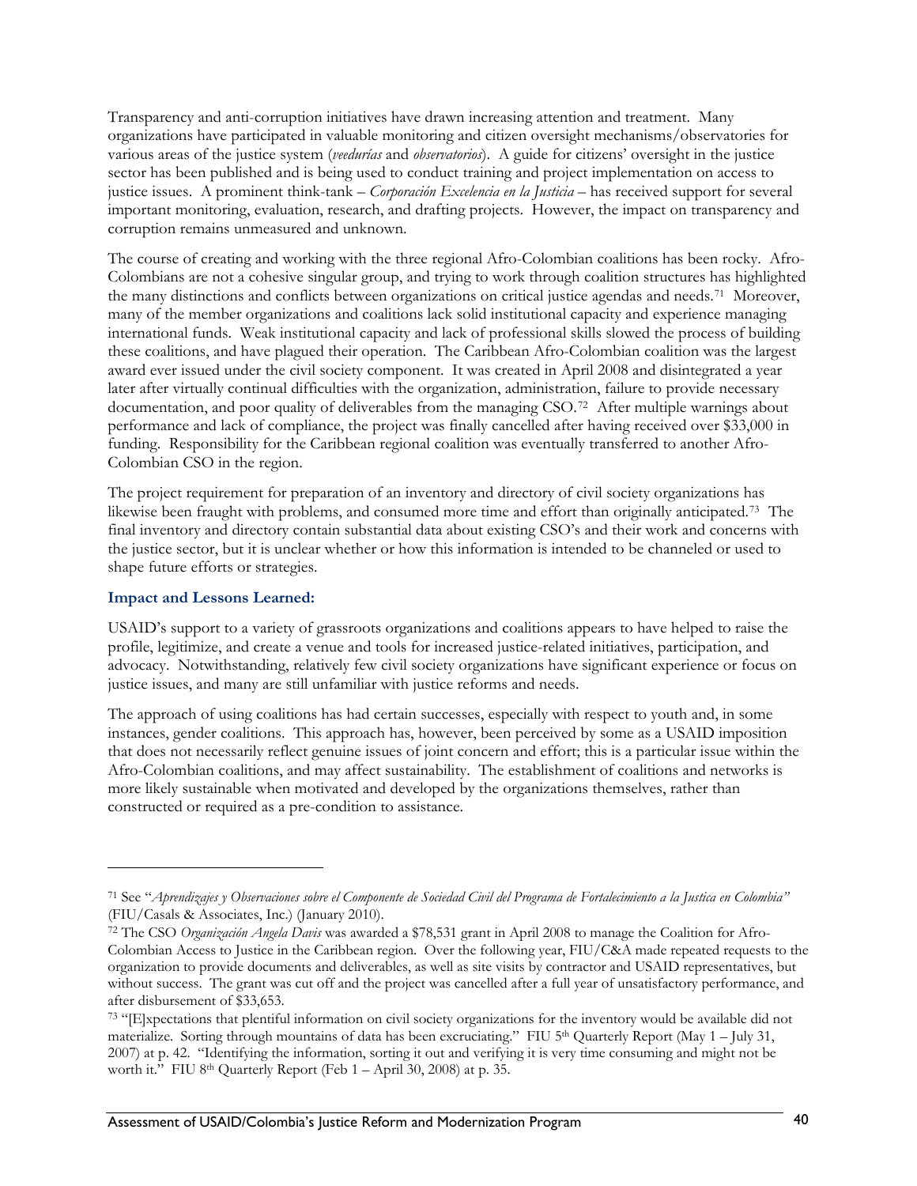Transparency and anti-corruption initiatives have drawn increasing attention and treatment. Many organizations have participated in valuable monitoring and citizen oversight mechanisms/observatories for various areas of the justice system (*veedurías* and *observatorios*). A guide for citizens' oversight in the justice sector has been published and is being used to conduct training and project implementation on access to justice issues. A prominent think-tank – *Corporación Excelencia en la Justicia* – has received support for several important monitoring, evaluation, research, and drafting projects. However, the impact on transparency and corruption remains unmeasured and unknown.

The course of creating and working with the three regional Afro-Colombian coalitions has been rocky. Afro-Colombians are not a cohesive singular group, and trying to work through coalition structures has highlighted the many distinctions and conflicts between organizations on critical justice agendas and needs.[71] Moreover, many of the member organizations and coalitions lack solid institutional capacity and experience managing international funds. Weak institutional capacity and lack of professional skills slowed the process of building these coalitions, and have plagued their operation. The Caribbean Afro-Colombian coalition was the largest award ever issued under the civil society component. It was created in April 2008 and disintegrated a year later after virtually continual difficulties with the organization, administration, failure to provide necessary documentation, and poor quality of deliverables from the managing CSO.[72] After multiple warnings about performance and lack of compliance, the project was finally cancelled after having received over $33,000 in funding. Responsibility for the Caribbean regional coalition was eventually transferred to another Afro-Colombian CSO in the region.

The project requirement for preparation of an inventory and directory of civil society organizations has likewise been fraught with problems, and consumed more time and effort than originally anticipated.[73] The final inventory and directory contain substantial data about existing CSO's and their work and concerns with the justice sector, but it is unclear whether or how this information is intended to be channeled or used to shape future efforts or strategies.

### Impact and Lessons Learned:

USAID's support to a variety of grassroots organizations and coalitions appears to have helped to raise the profile, legitimize, and create a venue and tools for increased justice-related initiatives, participation, and advocacy. Notwithstanding, relatively few civil society organizations have significant experience or focus on justice issues, and many are still unfamiliar with justice reforms and needs.

The approach of using coalitions has had certain successes, especially with respect to youth and, in some instances, gender coalitions. This approach has, however, been perceived by some as a USAID imposition that does not necessarily reflect genuine issues of joint concern and effort; this is a particular issue within the Afro-Colombian coalitions, and may affect sustainability. The establishment of coalitions and networks is more likely sustainable when motivated and developed by the organizations themselves, rather than constructed or required as a pre-condition to assistance.

---

[71] See "*Aprendizajes y Observaciones sobre el Componente de Sociedad Civil del Programa de Fortalecimiento a la Justica en Colombia"* (FIU/Casals & Associates, Inc.) (January 2010).

[72] The CSO *Organización Angela Davis* was awarded a $78,531 grant in April 2008 to manage the Coalition for Afro-Colombian Access to Justice in the Caribbean region. Over the following year, FIU/C&A made repeated requests to the organization to provide documents and deliverables, as well as site visits by contractor and USAID representatives, but without success. The grant was cut off and the project was cancelled after a full year of unsatisfactory performance, and after disbursement of $33,653.

[73] "[E]xpectations that plentiful information on civil society organizations for the inventory would be available did not materialize. Sorting through mountains of data has been excruciating." FIU 5th Quarterly Report (May 1 – July 31, 2007) at p. 42. "Identifying the information, sorting it out and verifying it is very time consuming and might not be worth it." FIU 8th Quarterly Report (Feb 1 – April 30, 2008) at p. 35.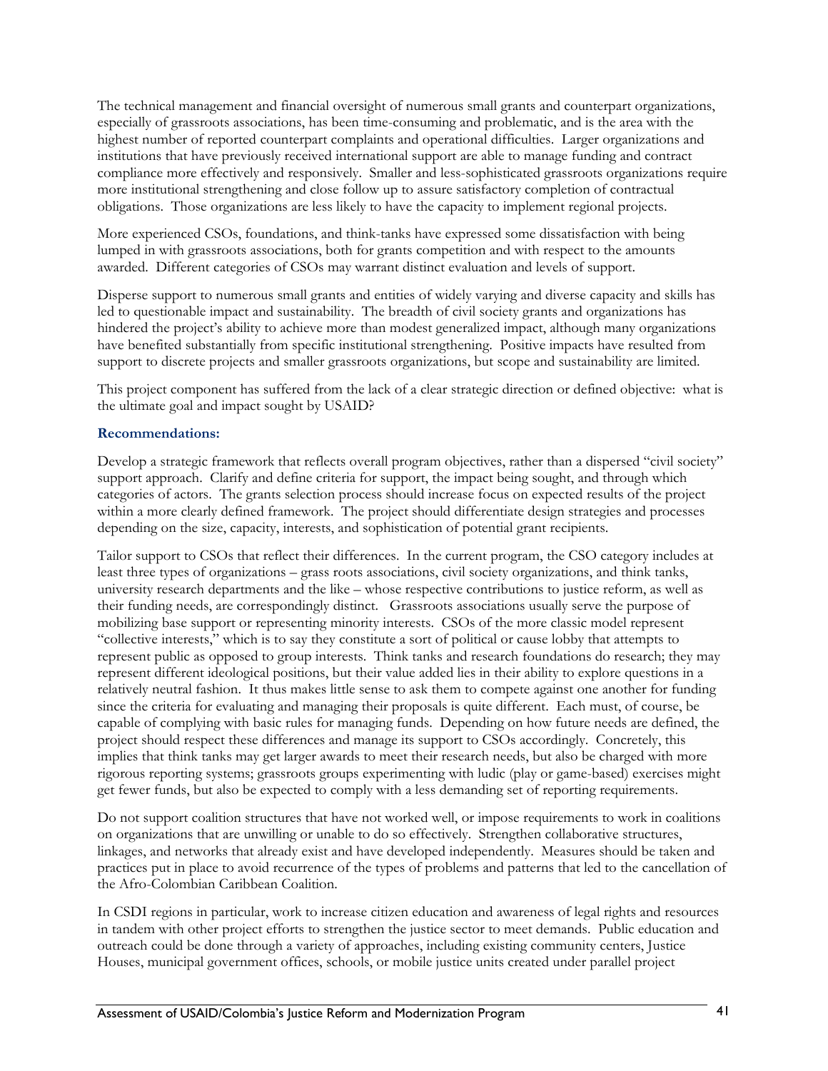The technical management and financial oversight of numerous small grants and counterpart organizations, especially of grassroots associations, has been time-consuming and problematic, and is the area with the highest number of reported counterpart complaints and operational difficulties. Larger organizations and institutions that have previously received international support are able to manage funding and contract compliance more effectively and responsively. Smaller and less-sophisticated grassroots organizations require more institutional strengthening and close follow up to assure satisfactory completion of contractual obligations. Those organizations are less likely to have the capacity to implement regional projects.

More experienced CSOs, foundations, and think-tanks have expressed some dissatisfaction with being lumped in with grassroots associations, both for grants competition and with respect to the amounts awarded. Different categories of CSOs may warrant distinct evaluation and levels of support.

Disperse support to numerous small grants and entities of widely varying and diverse capacity and skills has led to questionable impact and sustainability. The breadth of civil society grants and organizations has hindered the project's ability to achieve more than modest generalized impact, although many organizations have benefited substantially from specific institutional strengthening. Positive impacts have resulted from support to discrete projects and smaller grassroots organizations, but scope and sustainability are limited.

This project component has suffered from the lack of a clear strategic direction or defined objective: what is the ultimate goal and impact sought by USAID?

**Recommendations:**

Develop a strategic framework that reflects overall program objectives, rather than a dispersed "civil society" support approach. Clarify and define criteria for support, the impact being sought, and through which categories of actors. The grants selection process should increase focus on expected results of the project within a more clearly defined framework. The project should differentiate design strategies and processes depending on the size, capacity, interests, and sophistication of potential grant recipients.

Tailor support to CSOs that reflect their differences. In the current program, the CSO category includes at least three types of organizations – grass roots associations, civil society organizations, and think tanks, university research departments and the like – whose respective contributions to justice reform, as well as their funding needs, are correspondingly distinct. Grassroots associations usually serve the purpose of mobilizing base support or representing minority interests. CSOs of the more classic model represent "collective interests," which is to say they constitute a sort of political or cause lobby that attempts to represent public as opposed to group interests. Think tanks and research foundations do research; they may represent different ideological positions, but their value added lies in their ability to explore questions in a relatively neutral fashion. It thus makes little sense to ask them to compete against one another for funding since the criteria for evaluating and managing their proposals is quite different. Each must, of course, be capable of complying with basic rules for managing funds. Depending on how future needs are defined, the project should respect these differences and manage its support to CSOs accordingly. Concretely, this implies that think tanks may get larger awards to meet their research needs, but also be charged with more rigorous reporting systems; grassroots groups experimenting with ludic (play or game-based) exercises might get fewer funds, but also be expected to comply with a less demanding set of reporting requirements.

Do not support coalition structures that have not worked well, or impose requirements to work in coalitions on organizations that are unwilling or unable to do so effectively. Strengthen collaborative structures, linkages, and networks that already exist and have developed independently. Measures should be taken and practices put in place to avoid recurrence of the types of problems and patterns that led to the cancellation of the Afro-Colombian Caribbean Coalition.

In CSDI regions in particular, work to increase citizen education and awareness of legal rights and resources in tandem with other project efforts to strengthen the justice sector to meet demands. Public education and outreach could be done through a variety of approaches, including existing community centers, Justice Houses, municipal government offices, schools, or mobile justice units created under parallel project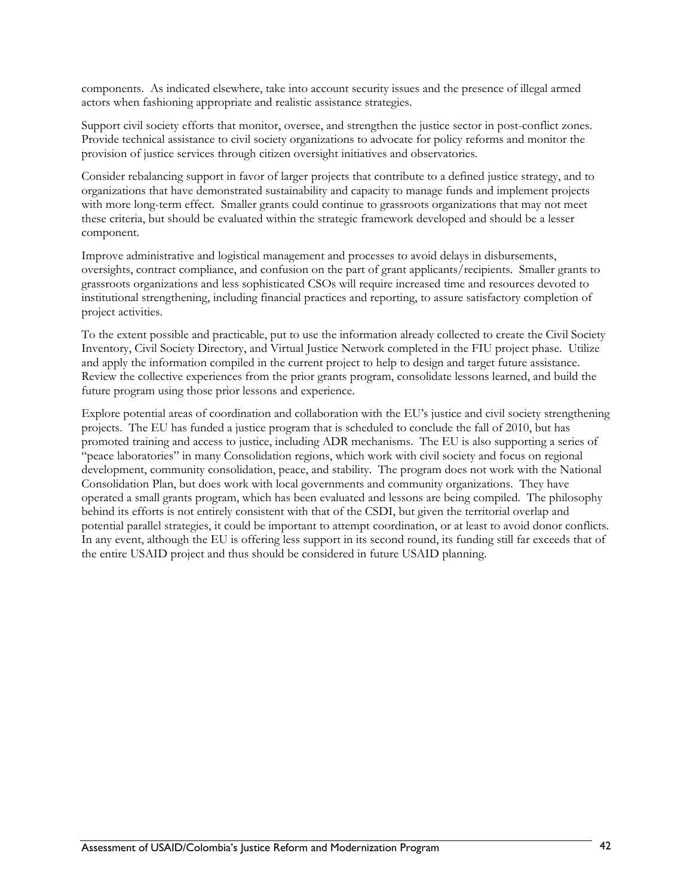components. As indicated elsewhere, take into account security issues and the presence of illegal armed actors when fashioning appropriate and realistic assistance strategies.

Support civil society efforts that monitor, oversee, and strengthen the justice sector in post-conflict zones. Provide technical assistance to civil society organizations to advocate for policy reforms and monitor the provision of justice services through citizen oversight initiatives and observatories.

Consider rebalancing support in favor of larger projects that contribute to a defined justice strategy, and to organizations that have demonstrated sustainability and capacity to manage funds and implement projects with more long-term effect. Smaller grants could continue to grassroots organizations that may not meet these criteria, but should be evaluated within the strategic framework developed and should be a lesser component.

Improve administrative and logistical management and processes to avoid delays in disbursements, oversights, contract compliance, and confusion on the part of grant applicants/recipients. Smaller grants to grassroots organizations and less sophisticated CSOs will require increased time and resources devoted to institutional strengthening, including financial practices and reporting, to assure satisfactory completion of project activities.

To the extent possible and practicable, put to use the information already collected to create the Civil Society Inventory, Civil Society Directory, and Virtual Justice Network completed in the FIU project phase. Utilize and apply the information compiled in the current project to help to design and target future assistance. Review the collective experiences from the prior grants program, consolidate lessons learned, and build the future program using those prior lessons and experience.

Explore potential areas of coordination and collaboration with the EU's justice and civil society strengthening projects. The EU has funded a justice program that is scheduled to conclude the fall of 2010, but has promoted training and access to justice, including ADR mechanisms. The EU is also supporting a series of "peace laboratories" in many Consolidation regions, which work with civil society and focus on regional development, community consolidation, peace, and stability. The program does not work with the National Consolidation Plan, but does work with local governments and community organizations. They have operated a small grants program, which has been evaluated and lessons are being compiled. The philosophy behind its efforts is not entirely consistent with that of the CSDI, but given the territorial overlap and potential parallel strategies, it could be important to attempt coordination, or at least to avoid donor conflicts. In any event, although the EU is offering less support in its second round, its funding still far exceeds that of the entire USAID project and thus should be considered in future USAID planning.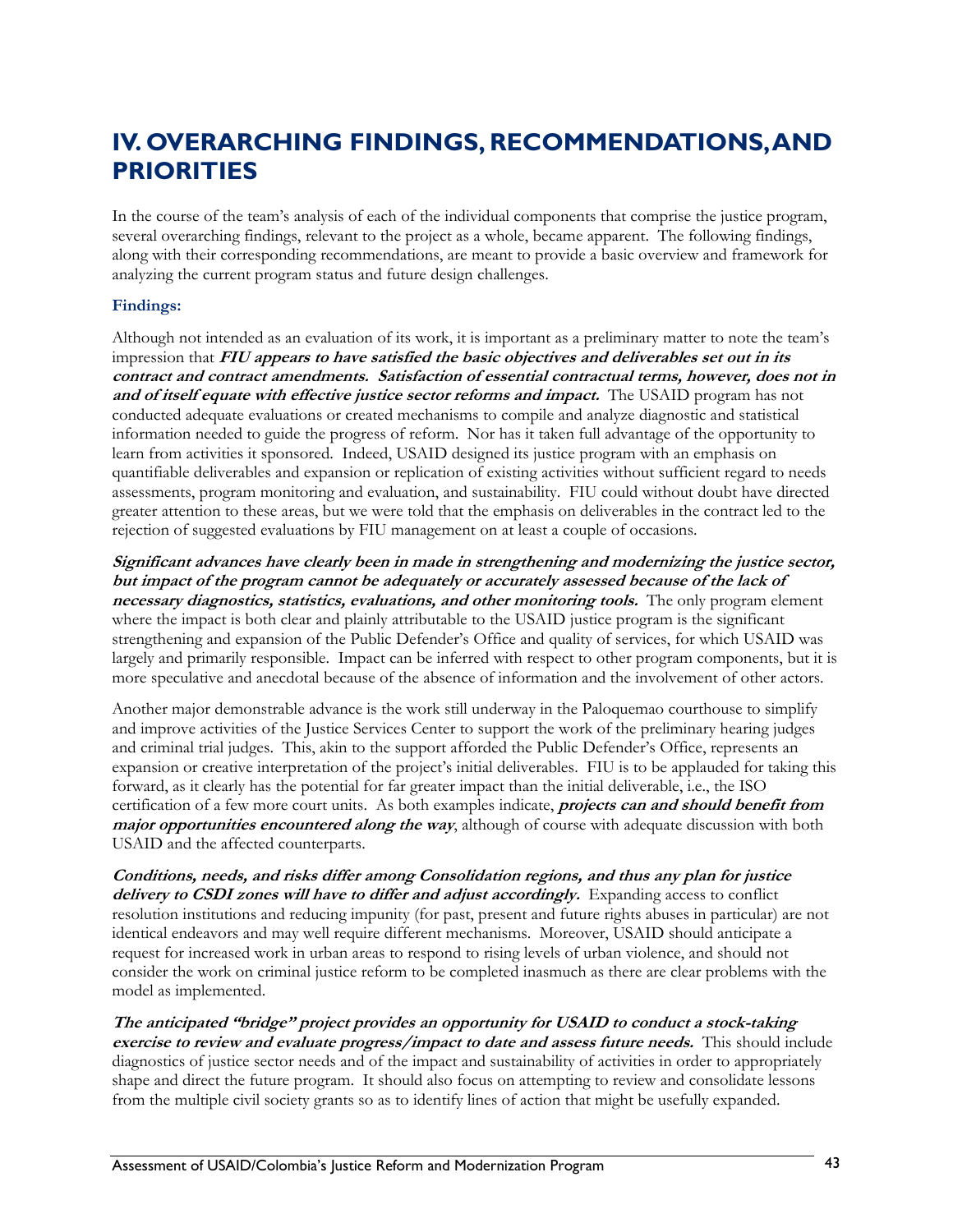# IV. OVERARCHING FINDINGS, RECOMMENDATIONS, AND PRIORITIES

In the course of the team's analysis of each of the individual components that comprise the justice program, several overarching findings, relevant to the project as a whole, became apparent. The following findings, along with their corresponding recommendations, are meant to provide a basic overview and framework for analyzing the current program status and future design challenges.

### Findings:

Although not intended as an evaluation of its work, it is important as a preliminary matter to note the team's impression that ***FIU appears to have satisfied the basic objectives and deliverables set out in its contract and contract amendments. Satisfaction of essential contractual terms, however, does not in and of itself equate with effective justice sector reforms and impact.*** The USAID program has not conducted adequate evaluations or created mechanisms to compile and analyze diagnostic and statistical information needed to guide the progress of reform. Nor has it taken full advantage of the opportunity to learn from activities it sponsored. Indeed, USAID designed its justice program with an emphasis on quantifiable deliverables and expansion or replication of existing activities without sufficient regard to needs assessments, program monitoring and evaluation, and sustainability. FIU could without doubt have directed greater attention to these areas, but we were told that the emphasis on deliverables in the contract led to the rejection of suggested evaluations by FIU management on at least a couple of occasions.

***Significant advances have clearly been in made in strengthening and modernizing the justice sector, but impact of the program cannot be adequately or accurately assessed because of the lack of necessary diagnostics, statistics, evaluations, and other monitoring tools.*** The only program element where the impact is both clear and plainly attributable to the USAID justice program is the significant strengthening and expansion of the Public Defender's Office and quality of services, for which USAID was largely and primarily responsible. Impact can be inferred with respect to other program components, but it is more speculative and anecdotal because of the absence of information and the involvement of other actors.

Another major demonstrable advance is the work still underway in the Paloquemao courthouse to simplify and improve activities of the Justice Services Center to support the work of the preliminary hearing judges and criminal trial judges. This, akin to the support afforded the Public Defender's Office, represents an expansion or creative interpretation of the project's initial deliverables. FIU is to be applauded for taking this forward, as it clearly has the potential for far greater impact than the initial deliverable, i.e., the ISO certification of a few more court units. As both examples indicate, ***projects can and should benefit from major opportunities encountered along the way***, although of course with adequate discussion with both USAID and the affected counterparts.

***Conditions, needs, and risks differ among Consolidation regions, and thus any plan for justice delivery to CSDI zones will have to differ and adjust accordingly.*** Expanding access to conflict resolution institutions and reducing impunity (for past, present and future rights abuses in particular) are not identical endeavors and may well require different mechanisms. Moreover, USAID should anticipate a request for increased work in urban areas to respond to rising levels of urban violence, and should not consider the work on criminal justice reform to be completed inasmuch as there are clear problems with the model as implemented.

***The anticipated "bridge" project provides an opportunity for USAID to conduct a stock-taking exercise to review and evaluate progress/impact to date and assess future needs.*** This should include diagnostics of justice sector needs and of the impact and sustainability of activities in order to appropriately shape and direct the future program. It should also focus on attempting to review and consolidate lessons from the multiple civil society grants so as to identify lines of action that might be usefully expanded.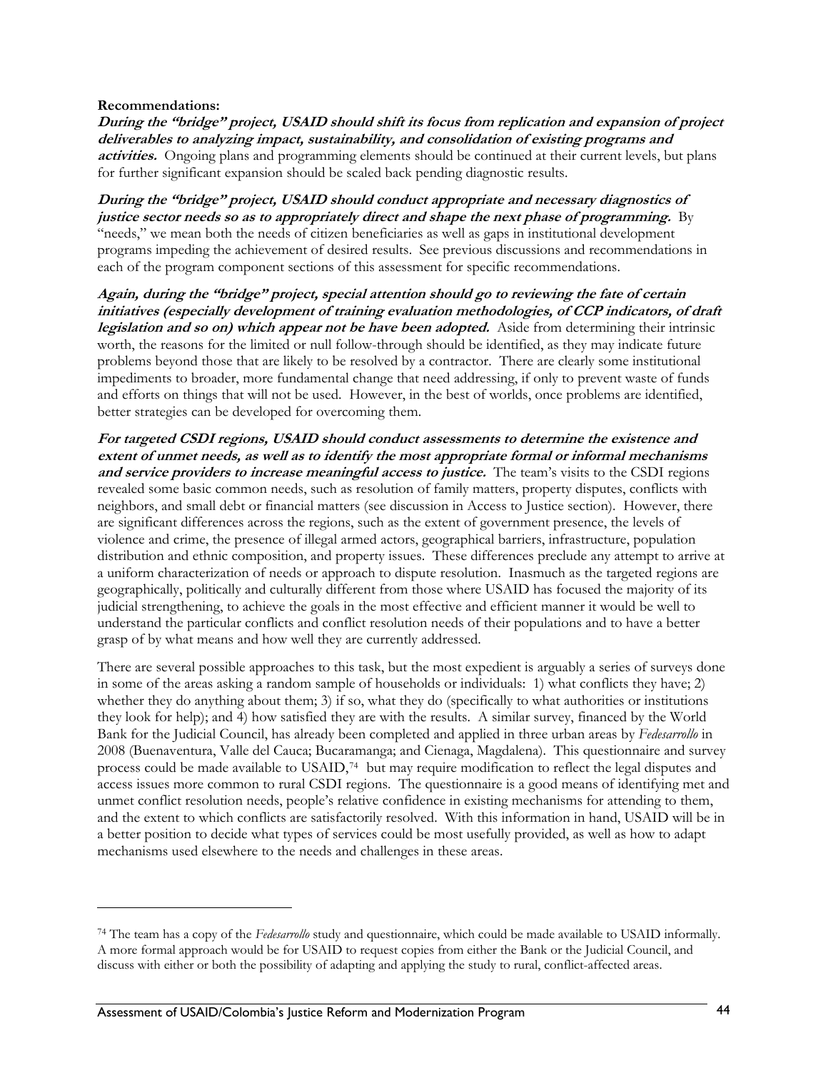**Recommendations:**

***During the "bridge" project, USAID should shift its focus from replication and expansion of project deliverables to analyzing impact, sustainability, and consolidation of existing programs and activities.*** Ongoing plans and programming elements should be continued at their current levels, but plans for further significant expansion should be scaled back pending diagnostic results.

***During the "bridge" project, USAID should conduct appropriate and necessary diagnostics of justice sector needs so as to appropriately direct and shape the next phase of programming.*** By "needs," we mean both the needs of citizen beneficiaries as well as gaps in institutional development programs impeding the achievement of desired results. See previous discussions and recommendations in each of the program component sections of this assessment for specific recommendations.

***Again, during the "bridge" project, special attention should go to reviewing the fate of certain initiatives (especially development of training evaluation methodologies, of CCP indicators, of draft legislation and so on) which appear not be have been adopted.*** Aside from determining their intrinsic worth, the reasons for the limited or null follow-through should be identified, as they may indicate future problems beyond those that are likely to be resolved by a contractor. There are clearly some institutional impediments to broader, more fundamental change that need addressing, if only to prevent waste of funds and efforts on things that will not be used. However, in the best of worlds, once problems are identified, better strategies can be developed for overcoming them.

***For targeted CSDI regions, USAID should conduct assessments to determine the existence and extent of unmet needs, as well as to identify the most appropriate formal or informal mechanisms and service providers to increase meaningful access to justice.*** The team's visits to the CSDI regions revealed some basic common needs, such as resolution of family matters, property disputes, conflicts with neighbors, and small debt or financial matters (see discussion in Access to Justice section). However, there are significant differences across the regions, such as the extent of government presence, the levels of violence and crime, the presence of illegal armed actors, geographical barriers, infrastructure, population distribution and ethnic composition, and property issues. These differences preclude any attempt to arrive at a uniform characterization of needs or approach to dispute resolution. Inasmuch as the targeted regions are geographically, politically and culturally different from those where USAID has focused the majority of its judicial strengthening, to achieve the goals in the most effective and efficient manner it would be well to understand the particular conflicts and conflict resolution needs of their populations and to have a better grasp of by what means and how well they are currently addressed.

There are several possible approaches to this task, but the most expedient is arguably a series of surveys done in some of the areas asking a random sample of households or individuals: 1) what conflicts they have; 2) whether they do anything about them; 3) if so, what they do (specifically to what authorities or institutions they look for help); and 4) how satisfied they are with the results. A similar survey, financed by the World Bank for the Judicial Council, has already been completed and applied in three urban areas by *Fedesarrollo* in 2008 (Buenaventura, Valle del Cauca; Bucaramanga; and Cienaga, Magdalena). This questionnaire and survey process could be made available to USAID,[74] but may require modification to reflect the legal disputes and access issues more common to rural CSDI regions. The questionnaire is a good means of identifying met and unmet conflict resolution needs, people's relative confidence in existing mechanisms for attending to them, and the extent to which conflicts are satisfactorily resolved. With this information in hand, USAID will be in a better position to decide what types of services could be most usefully provided, as well as how to adapt mechanisms used elsewhere to the needs and challenges in these areas.

---

[74] The team has a copy of the *Fedesarrollo* study and questionnaire, which could be made available to USAID informally. A more formal approach would be for USAID to request copies from either the Bank or the Judicial Council, and discuss with either or both the possibility of adapting and applying the study to rural, conflict-affected areas.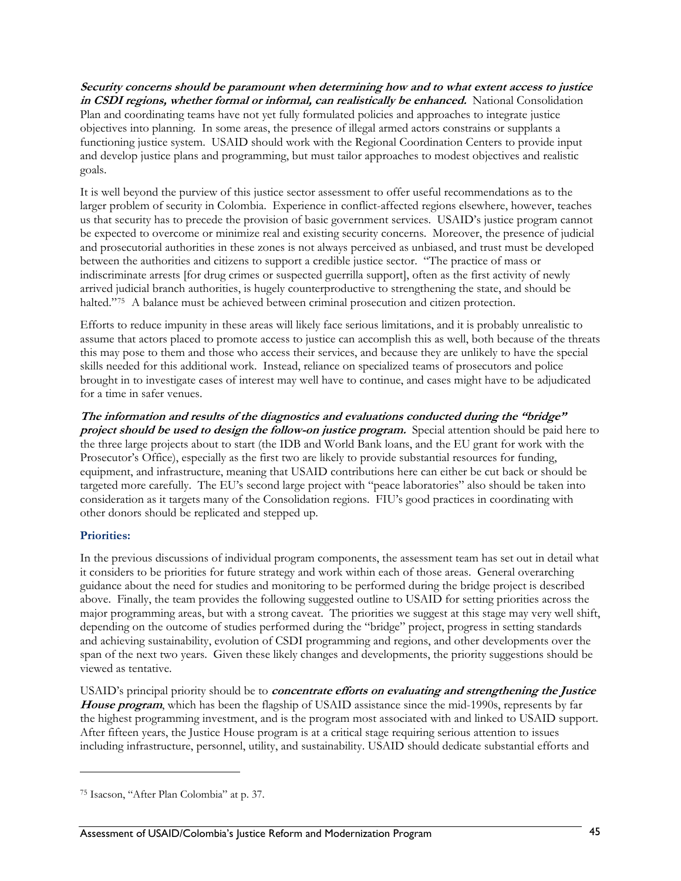***Security concerns should be paramount when determining how and to what extent access to justice in CSDI regions, whether formal or informal, can realistically be enhanced.*** National Consolidation Plan and coordinating teams have not yet fully formulated policies and approaches to integrate justice objectives into planning. In some areas, the presence of illegal armed actors constrains or supplants a functioning justice system. USAID should work with the Regional Coordination Centers to provide input and develop justice plans and programming, but must tailor approaches to modest objectives and realistic goals.

It is well beyond the purview of this justice sector assessment to offer useful recommendations as to the larger problem of security in Colombia. Experience in conflict-affected regions elsewhere, however, teaches us that security has to precede the provision of basic government services. USAID's justice program cannot be expected to overcome or minimize real and existing security concerns. Moreover, the presence of judicial and prosecutorial authorities in these zones is not always perceived as unbiased, and trust must be developed between the authorities and citizens to support a credible justice sector. "The practice of mass or indiscriminate arrests [for drug crimes or suspected guerrilla support], often as the first activity of newly arrived judicial branch authorities, is hugely counterproductive to strengthening the state, and should be halted."[75] A balance must be achieved between criminal prosecution and citizen protection.

Efforts to reduce impunity in these areas will likely face serious limitations, and it is probably unrealistic to assume that actors placed to promote access to justice can accomplish this as well, both because of the threats this may pose to them and those who access their services, and because they are unlikely to have the special skills needed for this additional work. Instead, reliance on specialized teams of prosecutors and police brought in to investigate cases of interest may well have to continue, and cases might have to be adjudicated for a time in safer venues.

***The information and results of the diagnostics and evaluations conducted during the "bridge" project should be used to design the follow-on justice program.*** Special attention should be paid here to the three large projects about to start (the IDB and World Bank loans, and the EU grant for work with the Prosecutor's Office), especially as the first two are likely to provide substantial resources for funding, equipment, and infrastructure, meaning that USAID contributions here can either be cut back or should be targeted more carefully. The EU's second large project with "peace laboratories" also should be taken into consideration as it targets many of the Consolidation regions. FIU's good practices in coordinating with other donors should be replicated and stepped up.

### Priorities:

In the previous discussions of individual program components, the assessment team has set out in detail what it considers to be priorities for future strategy and work within each of those areas. General overarching guidance about the need for studies and monitoring to be performed during the bridge project is described above. Finally, the team provides the following suggested outline to USAID for setting priorities across the major programming areas, but with a strong caveat. The priorities we suggest at this stage may very well shift, depending on the outcome of studies performed during the "bridge" project, progress in setting standards and achieving sustainability, evolution of CSDI programming and regions, and other developments over the span of the next two years. Given these likely changes and developments, the priority suggestions should be viewed as tentative.

USAID's principal priority should be to ***concentrate efforts on evaluating and strengthening the Justice House program***, which has been the flagship of USAID assistance since the mid-1990s, represents by far the highest programming investment, and is the program most associated with and linked to USAID support. After fifteen years, the Justice House program is at a critical stage requiring serious attention to issues including infrastructure, personnel, utility, and sustainability. USAID should dedicate substantial efforts and

---

[75] Isacson, "After Plan Colombia" at p. 37.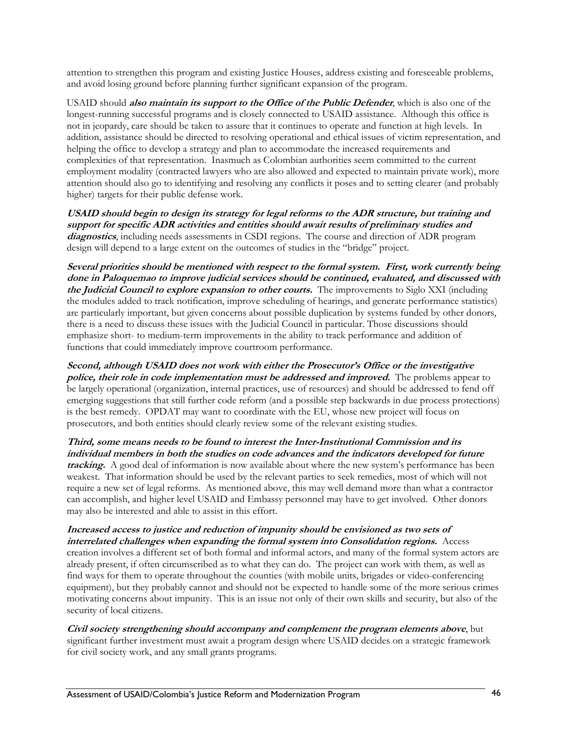attention to strengthen this program and existing Justice Houses, address existing and foreseeable problems, and avoid losing ground before planning further significant expansion of the program.

USAID should ***also maintain its support to the Office of the Public Defender***, which is also one of the longest-running successful programs and is closely connected to USAID assistance. Although this office is not in jeopardy, care should be taken to assure that it continues to operate and function at high levels. In addition, assistance should be directed to resolving operational and ethical issues of victim representation, and helping the office to develop a strategy and plan to accommodate the increased requirements and complexities of that representation. Inasmuch as Colombian authorities seem committed to the current employment modality (contracted lawyers who are also allowed and expected to maintain private work), more attention should also go to identifying and resolving any conflicts it poses and to setting clearer (and probably higher) targets for their public defense work.

***USAID should begin to design its strategy for legal reforms to the ADR structure, but training and support for specific ADR activities and entities should await results of preliminary studies and diagnostics***, including needs assessments in CSDI regions. The course and direction of ADR program design will depend to a large extent on the outcomes of studies in the "bridge" project.

***Several priorities should be mentioned with respect to the formal system. First, work currently being done in Paloquemao to improve judicial services should be continued, evaluated, and discussed with the Judicial Council to explore expansion to other courts.*** The improvements to Siglo XXI (including the modules added to track notification, improve scheduling of hearings, and generate performance statistics) are particularly important, but given concerns about possible duplication by systems funded by other donors, there is a need to discuss these issues with the Judicial Council in particular. Those discussions should emphasize short- to medium-term improvements in the ability to track performance and addition of functions that could immediately improve courtroom performance.

***Second, although USAID does not work with either the Prosecutor's Office or the investigative police, their role in code implementation must be addressed and improved.*** The problems appear to be largely operational (organization, internal practices, use of resources) and should be addressed to fend off emerging suggestions that still further code reform (and a possible step backwards in due process protections) is the best remedy. OPDAT may want to coordinate with the EU, whose new project will focus on prosecutors, and both entities should clearly review some of the relevant existing studies.

***Third, some means needs to be found to interest the Inter-Institutional Commission and its individual members in both the studies on code advances and the indicators developed for future tracking.*** A good deal of information is now available about where the new system's performance has been weakest. That information should be used by the relevant parties to seek remedies, most of which will not require a new set of legal reforms. As mentioned above, this may well demand more than what a contractor can accomplish, and higher level USAID and Embassy personnel may have to get involved. Other donors may also be interested and able to assist in this effort.

***Increased access to justice and reduction of impunity should be envisioned as two sets of interrelated challenges when expanding the formal system into Consolidation regions.*** Access creation involves a different set of both formal and informal actors, and many of the formal system actors are already present, if often circumscribed as to what they can do. The project can work with them, as well as find ways for them to operate throughout the counties (with mobile units, brigades or video-conferencing equipment), but they probably cannot and should not be expected to handle some of the more serious crimes motivating concerns about impunity. This is an issue not only of their own skills and security, but also of the security of local citizens.

***Civil society strengthening should accompany and complement the program elements above***, but significant further investment must await a program design where USAID decides on a strategic framework for civil society work, and any small grants programs.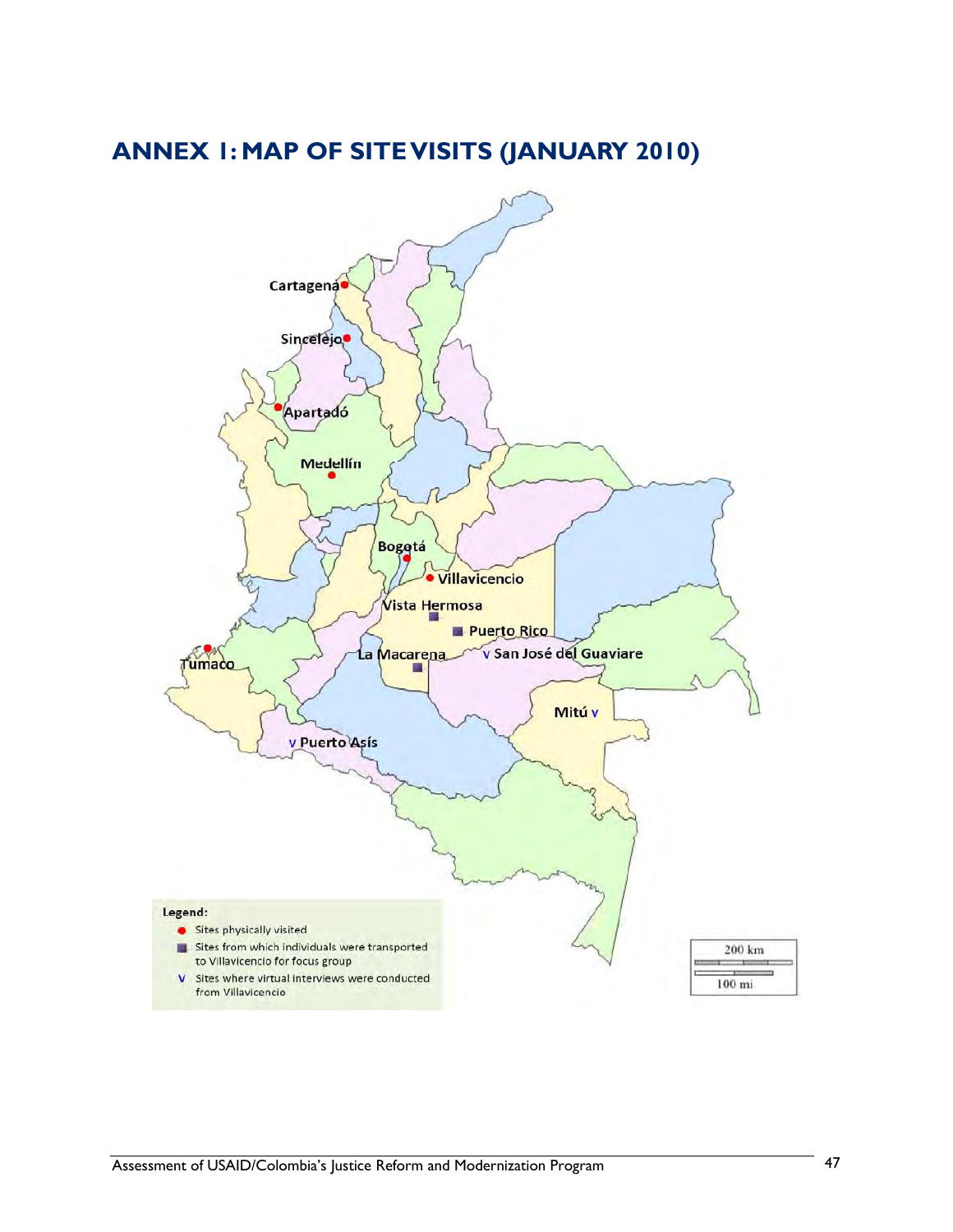# ANNEX 1: MAP OF SITE VISITS (JANUARY 2010)

Cartagena

Sincelejo

Apartadó

Medellín

Bogotá

Villavicencio

Vista Hermosa

Puerto Rico

La Macarena

v San José del Guaviare

Tumaco

Mitú v

v Puerto Asís

**Legend:**

- ● Sites physically visited
- ■ Sites from which individuals were transported to Villavicencio for focus group
- V Sites where virtual interviews were conducted from Villavicencio

200 km

100 mi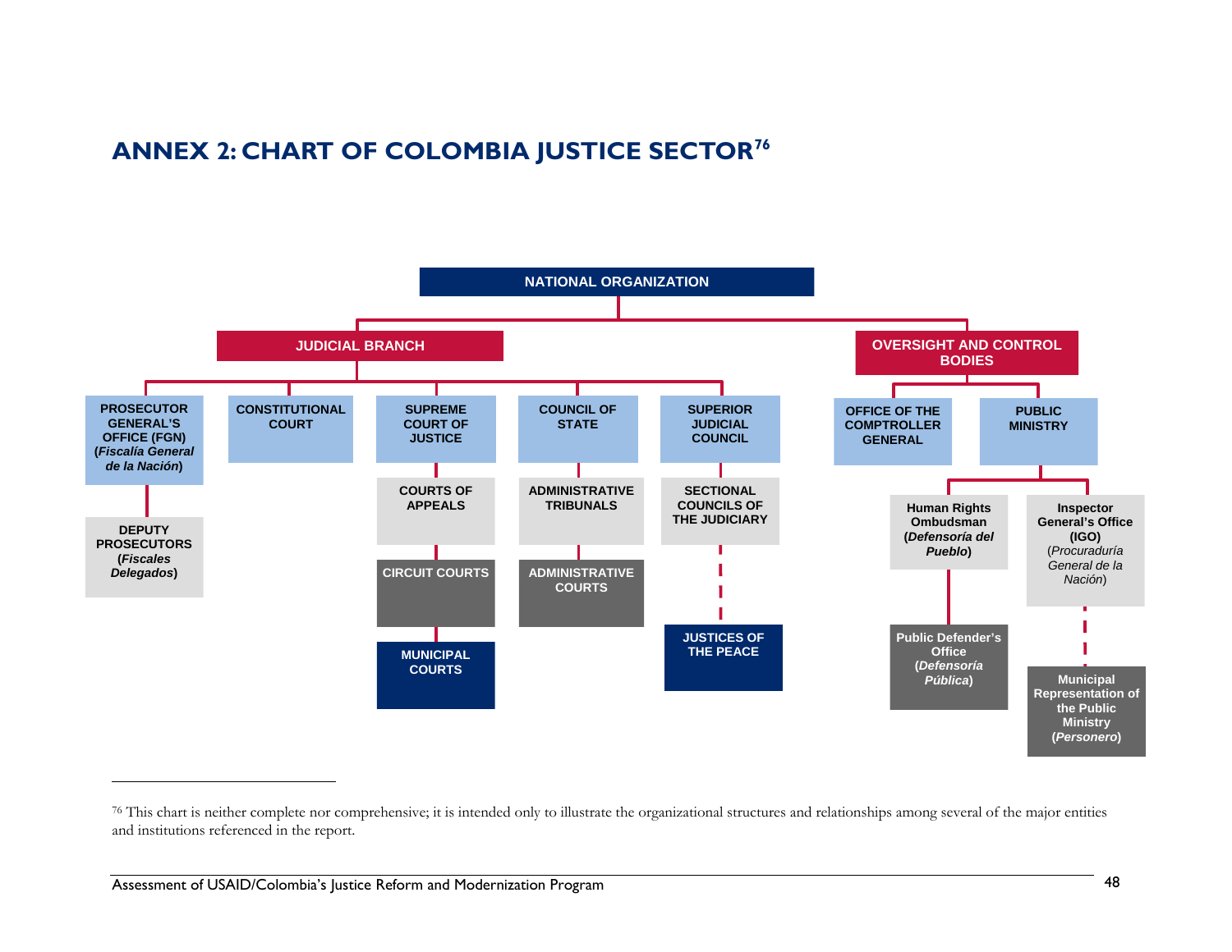## ANNEX 2: CHART OF COLOMBIA JUSTICE SECTOR[76]

- **NATIONAL ORGANIZATION**
  - **JUDICIAL BRANCH**
    - **PROSECUTOR GENERAL'S OFFICE (FGN) (*Fiscalía General de la Nación*)**
      - **DEPUTY PROSECUTORS (*Fiscales Delegados*)**
    - **CONSTITUTIONAL COURT**
    - **SUPREME COURT OF JUSTICE**
      - **COURTS OF APPEALS**
        - **CIRCUIT COURTS**
          - **MUNICIPAL COURTS**
    - **COUNCIL OF STATE**
      - **ADMINISTRATIVE TRIBUNALS**
        - **ADMINISTRATIVE COURTS**
    - **SUPERIOR JUDICIAL COUNCIL**
      - **SECTIONAL COUNCILS OF THE JUDICIARY**
        - **JUSTICES OF THE PEACE** (dashed line)
  - **OVERSIGHT AND CONTROL BODIES**
    - **OFFICE OF THE COMPTROLLER GENERAL**
    - **PUBLIC MINISTRY**
      - **Human Rights Ombudsman (*Defensoría del Pueblo*)**
        - **Public Defender's Office (*Defensoría Pública*)**
      - **Inspector General's Office (IGO)** (*Procuraduría General de la Nación*)
        - **Municipal Representation of the Public Ministry (*Personero*)** (dashed line)

[76] This chart is neither complete nor comprehensive; it is intended only to illustrate the organizational structures and relationships among several of the major entities and institutions referenced in the report.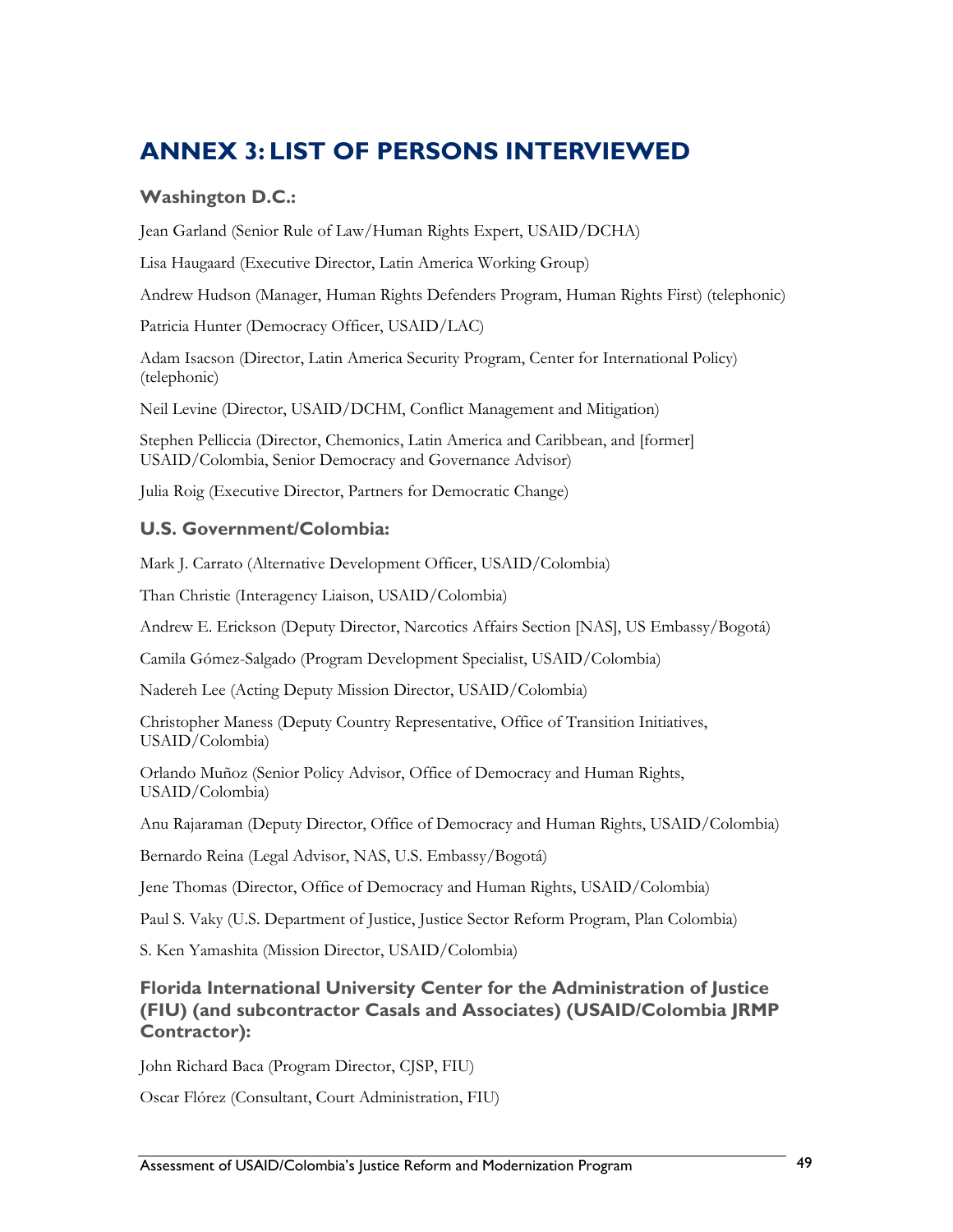# ANNEX 3: LIST OF PERSONS INTERVIEWED

### Washington D.C.:

Jean Garland (Senior Rule of Law/Human Rights Expert, USAID/DCHA)

Lisa Haugaard (Executive Director, Latin America Working Group)

Andrew Hudson (Manager, Human Rights Defenders Program, Human Rights First) (telephonic)

Patricia Hunter (Democracy Officer, USAID/LAC)

Adam Isacson (Director, Latin America Security Program, Center for International Policy) (telephonic)

Neil Levine (Director, USAID/DCHM, Conflict Management and Mitigation)

Stephen Pelliccia (Director, Chemonics, Latin America and Caribbean, and [former] USAID/Colombia, Senior Democracy and Governance Advisor)

Julia Roig (Executive Director, Partners for Democratic Change)

### U.S. Government/Colombia:

Mark J. Carrato (Alternative Development Officer, USAID/Colombia)

Than Christie (Interagency Liaison, USAID/Colombia)

Andrew E. Erickson (Deputy Director, Narcotics Affairs Section [NAS], US Embassy/Bogotá)

Camila Gómez-Salgado (Program Development Specialist, USAID/Colombia)

Nadereh Lee (Acting Deputy Mission Director, USAID/Colombia)

Christopher Maness (Deputy Country Representative, Office of Transition Initiatives, USAID/Colombia)

Orlando Muñoz (Senior Policy Advisor, Office of Democracy and Human Rights, USAID/Colombia)

Anu Rajaraman (Deputy Director, Office of Democracy and Human Rights, USAID/Colombia)

Bernardo Reina (Legal Advisor, NAS, U.S. Embassy/Bogotá)

Jene Thomas (Director, Office of Democracy and Human Rights, USAID/Colombia)

Paul S. Vaky (U.S. Department of Justice, Justice Sector Reform Program, Plan Colombia)

S. Ken Yamashita (Mission Director, USAID/Colombia)

### Florida International University Center for the Administration of Justice (FIU) (and subcontractor Casals and Associates) (USAID/Colombia JRMP Contractor):

John Richard Baca (Program Director, CJSP, FIU)

Oscar Flórez (Consultant, Court Administration, FIU)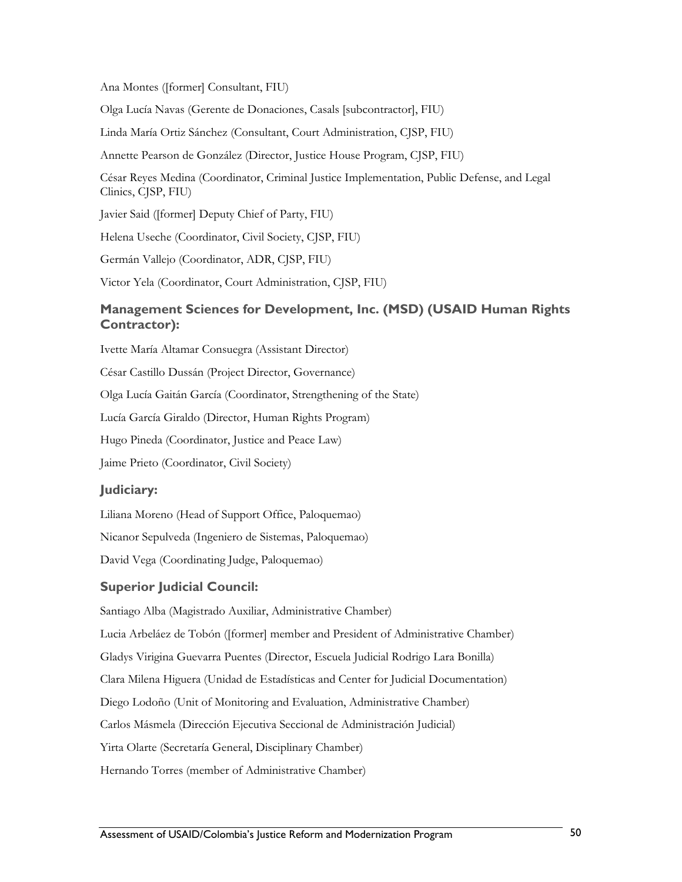Ana Montes ([former] Consultant, FIU)

Olga Lucía Navas (Gerente de Donaciones, Casals [subcontractor], FIU)

Linda María Ortiz Sánchez (Consultant, Court Administration, CJSP, FIU)

Annette Pearson de González (Director, Justice House Program, CJSP, FIU)

César Reyes Medina (Coordinator, Criminal Justice Implementation, Public Defense, and Legal Clinics, CJSP, FIU)

Javier Said ([former] Deputy Chief of Party, FIU)

Helena Useche (Coordinator, Civil Society, CJSP, FIU)

Germán Vallejo (Coordinator, ADR, CJSP, FIU)

Victor Yela (Coordinator, Court Administration, CJSP, FIU)

### Management Sciences for Development, Inc. (MSD) (USAID Human Rights Contractor):

Ivette María Altamar Consuegra (Assistant Director)

César Castillo Dussán (Project Director, Governance)

Olga Lucía Gaitán García (Coordinator, Strengthening of the State)

Lucía García Giraldo (Director, Human Rights Program)

Hugo Pineda (Coordinator, Justice and Peace Law)

Jaime Prieto (Coordinator, Civil Society)

### Judiciary:

Liliana Moreno (Head of Support Office, Paloquemao)

Nicanor Sepulveda (Ingeniero de Sistemas, Paloquemao)

David Vega (Coordinating Judge, Paloquemao)

### Superior Judicial Council:

Santiago Alba (Magistrado Auxiliar, Administrative Chamber)

Lucia Arbeláez de Tobón ([former] member and President of Administrative Chamber)

Gladys Virigina Guevarra Puentes (Director, Escuela Judicial Rodrigo Lara Bonilla)

Clara Milena Higuera (Unidad de Estadísticas and Center for Judicial Documentation)

Diego Lodoño (Unit of Monitoring and Evaluation, Administrative Chamber)

Carlos Másmela (Dirección Ejecutiva Seccional de Administración Judicial)

Yirta Olarte (Secretaría General, Disciplinary Chamber)

Hernando Torres (member of Administrative Chamber)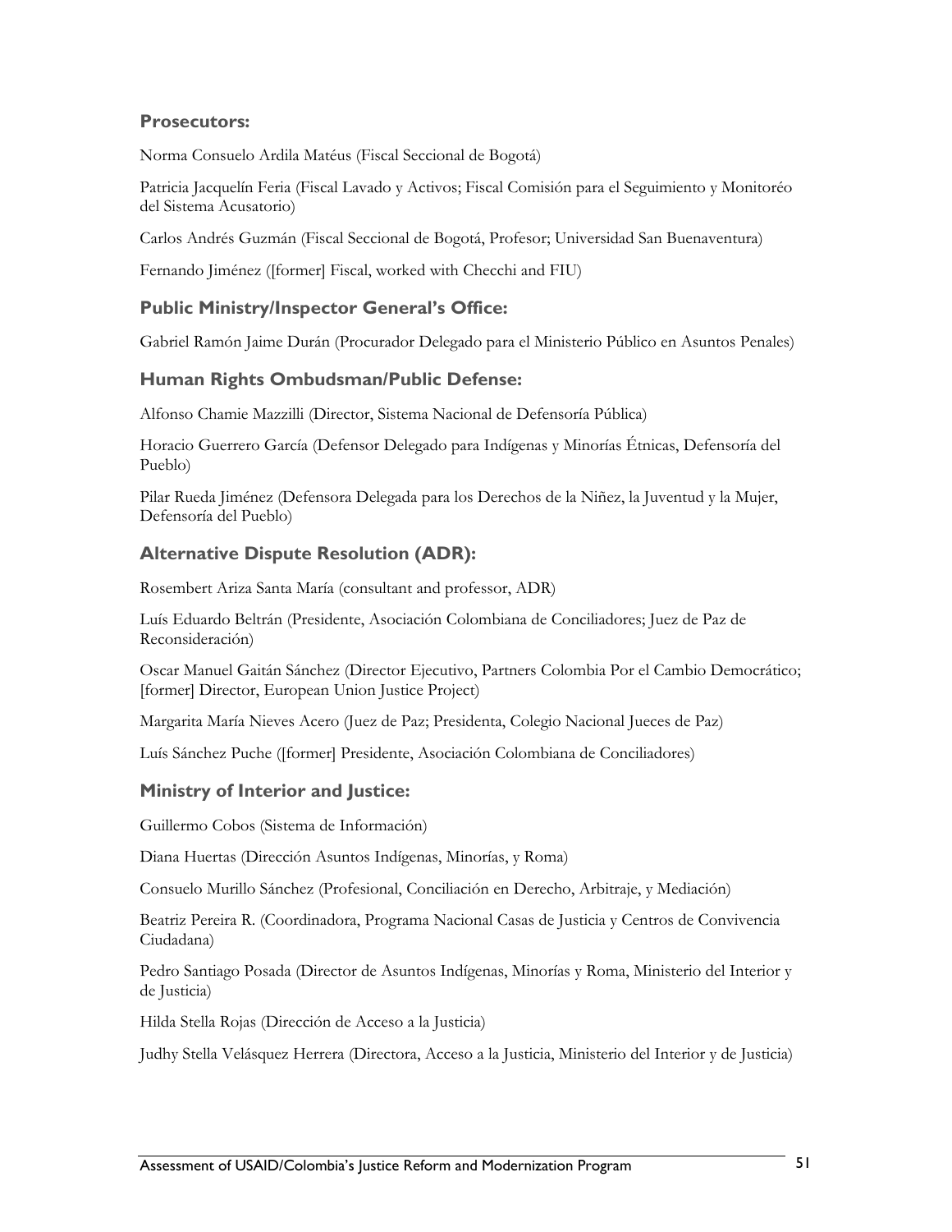### Prosecutors:

Norma Consuelo Ardila Matéus (Fiscal Seccional de Bogotá)

Patricia Jacquelín Feria (Fiscal Lavado y Activos; Fiscal Comisión para el Seguimiento y Monitoréo del Sistema Acusatorio)

Carlos Andrés Guzmán (Fiscal Seccional de Bogotá, Profesor; Universidad San Buenaventura)

Fernando Jiménez ([former] Fiscal, worked with Checchi and FIU)

### Public Ministry/Inspector General's Office:

Gabriel Ramón Jaime Durán (Procurador Delegado para el Ministerio Público en Asuntos Penales)

### Human Rights Ombudsman/Public Defense:

Alfonso Chamie Mazzilli (Director, Sistema Nacional de Defensoría Pública)

Horacio Guerrero García (Defensor Delegado para Indígenas y Minorías Étnicas, Defensoría del Pueblo)

Pilar Rueda Jiménez (Defensora Delegada para los Derechos de la Niñez, la Juventud y la Mujer, Defensoría del Pueblo)

### Alternative Dispute Resolution (ADR):

Rosembert Ariza Santa María (consultant and professor, ADR)

Luís Eduardo Beltrán (Presidente, Asociación Colombiana de Conciliadores; Juez de Paz de Reconsideración)

Oscar Manuel Gaitán Sánchez (Director Ejecutivo, Partners Colombia Por el Cambio Democrático; [former] Director, European Union Justice Project)

Margarita María Nieves Acero (Juez de Paz; Presidenta, Colegio Nacional Jueces de Paz)

Luís Sánchez Puche ([former] Presidente, Asociación Colombiana de Conciliadores)

### Ministry of Interior and Justice:

Guillermo Cobos (Sistema de Información)

Diana Huertas (Dirección Asuntos Indígenas, Minorías, y Roma)

Consuelo Murillo Sánchez (Profesional, Conciliación en Derecho, Arbitraje, y Mediación)

Beatriz Pereira R. (Coordinadora, Programa Nacional Casas de Justicia y Centros de Convivencia Ciudadana)

Pedro Santiago Posada (Director de Asuntos Indígenas, Minorías y Roma, Ministerio del Interior y de Justicia)

Hilda Stella Rojas (Dirección de Acceso a la Justicia)

Judhy Stella Velásquez Herrera (Directora, Acceso a la Justicia, Ministerio del Interior y de Justicia)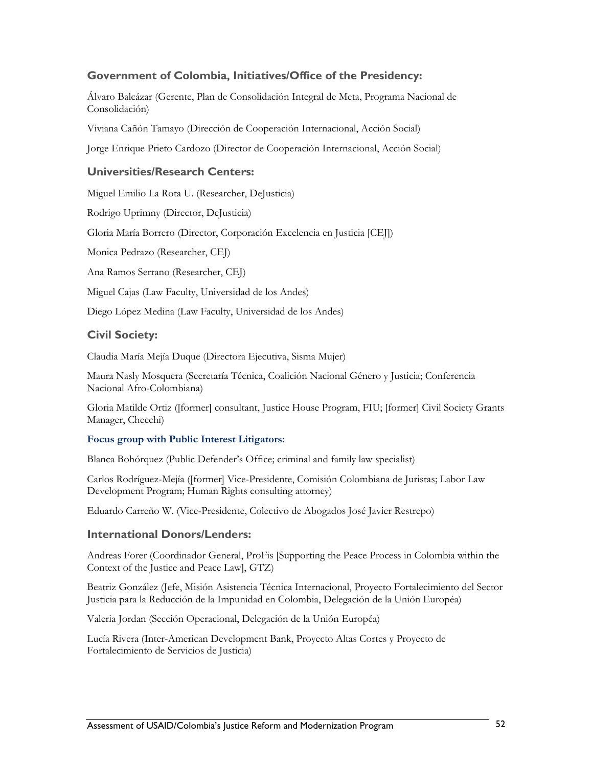### Government of Colombia, Initiatives/Office of the Presidency:

Álvaro Balcázar (Gerente, Plan de Consolidación Integral de Meta, Programa Nacional de Consolidación)

Viviana Cañón Tamayo (Dirección de Cooperación Internacional, Acción Social)

Jorge Enrique Prieto Cardozo (Director de Cooperación Internacional, Acción Social)

### Universities/Research Centers:

Miguel Emilio La Rota U. (Researcher, DeJusticia)

Rodrigo Uprimny (Director, DeJusticia)

Gloria María Borrero (Director, Corporación Excelencia en Justicia [CEJ])

Monica Pedrazo (Researcher, CEJ)

Ana Ramos Serrano (Researcher, CEJ)

Miguel Cajas (Law Faculty, Universidad de los Andes)

Diego López Medina (Law Faculty, Universidad de los Andes)

### Civil Society:

Claudia María Mejía Duque (Directora Ejecutiva, Sisma Mujer)

Maura Nasly Mosquera (Secretaría Técnica, Coalición Nacional Género y Justicia; Conferencia Nacional Afro-Colombiana)

Gloria Matilde Ortiz ([former] consultant, Justice House Program, FIU; [former] Civil Society Grants Manager, Checchi)

#### Focus group with Public Interest Litigators:

Blanca Bohórquez (Public Defender's Office; criminal and family law specialist)

Carlos Rodríguez-Mejía ([former] Vice-Presidente, Comisión Colombiana de Juristas; Labor Law Development Program; Human Rights consulting attorney)

Eduardo Carreño W. (Vice-Presidente, Colectivo de Abogados José Javier Restrepo)

### International Donors/Lenders:

Andreas Forer (Coordinador General, ProFis [Supporting the Peace Process in Colombia within the Context of the Justice and Peace Law], GTZ)

Beatriz González (Jefe, Misión Asistencia Técnica Internacional, Proyecto Fortalecimiento del Sector Justicia para la Reducción de la Impunidad en Colombia, Delegación de la Unión Européa)

Valeria Jordan (Sección Operacional, Delegación de la Unión Européa)

Lucía Rivera (Inter-American Development Bank, Proyecto Altas Cortes y Proyecto de Fortalecimiento de Servicios de Justicia)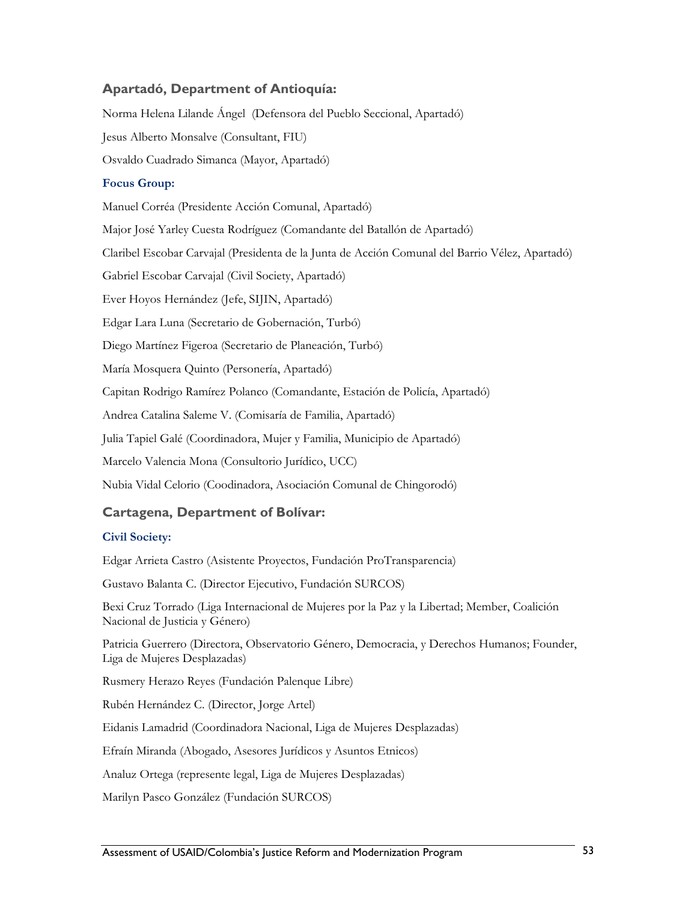### Apartadó, Department of Antioquía:

Norma Helena Lilande Ángel (Defensora del Pueblo Seccional, Apartadó)

Jesus Alberto Monsalve (Consultant, FIU)

Osvaldo Cuadrado Simanca (Mayor, Apartadó)

#### Focus Group:

Manuel Corréa (Presidente Acción Comunal, Apartadó)

Major José Yarley Cuesta Rodríguez (Comandante del Batallón de Apartadó)

Claribel Escobar Carvajal (Presidenta de la Junta de Acción Comunal del Barrio Vélez, Apartadó)

Gabriel Escobar Carvajal (Civil Society, Apartadó)

Ever Hoyos Hernández (Jefe, SIJIN, Apartadó)

Edgar Lara Luna (Secretario de Gobernación, Turbó)

Diego Martínez Figeroa (Secretario de Planeación, Turbó)

María Mosquera Quinto (Personería, Apartadó)

Capitan Rodrigo Ramírez Polanco (Comandante, Estación de Policía, Apartadó)

Andrea Catalina Saleme V. (Comisaría de Familia, Apartadó)

Julia Tapiel Galé (Coordinadora, Mujer y Familia, Municipio de Apartadó)

Marcelo Valencia Mona (Consultorio Jurídico, UCC)

Nubia Vidal Celorio (Coodinadora, Asociación Comunal de Chingorodó)

### Cartagena, Department of Bolívar:

#### Civil Society:

Edgar Arrieta Castro (Asistente Proyectos, Fundación ProTransparencia)

Gustavo Balanta C. (Director Ejecutivo, Fundación SURCOS)

Bexi Cruz Torrado (Liga Internacional de Mujeres por la Paz y la Libertad; Member, Coalición Nacional de Justicia y Género)

Patricia Guerrero (Directora, Observatorio Género, Democracia, y Derechos Humanos; Founder, Liga de Mujeres Desplazadas)

Rusmery Herazo Reyes (Fundación Palenque Libre)

Rubén Hernández C. (Director, Jorge Artel)

Eidanis Lamadrid (Coordinadora Nacional, Liga de Mujeres Desplazadas)

Efraín Miranda (Abogado, Asesores Jurídicos y Asuntos Etnicos)

Analuz Ortega (represente legal, Liga de Mujeres Desplazadas)

Marilyn Pasco González (Fundación SURCOS)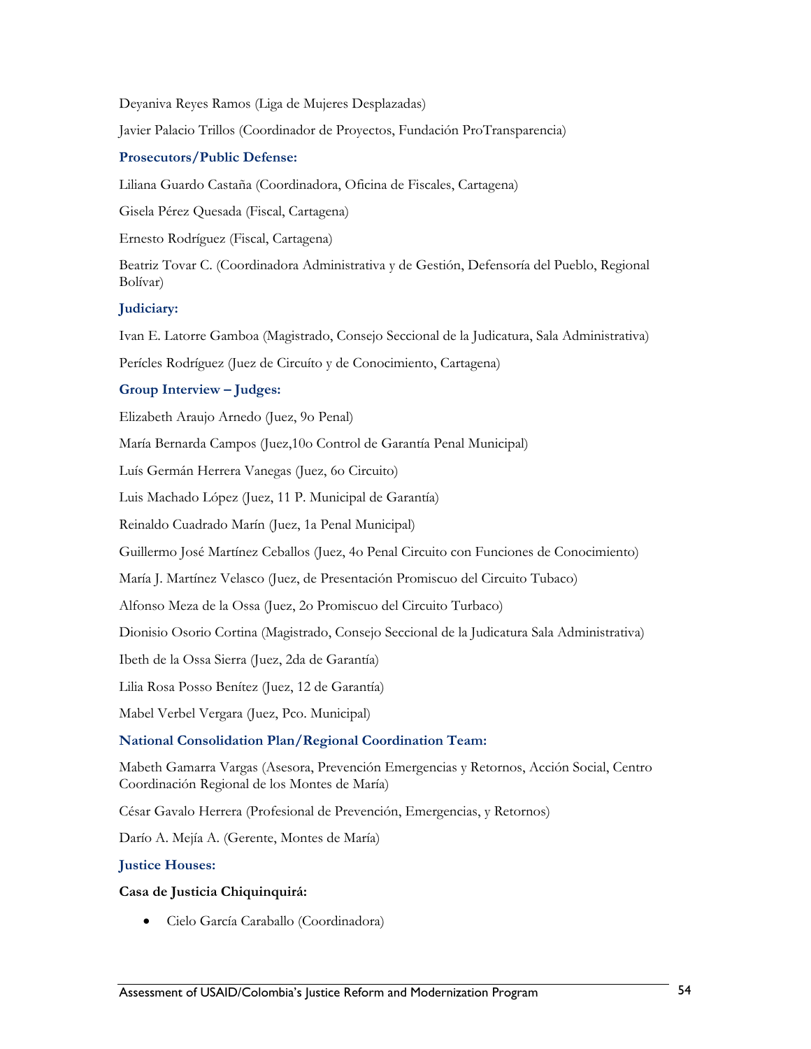Deyaniva Reyes Ramos (Liga de Mujeres Desplazadas)

Javier Palacio Trillos (Coordinador de Proyectos, Fundación ProTransparencia)

### Prosecutors/Public Defense:

Liliana Guardo Castaña (Coordinadora, Oficina de Fiscales, Cartagena)

Gisela Pérez Quesada (Fiscal, Cartagena)

Ernesto Rodríguez (Fiscal, Cartagena)

Beatriz Tovar C. (Coordinadora Administrativa y de Gestión, Defensoría del Pueblo, Regional Bolívar)

### Judiciary:

Ivan E. Latorre Gamboa (Magistrado, Consejo Seccional de la Judicatura, Sala Administrativa)

Perícles Rodríguez (Juez de Circuíto y de Conocimiento, Cartagena)

### Group Interview – Judges:

Elizabeth Araujo Arnedo (Juez, 9o Penal)

María Bernarda Campos (Juez,10o Control de Garantía Penal Municipal)

Luís Germán Herrera Vanegas (Juez, 6o Circuito)

Luis Machado López (Juez, 11 P. Municipal de Garantía)

Reinaldo Cuadrado Marín (Juez, 1a Penal Municipal)

Guillermo José Martínez Ceballos (Juez, 4o Penal Circuito con Funciones de Conocimiento)

María J. Martínez Velasco (Juez, de Presentación Promiscuo del Circuito Tubaco)

Alfonso Meza de la Ossa (Juez, 2o Promiscuo del Circuito Turbaco)

Dionisio Osorio Cortina (Magistrado, Consejo Seccional de la Judicatura Sala Administrativa)

Ibeth de la Ossa Sierra (Juez, 2da de Garantía)

Lilia Rosa Posso Benítez (Juez, 12 de Garantía)

Mabel Verbel Vergara (Juez, Pco. Municipal)

### National Consolidation Plan/Regional Coordination Team:

Mabeth Gamarra Vargas (Asesora, Prevención Emergencias y Retornos, Acción Social, Centro Coordinación Regional de los Montes de María)

César Gavalo Herrera (Profesional de Prevención, Emergencias, y Retornos)

Darío A. Mejía A. (Gerente, Montes de María)

### Justice Houses:

**Casa de Justicia Chiquinquirá:**

- Cielo García Caraballo (Coordinadora)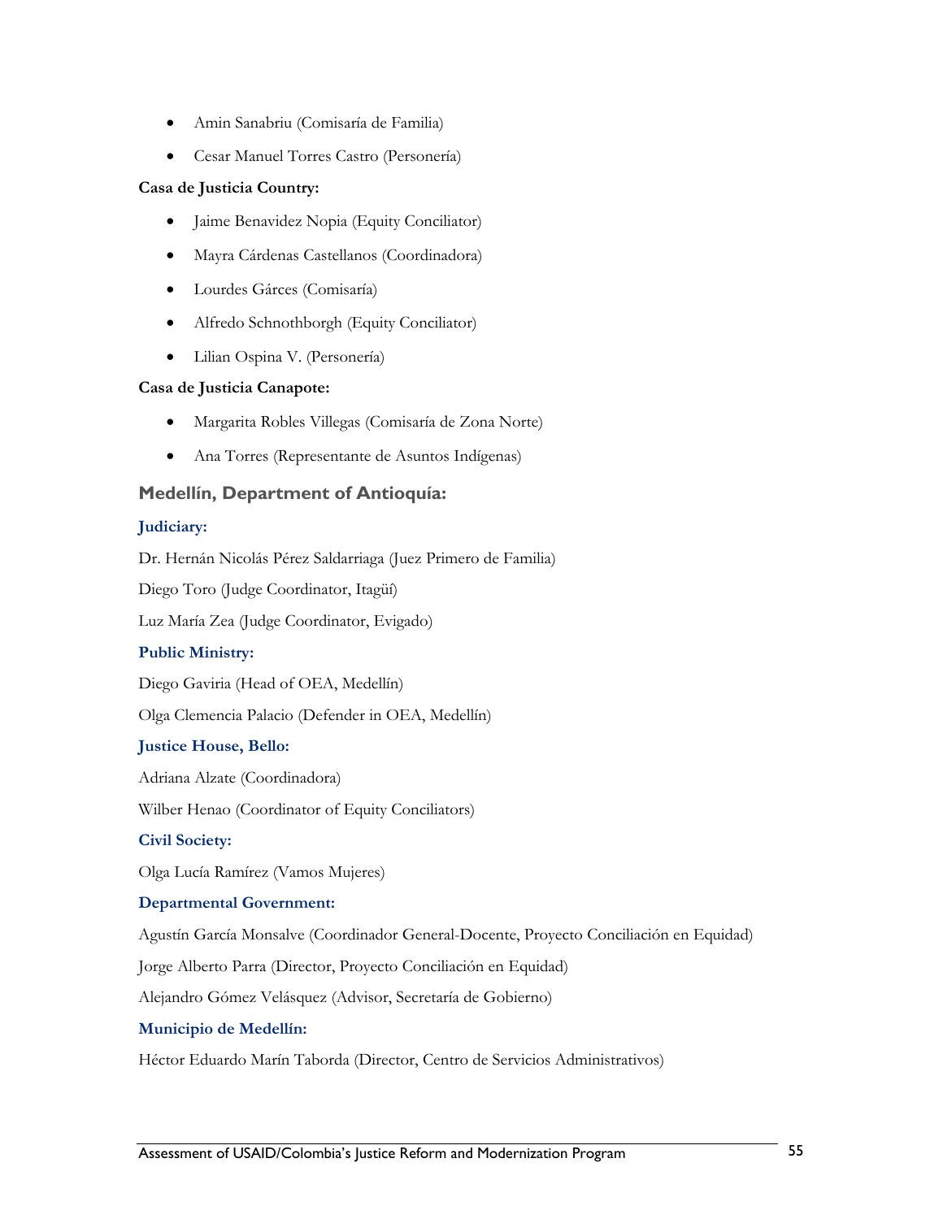- Amin Sanabriu (Comisaría de Familia)
- Cesar Manuel Torres Castro (Personería)

**Casa de Justicia Country:**

- Jaime Benavidez Nopia (Equity Conciliator)
- Mayra Cárdenas Castellanos (Coordinadora)
- Lourdes Gárces (Comisaría)
- Alfredo Schnothborgh (Equity Conciliator)
- Lilian Ospina V. (Personería)

**Casa de Justicia Canapote:**

- Margarita Robles Villegas (Comisaría de Zona Norte)
- Ana Torres (Representante de Asuntos Indígenas)

### Medellín, Department of Antioquía:

**Judiciary:**

Dr. Hernán Nicolás Pérez Saldarriaga (Juez Primero de Familia)

Diego Toro (Judge Coordinator, Itagüí)

Luz María Zea (Judge Coordinator, Evigado)

**Public Ministry:**

Diego Gaviria (Head of OEA, Medellín)

Olga Clemencia Palacio (Defender in OEA, Medellín)

**Justice House, Bello:**

Adriana Alzate (Coordinadora)

Wilber Henao (Coordinator of Equity Conciliators)

**Civil Society:**

Olga Lucía Ramírez (Vamos Mujeres)

**Departmental Government:**

Agustín García Monsalve (Coordinador General-Docente, Proyecto Conciliación en Equidad)

Jorge Alberto Parra (Director, Proyecto Conciliación en Equidad)

Alejandro Gómez Velásquez (Advisor, Secretaría de Gobierno)

**Municipio de Medellín:**

Héctor Eduardo Marín Taborda (Director, Centro de Servicios Administrativos)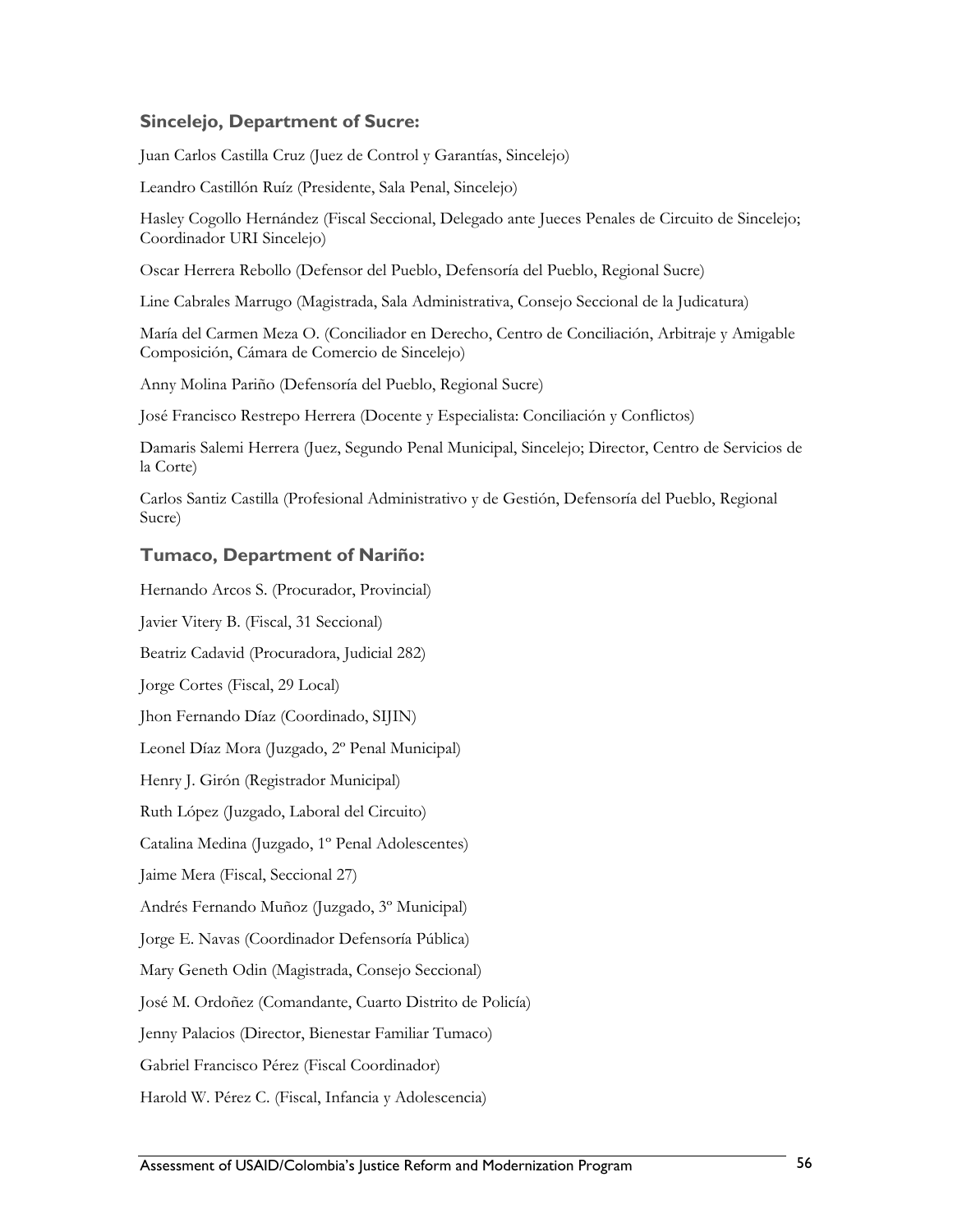### Sincelejo, Department of Sucre:

Juan Carlos Castilla Cruz (Juez de Control y Garantías, Sincelejo)

Leandro Castillón Ruíz (Presidente, Sala Penal, Sincelejo)

Hasley Cogollo Hernández (Fiscal Seccional, Delegado ante Jueces Penales de Circuito de Sincelejo; Coordinador URI Sincelejo)

Oscar Herrera Rebollo (Defensor del Pueblo, Defensoría del Pueblo, Regional Sucre)

Line Cabrales Marrugo (Magistrada, Sala Administrativa, Consejo Seccional de la Judicatura)

María del Carmen Meza O. (Conciliador en Derecho, Centro de Conciliación, Arbitraje y Amigable Composición, Cámara de Comercio de Sincelejo)

Anny Molina Pariño (Defensoría del Pueblo, Regional Sucre)

José Francisco Restrepo Herrera (Docente y Especialista: Conciliación y Conflictos)

Damaris Salemi Herrera (Juez, Segundo Penal Municipal, Sincelejo; Director, Centro de Servicios de la Corte)

Carlos Santiz Castilla (Profesional Administrativo y de Gestión, Defensoría del Pueblo, Regional Sucre)

### Tumaco, Department of Nariño:

Hernando Arcos S. (Procurador, Provincial)

Javier Vitery B. (Fiscal, 31 Seccional)

Beatriz Cadavid (Procuradora, Judicial 282)

Jorge Cortes (Fiscal, 29 Local)

Jhon Fernando Díaz (Coordinado, SIJIN)

Leonel Díaz Mora (Juzgado, 2º Penal Municipal)

Henry J. Girón (Registrador Municipal)

Ruth López (Juzgado, Laboral del Circuito)

Catalina Medina (Juzgado, 1º Penal Adolescentes)

Jaime Mera (Fiscal, Seccional 27)

Andrés Fernando Muñoz (Juzgado, 3º Municipal)

Jorge E. Navas (Coordinador Defensoría Pública)

Mary Geneth Odin (Magistrada, Consejo Seccional)

José M. Ordoñez (Comandante, Cuarto Distrito de Policía)

Jenny Palacios (Director, Bienestar Familiar Tumaco)

Gabriel Francisco Pérez (Fiscal Coordinador)

Harold W. Pérez C. (Fiscal, Infancia y Adolescencia)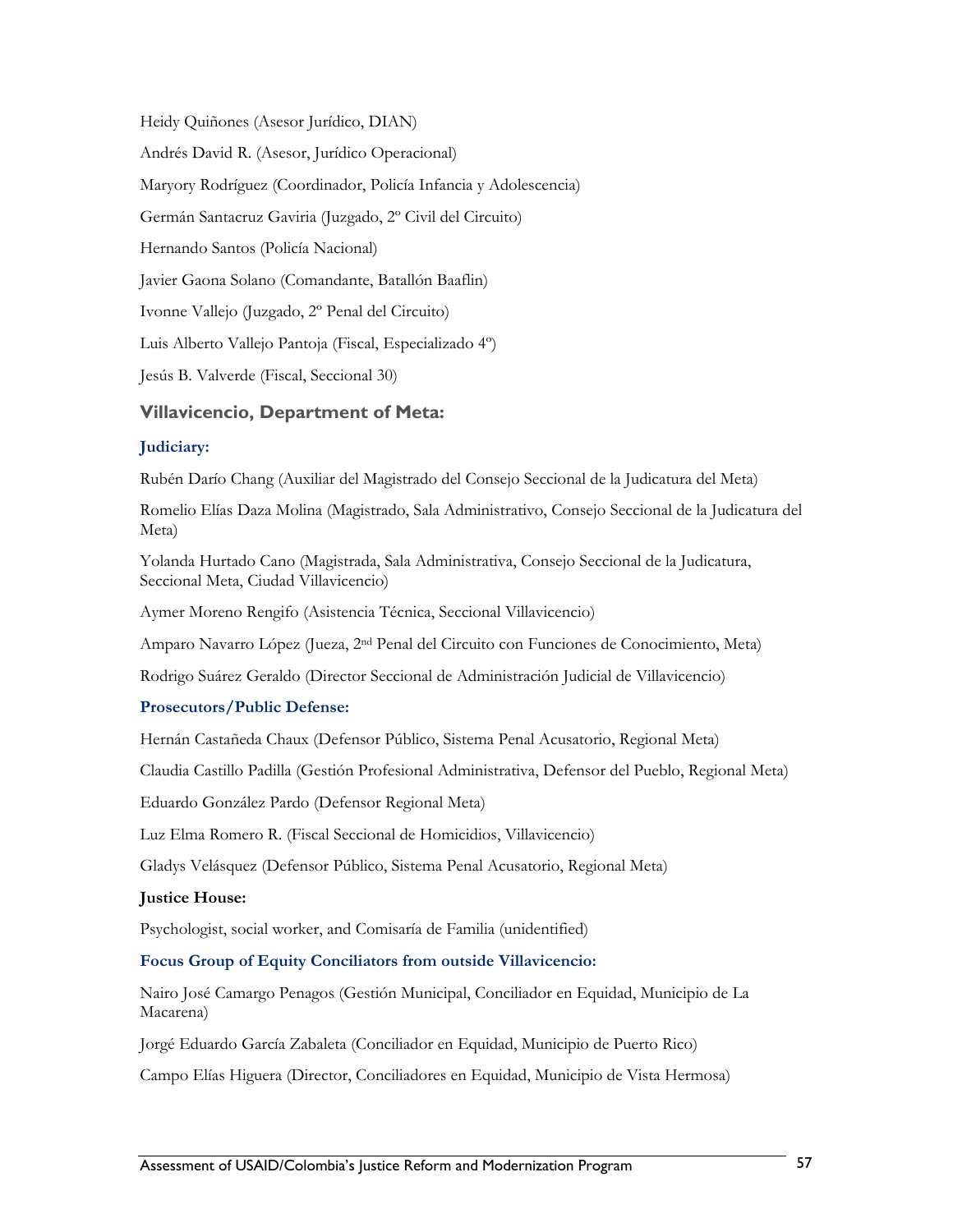Heidy Quiñones (Asesor Jurídico, DIAN)

Andrés David R. (Asesor, Jurídico Operacional)

Maryory Rodríguez (Coordinador, Policía Infancia y Adolescencia)

Germán Santacruz Gaviria (Juzgado, 2º Civil del Circuito)

Hernando Santos (Policía Nacional)

Javier Gaona Solano (Comandante, Batallón Baaflin)

Ivonne Vallejo (Juzgado, 2º Penal del Circuito)

Luis Alberto Vallejo Pantoja (Fiscal, Especializado 4º)

Jesús B. Valverde (Fiscal, Seccional 30)

### Villavicencio, Department of Meta:

#### Judiciary:

Rubén Darío Chang (Auxiliar del Magistrado del Consejo Seccional de la Judicatura del Meta)

Romelio Elías Daza Molina (Magistrado, Sala Administrativo, Consejo Seccional de la Judicatura del Meta)

Yolanda Hurtado Cano (Magistrada, Sala Administrativa, Consejo Seccional de la Judicatura, Seccional Meta, Ciudad Villavicencio)

Aymer Moreno Rengifo (Asistencia Técnica, Seccional Villavicencio)

Amparo Navarro López (Jueza, 2nd Penal del Circuito con Funciones de Conocimiento, Meta)

Rodrigo Suárez Geraldo (Director Seccional de Administración Judicial de Villavicencio)

#### Prosecutors/Public Defense:

Hernán Castañeda Chaux (Defensor Público, Sistema Penal Acusatorio, Regional Meta)

Claudia Castillo Padilla (Gestión Profesional Administrativa, Defensor del Pueblo, Regional Meta)

Eduardo González Pardo (Defensor Regional Meta)

Luz Elma Romero R. (Fiscal Seccional de Homicidios, Villavicencio)

Gladys Velásquez (Defensor Público, Sistema Penal Acusatorio, Regional Meta)

#### Justice House:

Psychologist, social worker, and Comisaría de Familia (unidentified)

#### Focus Group of Equity Conciliators from outside Villavicencio:

Nairo José Camargo Penagos (Gestión Municipal, Conciliador en Equidad, Municipio de La Macarena)

Jorgé Eduardo García Zabaleta (Conciliador en Equidad, Municipio de Puerto Rico)

Campo Elías Higuera (Director, Conciliadores en Equidad, Municipio de Vista Hermosa)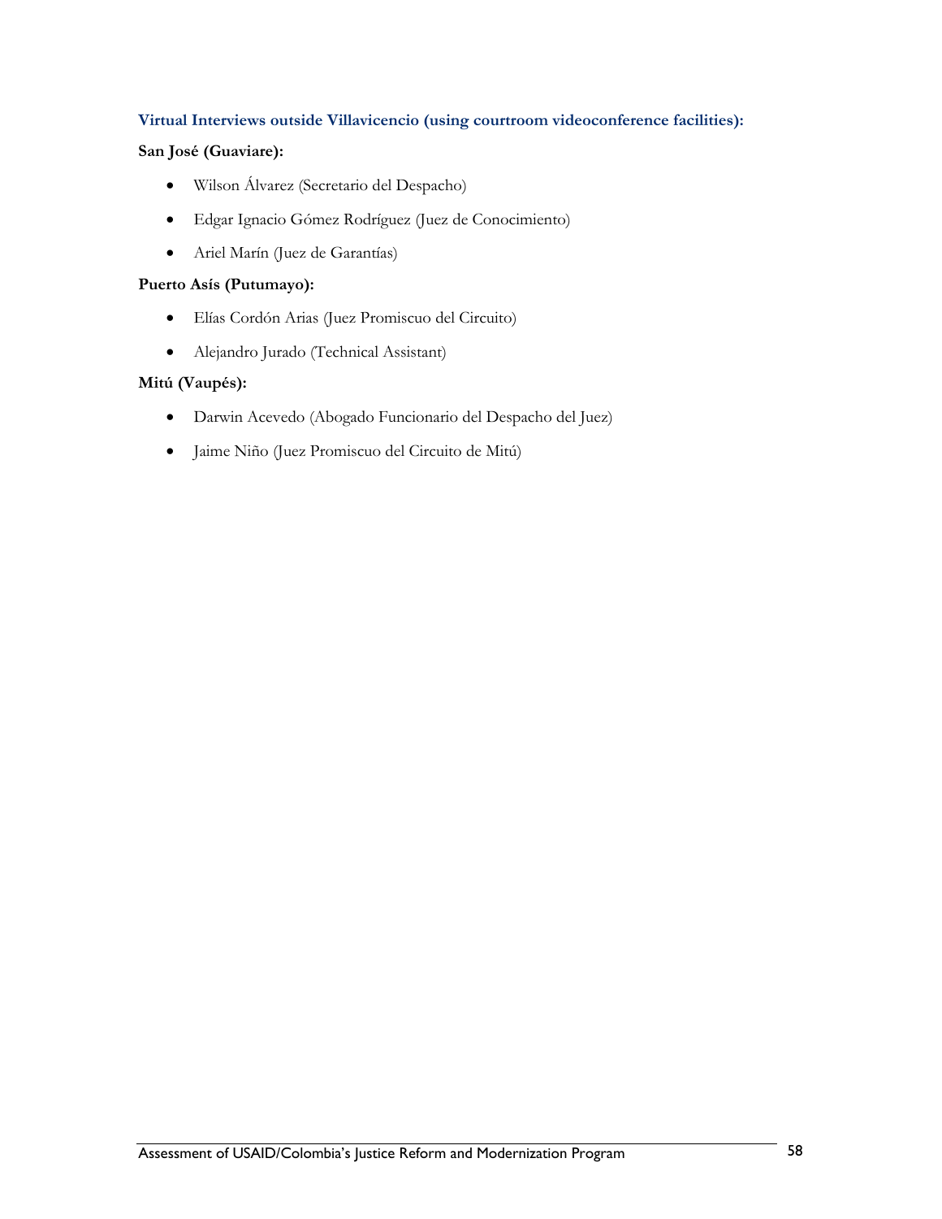### Virtual Interviews outside Villavicencio (using courtroom videoconference facilities):

**San José (Guaviare):**

- Wilson Álvarez (Secretario del Despacho)
- Edgar Ignacio Gómez Rodríguez (Juez de Conocimiento)
- Ariel Marín (Juez de Garantías)

**Puerto Asís (Putumayo):**

- Elías Cordón Arias (Juez Promiscuo del Circuito)
- Alejandro Jurado (Technical Assistant)

**Mitú (Vaupés):**

- Darwin Acevedo (Abogado Funcionario del Despacho del Juez)
- Jaime Niño (Juez Promiscuo del Circuito de Mitú)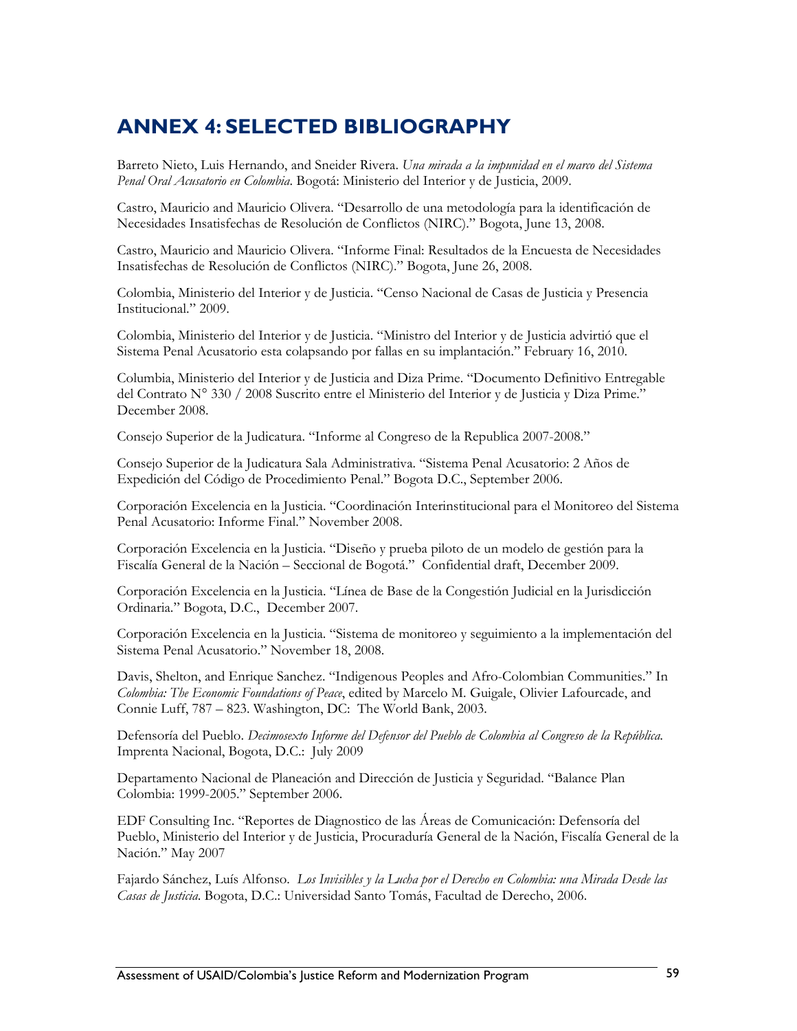# ANNEX 4: SELECTED BIBLIOGRAPHY

Barreto Nieto, Luis Hernando, and Sneider Rivera. *Una mirada a la impunidad en el marco del Sistema Penal Oral Acusatorio en Colombia*. Bogotá: Ministerio del Interior y de Justicia, 2009.

Castro, Mauricio and Mauricio Olivera. "Desarrollo de una metodología para la identificación de Necesidades Insatisfechas de Resolución de Conflictos (NIRC)." Bogota, June 13, 2008.

Castro, Mauricio and Mauricio Olivera. "Informe Final: Resultados de la Encuesta de Necesidades Insatisfechas de Resolución de Conflictos (NIRC)." Bogota, June 26, 2008.

Colombia, Ministerio del Interior y de Justicia. "Censo Nacional de Casas de Justicia y Presencia Institucional." 2009.

Colombia, Ministerio del Interior y de Justicia. "Ministro del Interior y de Justicia advirtió que el Sistema Penal Acusatorio esta colapsando por fallas en su implantación." February 16, 2010.

Columbia, Ministerio del Interior y de Justicia and Diza Prime. "Documento Definitivo Entregable del Contrato N° 330 / 2008 Suscrito entre el Ministerio del Interior y de Justicia y Diza Prime." December 2008.

Consejo Superior de la Judicatura. "Informe al Congreso de la Republica 2007-2008."

Consejo Superior de la Judicatura Sala Administrativa. "Sistema Penal Acusatorio: 2 Años de Expedición del Código de Procedimiento Penal." Bogota D.C., September 2006.

Corporación Excelencia en la Justicia. "Coordinación Interinstitucional para el Monitoreo del Sistema Penal Acusatorio: Informe Final." November 2008.

Corporación Excelencia en la Justicia. "Diseño y prueba piloto de un modelo de gestión para la Fiscalía General de la Nación – Seccional de Bogotá." Confidential draft, December 2009.

Corporación Excelencia en la Justicia. "Línea de Base de la Congestión Judicial en la Jurisdicción Ordinaria." Bogota, D.C., December 2007.

Corporación Excelencia en la Justicia. "Sistema de monitoreo y seguimiento a la implementación del Sistema Penal Acusatorio." November 18, 2008.

Davis, Shelton, and Enrique Sanchez. "Indigenous Peoples and Afro-Colombian Communities." In *Colombia: The Economic Foundations of Peace*, edited by Marcelo M. Guigale, Olivier Lafourcade, and Connie Luff, 787 – 823. Washington, DC: The World Bank, 2003.

Defensoría del Pueblo. *Decimosexto Informe del Defensor del Pueblo de Colombia al Congreso de la República.* Imprenta Nacional, Bogota, D.C.: July 2009

Departamento Nacional de Planeación and Dirección de Justicia y Seguridad. "Balance Plan Colombia: 1999-2005." September 2006.

EDF Consulting Inc. "Reportes de Diagnostico de las Áreas de Comunicación: Defensoría del Pueblo, Ministerio del Interior y de Justicia, Procuraduría General de la Nación, Fiscalía General de la Nación." May 2007

Fajardo Sánchez, Luís Alfonso. *Los Invisibles y la Lucha por el Derecho en Colombia: una Mirada Desde las Casas de Justicia*. Bogota, D.C.: Universidad Santo Tomás, Facultad de Derecho, 2006.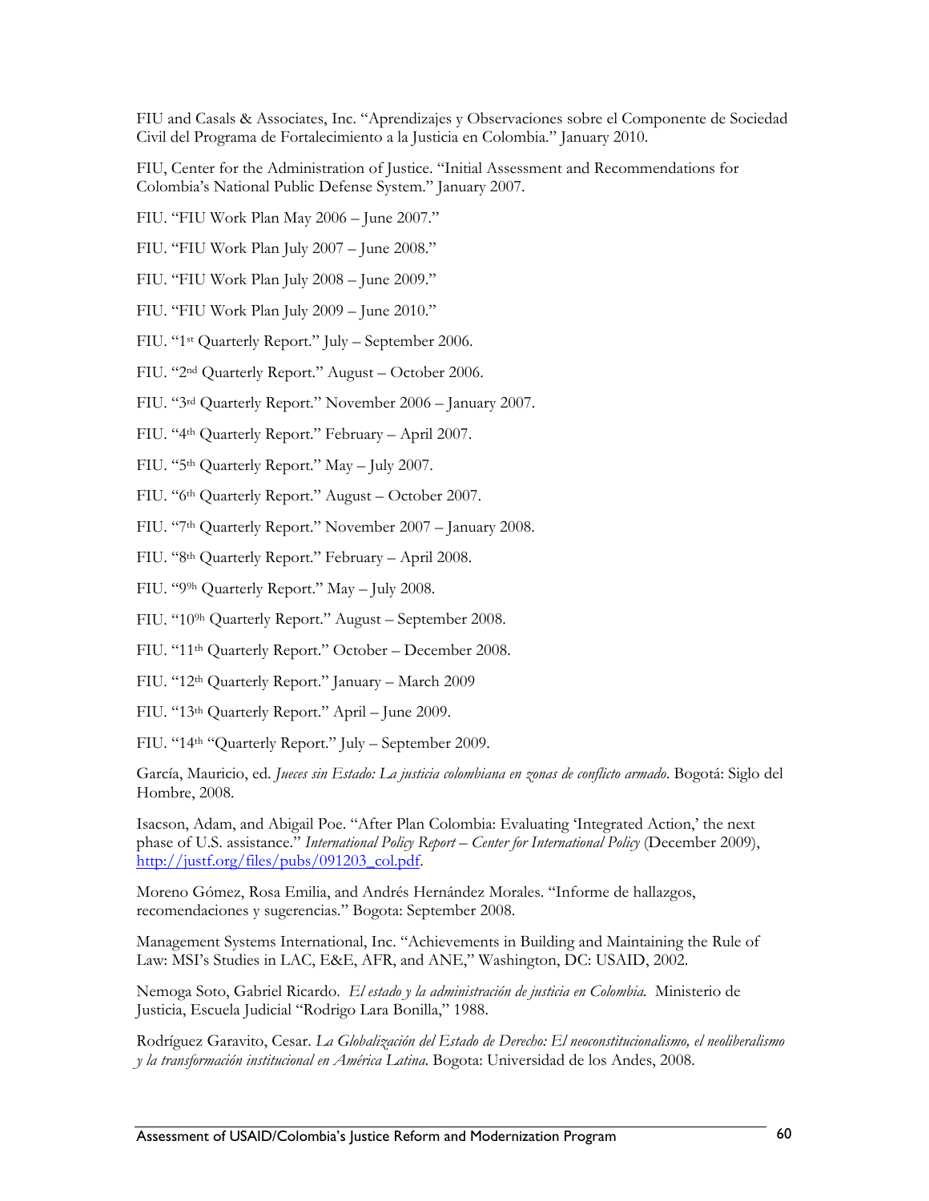FIU and Casals & Associates, Inc. "Aprendizajes y Observaciones sobre el Componente de Sociedad Civil del Programa de Fortalecimiento a la Justicia en Colombia." January 2010.

FIU, Center for the Administration of Justice. "Initial Assessment and Recommendations for Colombia's National Public Defense System." January 2007.

FIU. "FIU Work Plan May 2006 – June 2007."

FIU. "FIU Work Plan July 2007 – June 2008."

FIU. "FIU Work Plan July 2008 – June 2009."

FIU. "FIU Work Plan July 2009 – June 2010."

FIU. "1st Quarterly Report." July – September 2006.

FIU. "2nd Quarterly Report." August – October 2006.

FIU. "3rd Quarterly Report." November 2006 – January 2007.

FIU. "4th Quarterly Report." February – April 2007.

FIU. "5th Quarterly Report." May – July 2007.

FIU. "6th Quarterly Report." August – October 2007.

FIU. "7th Quarterly Report." November 2007 – January 2008.

FIU. "8th Quarterly Report." February – April 2008.

FIU. "99h Quarterly Report." May – July 2008.

FIU. "109h Quarterly Report." August – September 2008.

FIU. "11th Quarterly Report." October – December 2008.

FIU. "12th Quarterly Report." January – March 2009

FIU. "13th Quarterly Report." April – June 2009.

FIU. "14th "Quarterly Report." July – September 2009.

García, Mauricio, ed. *Jueces sin Estado: La justicia colombiana en zonas de conflicto armado*. Bogotá: Siglo del Hombre, 2008.

Isacson, Adam, and Abigail Poe. "After Plan Colombia: Evaluating 'Integrated Action,' the next phase of U.S. assistance." *International Policy Report – Center for International Policy* (December 2009), http://justf.org/files/pubs/091203_col.pdf.

Moreno Gómez, Rosa Emilia, and Andrés Hernández Morales. "Informe de hallazgos, recomendaciones y sugerencias." Bogota: September 2008.

Management Systems International, Inc. "Achievements in Building and Maintaining the Rule of Law: MSI's Studies in LAC, E&E, AFR, and ANE," Washington, DC: USAID, 2002.

Nemoga Soto, Gabriel Ricardo. *El estado y la administración de justicia en Colombia.* Ministerio de Justicia, Escuela Judicial "Rodrigo Lara Bonilla," 1988.

Rodríguez Garavito, Cesar. *La Globalización del Estado de Derecho: El neoconstitucionalismo, el neoliberalismo y la transformación institucional en América Latina.* Bogota: Universidad de los Andes, 2008.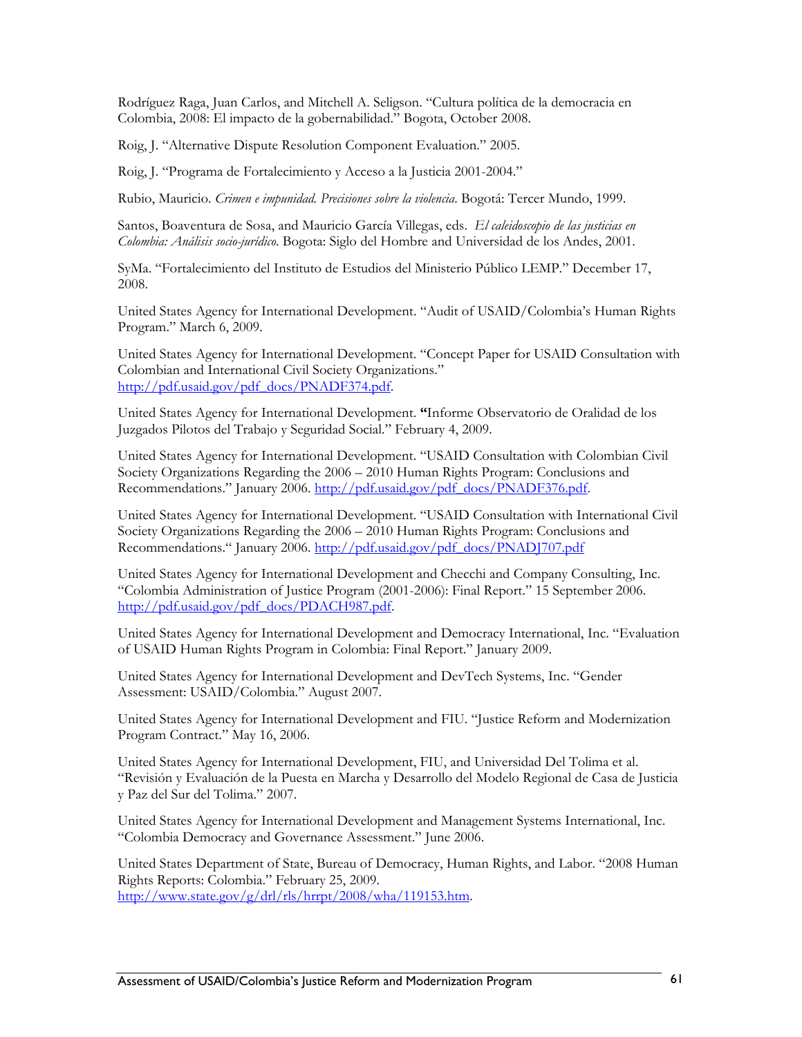Rodríguez Raga, Juan Carlos, and Mitchell A. Seligson. "Cultura política de la democracia en Colombia, 2008: El impacto de la gobernabilidad." Bogota, October 2008.

Roig, J. "Alternative Dispute Resolution Component Evaluation." 2005.

Roig, J. "Programa de Fortalecimiento y Acceso a la Justicia 2001-2004."

Rubio, Mauricio. *Crimen e impunidad. Precisiones sobre la violencia*. Bogotá: Tercer Mundo, 1999.

Santos, Boaventura de Sosa, and Mauricio García Villegas, eds. *El caleidoscopio de las justicias en Colombia: Análisis socio-jurídico*. Bogota: Siglo del Hombre and Universidad de los Andes, 2001.

SyMa. "Fortalecimiento del Instituto de Estudios del Ministerio Público LEMP." December 17, 2008.

United States Agency for International Development. "Audit of USAID/Colombia's Human Rights Program." March 6, 2009.

United States Agency for International Development. "Concept Paper for USAID Consultation with Colombian and International Civil Society Organizations." http://pdf.usaid.gov/pdf_docs/PNADF374.pdf.

United States Agency for International Development. **"**Informe Observatorio de Oralidad de los Juzgados Pilotos del Trabajo y Seguridad Social." February 4, 2009.

United States Agency for International Development. "USAID Consultation with Colombian Civil Society Organizations Regarding the 2006 – 2010 Human Rights Program: Conclusions and Recommendations." January 2006. http://pdf.usaid.gov/pdf_docs/PNADF376.pdf.

United States Agency for International Development. "USAID Consultation with International Civil Society Organizations Regarding the 2006 – 2010 Human Rights Program: Conclusions and Recommendations." January 2006. http://pdf.usaid.gov/pdf_docs/PNADJ707.pdf

United States Agency for International Development and Checchi and Company Consulting, Inc. "Colombia Administration of Justice Program (2001-2006): Final Report." 15 September 2006. http://pdf.usaid.gov/pdf_docs/PDACH987.pdf.

United States Agency for International Development and Democracy International, Inc. "Evaluation of USAID Human Rights Program in Colombia: Final Report." January 2009.

United States Agency for International Development and DevTech Systems, Inc. "Gender Assessment: USAID/Colombia." August 2007.

United States Agency for International Development and FIU. "Justice Reform and Modernization Program Contract." May 16, 2006.

United States Agency for International Development, FIU, and Universidad Del Tolima et al. "Revisión y Evaluación de la Puesta en Marcha y Desarrollo del Modelo Regional de Casa de Justicia y Paz del Sur del Tolima." 2007.

United States Agency for International Development and Management Systems International, Inc. "Colombia Democracy and Governance Assessment." June 2006.

United States Department of State, Bureau of Democracy, Human Rights, and Labor. "2008 Human Rights Reports: Colombia." February 25, 2009. http://www.state.gov/g/drl/rls/hrrpt/2008/wha/119153.htm.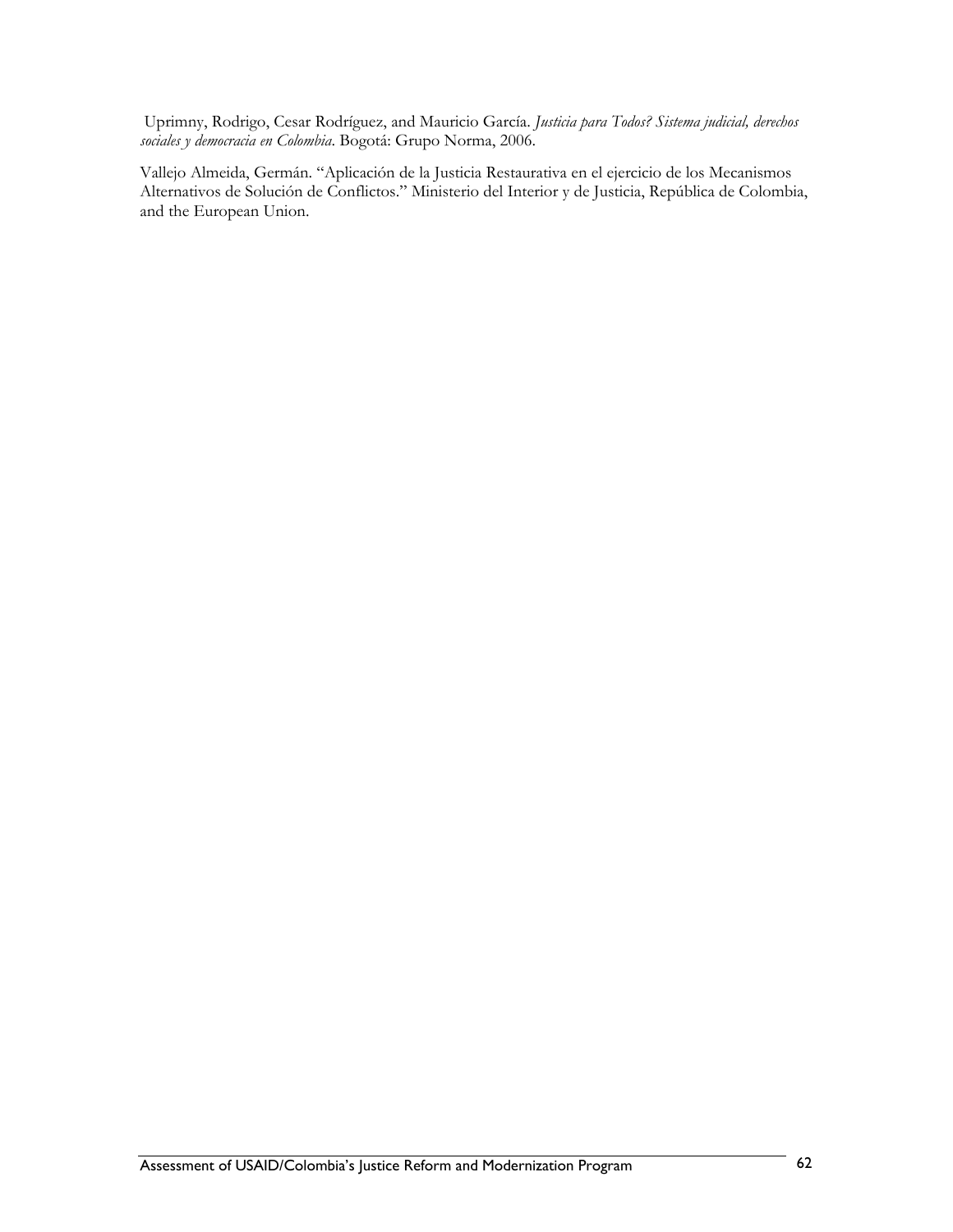Uprimny, Rodrigo, Cesar Rodríguez, and Mauricio García. *Justicia para Todos? Sistema judicial, derechos sociales y democracia en Colombia*. Bogotá: Grupo Norma, 2006.

Vallejo Almeida, Germán. "Aplicación de la Justicia Restaurativa en el ejercicio de los Mecanismos Alternativos de Solución de Conflictos." Ministerio del Interior y de Justicia, República de Colombia, and the European Union.